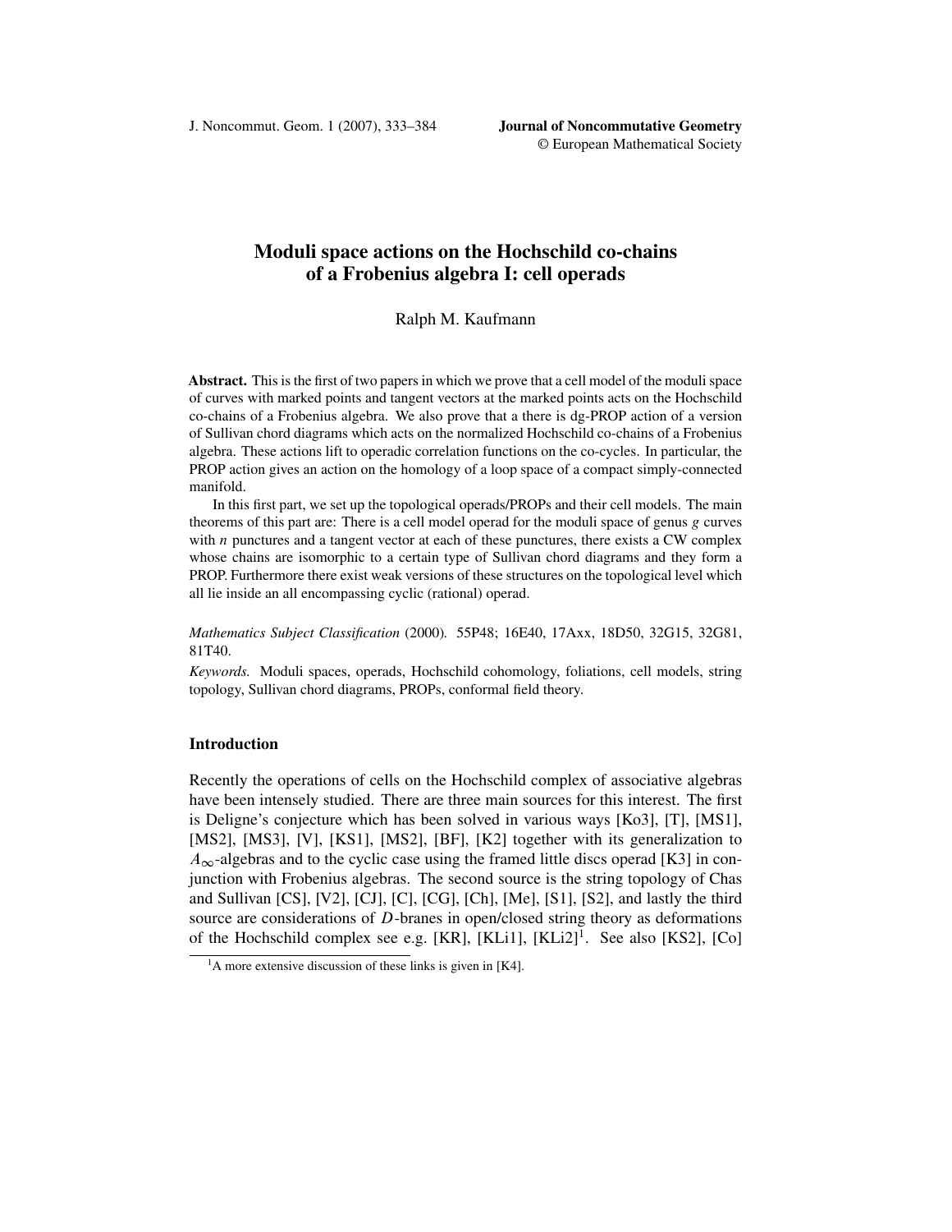# Moduli space actions on the Hochschild co-chains of a Frobenius algebra I: cell operads

Ralph M. Kaufmann

**Abstract.** This is the first of two papers in which we prove that a cell model of the moduli space of curves with marked points and tangent vectors at the marked points acts on the Hochschild co-chains of a Frobenius algebra. We also prove that a there is dg-PROP action of a version of Sullivan chord diagrams which acts on the normalized Hochschild co-chains of a Frobenius algebra. These actions lift to operadic correlation functions on the co-cycles. In particular, the PROP action gives an action on the homology of a loop space of a compact simply-connected manifold.

In this first part, we set up the topological operads/PROPs and their cell models. The main theorems of this part are: There is a cell model operad for the moduli space of genus $g$ curves with $n$ punctures and a tangent vector at each of these punctures, there exists a CW complex whose chains are isomorphic to a certain type of Sullivan chord diagrams and they form a PROP. Furthermore there exist weak versions of these structures on the topological level which all lie inside an all encompassing cyclic (rational) operad.

*Mathematics Subject Classification* (2000). 55P48; 16E40, 17Axx, 18D50, 32G15, 32G81, 81T40.

*Keywords.* Moduli spaces, operads, Hochschild cohomology, foliations, cell models, string topology, Sullivan chord diagrams, PROPs, conformal field theory.

## Introduction

Recently the operations of cells on the Hochschild complex of associative algebras have been intensely studied. There are three main sources for this interest. The first is Deligne's conjecture which has been solved in various ways [Ko3], [T], [MS1], [MS2], [MS3], [V], [KS1], [MS2], [BF], [K2] together with its generalization to $A_\infty$-algebras and to the cyclic case using the framed little discs operad [K3] in conjunction with Frobenius algebras. The second source is the string topology of Chas and Sullivan [CS], [V2], [CJ], [C], [CG], [Ch], [Me], [S1], [S2], and lastly the third source are considerations of $D$-branes in open/closed string theory as deformations of the Hochschild complex see e.g. [KR], [KLi1], [KLi2][1]. See also [KS2], [Co]

[1]A more extensive discussion of these links is given in [K4].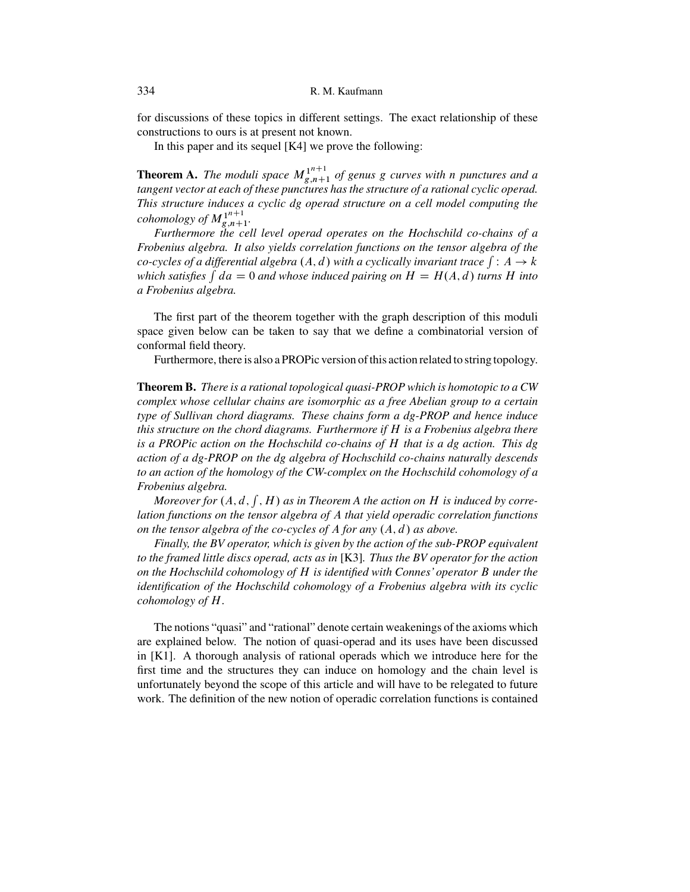for discussions of these topics in different settings. The exact relationship of these constructions to ours is at present not known.

In this paper and its sequel [K4] we prove the following:

**Theorem A.** *The moduli space $M_{g,n+1}^{1^{n+1}}$ of genus $g$ curves with $n$ punctures and a tangent vector at each of these punctures has the structure of a rational cyclic operad. This structure induces a cyclic dg operad structure on a cell model computing the cohomology of $M_{g,n+1}^{1^{n+1}}$.*

*Furthermore the cell level operad operates on the Hochschild co-chains of a Frobenius algebra. It also yields correlation functions on the tensor algebra of the co-cycles of a differential algebra $(A, d)$ with a cyclically invariant trace $\int : A \to k$ which satisfies $\int da = 0$ and whose induced pairing on $H = H(A, d)$ turns $H$ into a Frobenius algebra.*

The first part of the theorem together with the graph description of this moduli space given below can be taken to say that we define a combinatorial version of conformal field theory.

Furthermore, there is also a PROPic version of this action related to string topology.

**Theorem B.** *There is a rational topological quasi-PROP which is homotopic to a CW complex whose cellular chains are isomorphic as a free Abelian group to a certain type of Sullivan chord diagrams. These chains form a dg-PROP and hence induce this structure on the chord diagrams. Furthermore if $H$ is a Frobenius algebra there is a PROPic action on the Hochschild co-chains of $H$ that is a dg action. This dg action of a dg-PROP on the dg algebra of Hochschild co-chains naturally descends to an action of the homology of the CW-complex on the Hochschild cohomology of a Frobenius algebra.*

*Moreover for $(A, d, \int, H)$ as in Theorem A the action on $H$ is induced by correlation functions on the tensor algebra of $A$ that yield operadic correlation functions on the tensor algebra of the co-cycles of $A$ for any $(A, d)$ as above.*

*Finally, the BV operator, which is given by the action of the sub-PROP equivalent to the framed little discs operad, acts as in* [K3]*. Thus the BV operator for the action on the Hochschild cohomology of $H$ is identified with Connes' operator $B$ under the identification of the Hochschild cohomology of a Frobenius algebra with its cyclic cohomology of $H$.*

The notions "quasi" and "rational" denote certain weakenings of the axioms which are explained below. The notion of quasi-operad and its uses have been discussed in [K1]. A thorough analysis of rational operads which we introduce here for the first time and the structures they can induce on homology and the chain level is unfortunately beyond the scope of this article and will have to be relegated to future work. The definition of the new notion of operadic correlation functions is contained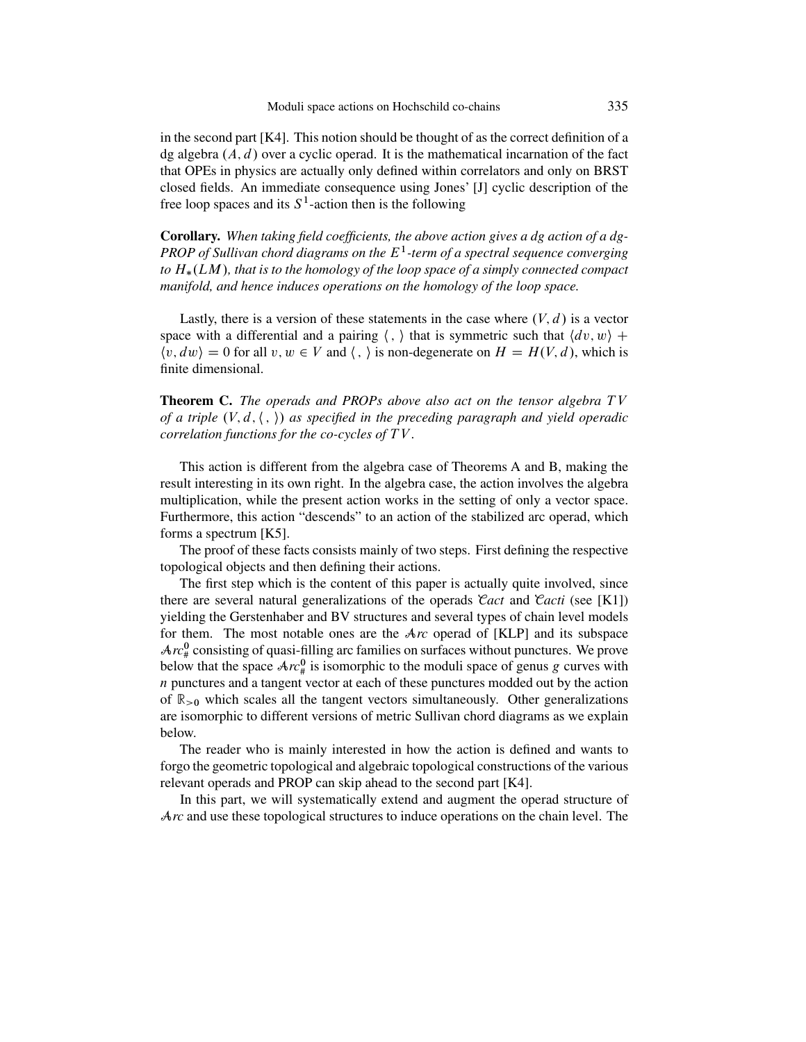in the second part [K4]. This notion should be thought of as the correct definition of a dg algebra $(A, d)$ over a cyclic operad. It is the mathematical incarnation of the fact that OPEs in physics are actually only defined within correlators and only on BRST closed fields. An immediate consequence using Jones' [J] cyclic description of the free loop spaces and its $S^1$-action then is the following

**Corollary.** *When taking field coefficients, the above action gives a dg action of a dg-PROP of Sullivan chord diagrams on the $E^1$-term of a spectral sequence converging to $H_*(LM)$, that is to the homology of the loop space of a simply connected compact manifold, and hence induces operations on the homology of the loop space.*

Lastly, there is a version of these statements in the case where $(V, d)$ is a vector space with a differential and a pairing $\langle\, ,\, \rangle$ that is symmetric such that $\langle dv, w\rangle + \langle v, dw\rangle = 0$ for all $v, w \in V$ and $\langle\, ,\, \rangle$ is non-degenerate on $H = H(V, d)$, which is finite dimensional.

**Theorem C.** *The operads and PROPs above also act on the tensor algebra $TV$ of a triple $(V, d, \langle\, ,\, \rangle)$ as specified in the preceding paragraph and yield operadic correlation functions for the co-cycles of $TV$.*

This action is different from the algebra case of Theorems A and B, making the result interesting in its own right. In the algebra case, the action involves the algebra multiplication, while the present action works in the setting of only a vector space. Furthermore, this action "descends" to an action of the stabilized arc operad, which forms a spectrum [K5].

The proof of these facts consists mainly of two steps. First defining the respective topological objects and then defining their actions.

The first step which is the content of this paper is actually quite involved, since there are several natural generalizations of the operads $\mathcal{C}act$ and $\mathcal{C}acti$ (see [K1]) yielding the Gerstenhaber and BV structures and several types of chain level models for them. The most notable ones are the $\mathcal{A}rc$ operad of [KLP] and its subspace $\mathcal{A}rc^0_\#$ consisting of quasi-filling arc families on surfaces without punctures. We prove below that the space $\mathcal{A}rc^0_\#$ is isomorphic to the moduli space of genus $g$ curves with $n$ punctures and a tangent vector at each of these punctures modded out by the action of $\mathbb{R}_{>0}$ which scales all the tangent vectors simultaneously. Other generalizations are isomorphic to different versions of metric Sullivan chord diagrams as we explain below.

The reader who is mainly interested in how the action is defined and wants to forgo the geometric topological and algebraic topological constructions of the various relevant operads and PROP can skip ahead to the second part [K4].

In this part, we will systematically extend and augment the operad structure of $\mathcal{A}rc$ and use these topological structures to induce operations on the chain level. The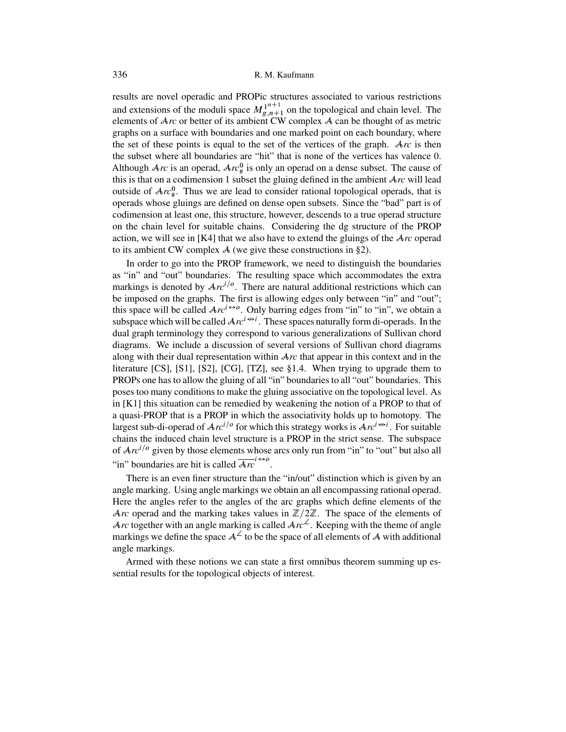results are novel operadic and PROPic structures associated to various restrictions and extensions of the moduli space $M^{1^{n+1}}_{g,n+1}$ on the topological and chain level. The elements of $\mathcal{A}rc$ or better of its ambient CW complex $\mathcal{A}$ can be thought of as metric graphs on a surface with boundaries and one marked point on each boundary, where the set of these points is equal to the set of the vertices of the graph. $\mathcal{A}rc$ is then the subset where all boundaries are "hit" that is none of the vertices has valence 0. Although $\mathcal{A}rc$ is an operad, $\mathcal{A}rc^0_\#$ is only an operad on a dense subset. The cause of this is that on a codimension 1 subset the gluing defined in the ambient $\mathcal{A}rc$ will lead outside of $\mathcal{A}rc^0_\#$. Thus we are lead to consider rational topological operads, that is operads whose gluings are defined on dense open subsets. Since the "bad" part is of codimension at least one, this structure, however, descends to a true operad structure on the chain level for suitable chains. Considering the dg structure of the PROP action, we will see in [K4] that we also have to extend the gluings of the $\mathcal{A}rc$ operad to its ambient CW complex $\mathcal{A}$ (we give these constructions in §2).

In order to go into the PROP framework, we need to distinguish the boundaries as "in" and "out" boundaries. The resulting space which accommodates the extra markings is denoted by $\mathcal{A}rc^{i/o}$. There are natural additional restrictions which can be imposed on the graphs. The first is allowing edges only between "in" and "out"; this space will be called $\mathcal{A}rc^{i\leftrightarrow o}$. Only barring edges from "in" to "in", we obtain a subspace which will be called $\mathcal{A}rc^{i\not\leftrightarrow i}$. These spaces naturally form di-operads. In the dual graph terminology they correspond to various generalizations of Sullivan chord diagrams. We include a discussion of several versions of Sullivan chord diagrams along with their dual representation within $\mathcal{A}rc$ that appear in this context and in the literature [CS], [S1], [S2], [CG], [TZ], see §1.4. When trying to upgrade them to PROPs one has to allow the gluing of all "in" boundaries to all "out" boundaries. This poses too many conditions to make the gluing associative on the topological level. As in [K1] this situation can be remedied by weakening the notion of a PROP to that of a quasi-PROP that is a PROP in which the associativity holds up to homotopy. The largest sub-di-operad of $\mathcal{A}rc^{i/o}$ for which this strategy works is $\mathcal{A}rc^{i\not\leftrightarrow i}$. For suitable chains the induced chain level structure is a PROP in the strict sense. The subspace of $\mathcal{A}rc^{i/o}$ given by those elements whose arcs only run from "in" to "out" but also all "in" boundaries are hit is called $\overline{\mathcal{A}rc}^{i\leftrightarrow o}$.

There is an even finer structure than the "in/out" distinction which is given by an angle marking. Using angle markings we obtain an all encompassing rational operad. Here the angles refer to the angles of the arc graphs which define elements of the $\mathcal{A}rc$ operad and the marking takes values in $\mathbb{Z}/2\mathbb{Z}$. The space of the elements of $\mathcal{A}rc$ together with an angle marking is called $\mathcal{A}rc^\angle$. Keeping with the theme of angle markings we define the space $\mathcal{A}^\angle$ to be the space of all elements of $\mathcal{A}$ with additional angle markings.

Armed with these notions we can state a first omnibus theorem summing up essential results for the topological objects of interest.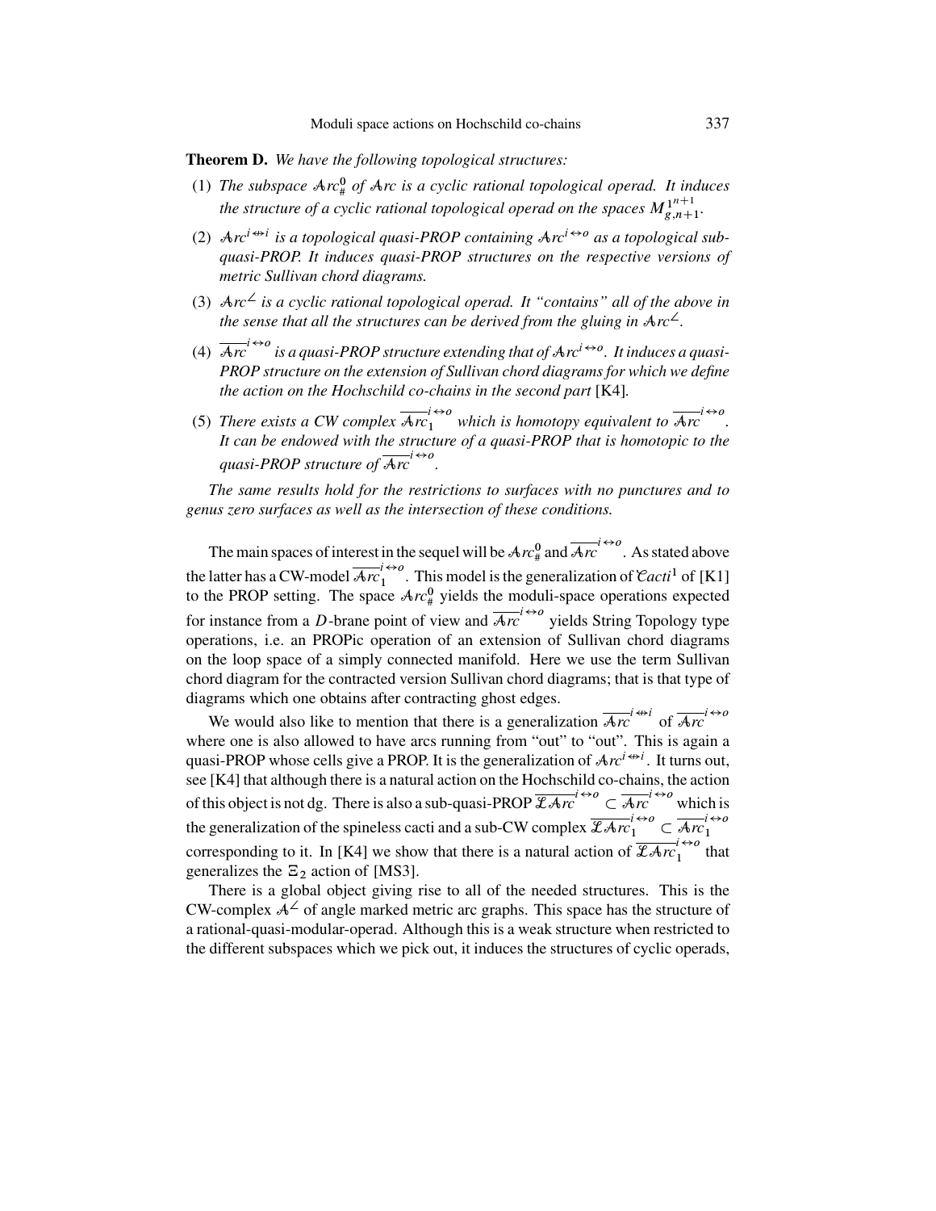**Theorem D.** *We have the following topological structures:*

1. *The subspace $\mathcal{A}rc^0_\#$ of $\mathcal{A}rc$ is a cyclic rational topological operad. It induces the structure of a cyclic rational topological operad on the spaces $M^{1^{n+1}}_{g,n+1}$.*
2. *$\mathcal{A}rc^{i \nleftrightarrow i}$ is a topological quasi-PROP containing $\mathcal{A}rc^{i \leftrightarrow o}$ as a topological sub-quasi-PROP. It induces quasi-PROP structures on the respective versions of metric Sullivan chord diagrams.*
3. *$\mathcal{A}rc^{\angle}$ is a cyclic rational topological operad. It "contains" all of the above in the sense that all the structures can be derived from the gluing in $\mathcal{A}rc^{\angle}$.*
4. *$\overline{\mathcal{A}rc}^{i \leftrightarrow o}$ is a quasi-PROP structure extending that of $\mathcal{A}rc^{i \leftrightarrow o}$. It induces a quasi-PROP structure on the extension of Sullivan chord diagrams for which we define the action on the Hochschild co-chains in the second part* [K4].
5. *There exists a CW complex $\overline{\mathcal{A}rc}_1^{i \leftrightarrow o}$ which is homotopy equivalent to $\overline{\mathcal{A}rc}^{i \leftrightarrow o}$. It can be endowed with the structure of a quasi-PROP that is homotopic to the quasi-PROP structure of $\overline{\mathcal{A}rc}^{i \leftrightarrow o}$.*

*The same results hold for the restrictions to surfaces with no punctures and to genus zero surfaces as well as the intersection of these conditions.*

The main spaces of interest in the sequel will be $\mathcal{A}rc^0_\#$ and $\overline{\mathcal{A}rc}^{i \leftrightarrow o}$. As stated above the latter has a CW-model $\overline{\mathcal{A}rc}_1^{i \leftrightarrow o}$. This model is the generalization of $\mathcal{C}acti^1$ of [K1] to the PROP setting. The space $\mathcal{A}rc^0_\#$ yields the moduli-space operations expected for instance from a $D$-brane point of view and $\overline{\mathcal{A}rc}^{i \leftrightarrow o}$ yields String Topology type operations, i.e. an PROPic operation of an extension of Sullivan chord diagrams on the loop space of a simply connected manifold. Here we use the term Sullivan chord diagram for the contracted version Sullivan chord diagrams; that is that type of diagrams which one obtains after contracting ghost edges.

We would also like to mention that there is a generalization $\overline{\mathcal{A}rc}^{i \nleftrightarrow i}$ of $\overline{\mathcal{A}rc}^{i \leftrightarrow o}$ where one is also allowed to have arcs running from "out" to "out". This is again a quasi-PROP whose cells give a PROP. It is the generalization of $\mathcal{A}rc^{i \nleftrightarrow i}$. It turns out, see [K4] that although there is a natural action on the Hochschild co-chains, the action of this object is not dg. There is also a sub-quasi-PROP $\overline{\mathcal{L}\mathcal{A}rc}^{i \leftrightarrow o} \subset \overline{\mathcal{A}rc}^{i \leftrightarrow o}$ which is the generalization of the spineless cacti and a sub-CW complex $\overline{\mathcal{L}\mathcal{A}rc}_1^{i \leftrightarrow o} \subset \overline{\mathcal{A}rc}_1^{i \leftrightarrow o}$ corresponding to it. In [K4] we show that there is a natural action of $\overline{\mathcal{L}\mathcal{A}rc}_1^{i \leftrightarrow o}$ that generalizes the $\Xi_2$ action of [MS3].

There is a global object giving rise to all of the needed structures. This is the CW-complex $\mathcal{A}^{\angle}$ of angle marked metric arc graphs. This space has the structure of a rational-quasi-modular-operad. Although this is a weak structure when restricted to the different subspaces which we pick out, it induces the structures of cyclic operads,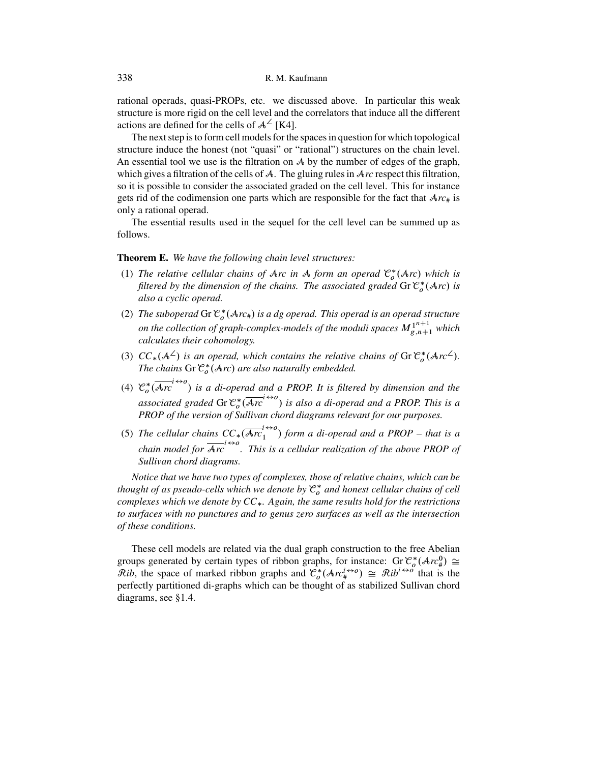rational operads, quasi-PROPs, etc. we discussed above. In particular this weak structure is more rigid on the cell level and the correlators that induce all the different actions are defined for the cells of $\mathcal{A}^{\angle}$ [K4].

The next step is to form cell models for the spaces in question for which topological structure induce the honest (not "quasi" or "rational") structures on the chain level. An essential tool we use is the filtration on $\mathcal{A}$ by the number of edges of the graph, which gives a filtration of the cells of $\mathcal{A}$. The gluing rules in $\mathcal{A}rc$ respect this filtration, so it is possible to consider the associated graded on the cell level. This for instance gets rid of the codimension one parts which are responsible for the fact that $\mathcal{A}rc_{\#}$ is only a rational operad.

The essential results used in the sequel for the cell level can be summed up as follows.

**Theorem E.** *We have the following chain level structures:*

1. *The relative cellular chains of $\mathcal{A}rc$ in $\mathcal{A}$ form an operad $\mathcal{C}_o^*(\mathcal{A}rc)$ which is filtered by the dimension of the chains. The associated graded $\operatorname{Gr}\mathcal{C}_o^*(\mathcal{A}rc)$ is also a cyclic operad.*
2. *The suboperad $\operatorname{Gr}\mathcal{C}_o^*(\mathcal{A}rc_{\#})$ is a dg operad. This operad is an operad structure on the collection of graph-complex-models of the moduli spaces $M_{g,n+1}^{1^{n+1}}$ which calculates their cohomology.*
3. *$CC_*(\mathcal{A}^{\angle})$ is an operad, which contains the relative chains of $\operatorname{Gr}\mathcal{C}_o^*(\mathcal{A}rc^{\angle})$. The chains $\operatorname{Gr}\mathcal{C}_o^*(\mathcal{A}rc)$ are also naturally embedded.*
4. *$\mathcal{C}_o^*(\overline{\mathcal{A}rc}^{i\leftrightarrow o})$ is a di-operad and a PROP. It is filtered by dimension and the associated graded $\operatorname{Gr}\mathcal{C}_o^*(\overline{\mathcal{A}rc}^{i\leftrightarrow o})$ is also a di-operad and a PROP. This is a PROP of the version of Sullivan chord diagrams relevant for our purposes.*
5. *The cellular chains $CC_*(\overline{\mathcal{A}rc}_1^{i\leftrightarrow o})$ form a di-operad and a PROP – that is a chain model for $\overline{\mathcal{A}rc}^{i\leftrightarrow o}$. This is a cellular realization of the above PROP of Sullivan chord diagrams.*

*Notice that we have two types of complexes, those of relative chains, which can be thought of as pseudo-cells which we denote by $\mathcal{C}_o^*$ and honest cellular chains of cell complexes which we denote by $CC_*$. Again, the same results hold for the restrictions to surfaces with no punctures and to genus zero surfaces as well as the intersection of these conditions.*

These cell models are related via the dual graph construction to the free Abelian groups generated by certain types of ribbon graphs, for instance: $\operatorname{Gr}\mathcal{C}_o^*(\mathcal{A}rc_{\#}^0) \cong \mathcal{R}ib$, the space of marked ribbon graphs and $\mathcal{C}_o^*(\mathcal{A}rc_{\#}^{i\leftrightarrow o}) \cong \mathcal{R}ib^{i\leftrightarrow o}$ that is the perfectly partitioned di-graphs which can be thought of as stabilized Sullivan chord diagrams, see §1.4.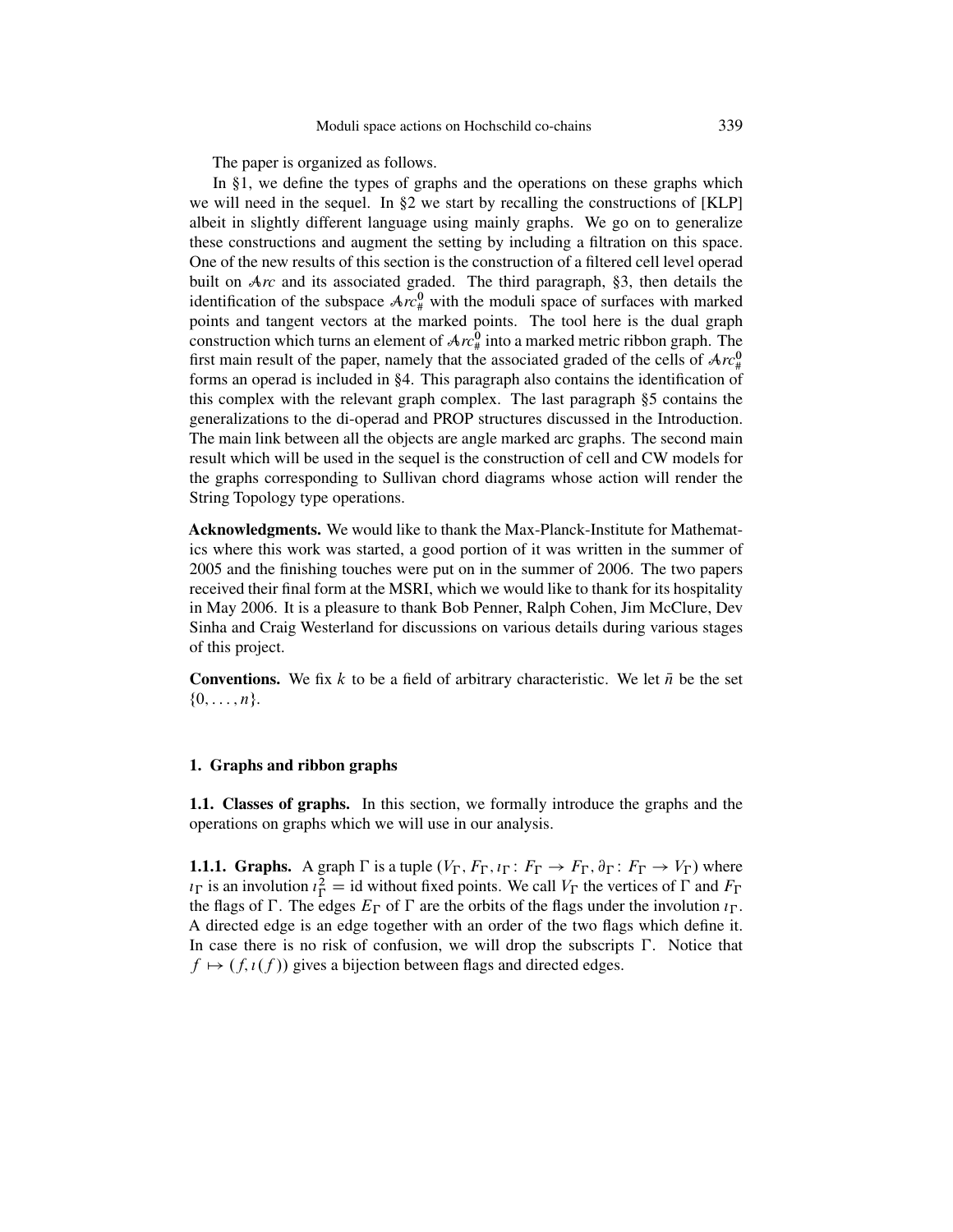The paper is organized as follows.

In §1, we define the types of graphs and the operations on these graphs which we will need in the sequel. In §2 we start by recalling the constructions of [KLP] albeit in slightly different language using mainly graphs. We go on to generalize these constructions and augment the setting by including a filtration on this space. One of the new results of this section is the construction of a filtered cell level operad built on $\mathcal{A}rc$ and its associated graded. The third paragraph, §3, then details the identification of the subspace $\mathcal{A}rc_\#^0$ with the moduli space of surfaces with marked points and tangent vectors at the marked points. The tool here is the dual graph construction which turns an element of $\mathcal{A}rc_\#^0$ into a marked metric ribbon graph. The first main result of the paper, namely that the associated graded of the cells of $\mathcal{A}rc_\#^0$ forms an operad is included in §4. This paragraph also contains the identification of this complex with the relevant graph complex. The last paragraph §5 contains the generalizations to the di-operad and PROP structures discussed in the Introduction. The main link between all the objects are angle marked arc graphs. The second main result which will be used in the sequel is the construction of cell and CW models for the graphs corresponding to Sullivan chord diagrams whose action will render the String Topology type operations.

**Acknowledgments.** We would like to thank the Max-Planck-Institute for Mathematics where this work was started, a good portion of it was written in the summer of 2005 and the finishing touches were put on in the summer of 2006. The two papers received their final form at the MSRI, which we would like to thank for its hospitality in May 2006. It is a pleasure to thank Bob Penner, Ralph Cohen, Jim McClure, Dev Sinha and Craig Westerland for discussions on various details during various stages of this project.

**Conventions.** We fix $k$ to be a field of arbitrary characteristic. We let $\bar{n}$ be the set $\{0, \dots, n\}$.

## 1. Graphs and ribbon graphs

### 1.1. Classes of graphs.

In this section, we formally introduce the graphs and the operations on graphs which we will use in our analysis.

#### 1.1.1. Graphs.

A graph $\Gamma$ is a tuple $(V_\Gamma, F_\Gamma, \imath_\Gamma \colon F_\Gamma \to F_\Gamma, \partial_\Gamma \colon F_\Gamma \to V_\Gamma)$ where $\imath_\Gamma$ is an involution $\imath_\Gamma^2 = \mathrm{id}$ without fixed points. We call $V_\Gamma$ the vertices of $\Gamma$ and $F_\Gamma$ the flags of $\Gamma$. The edges $E_\Gamma$ of $\Gamma$ are the orbits of the flags under the involution $\imath_\Gamma$. A directed edge is an edge together with an order of the two flags which define it. In case there is no risk of confusion, we will drop the subscripts $\Gamma$. Notice that $f \mapsto (f, \imath(f))$ gives a bijection between flags and directed edges.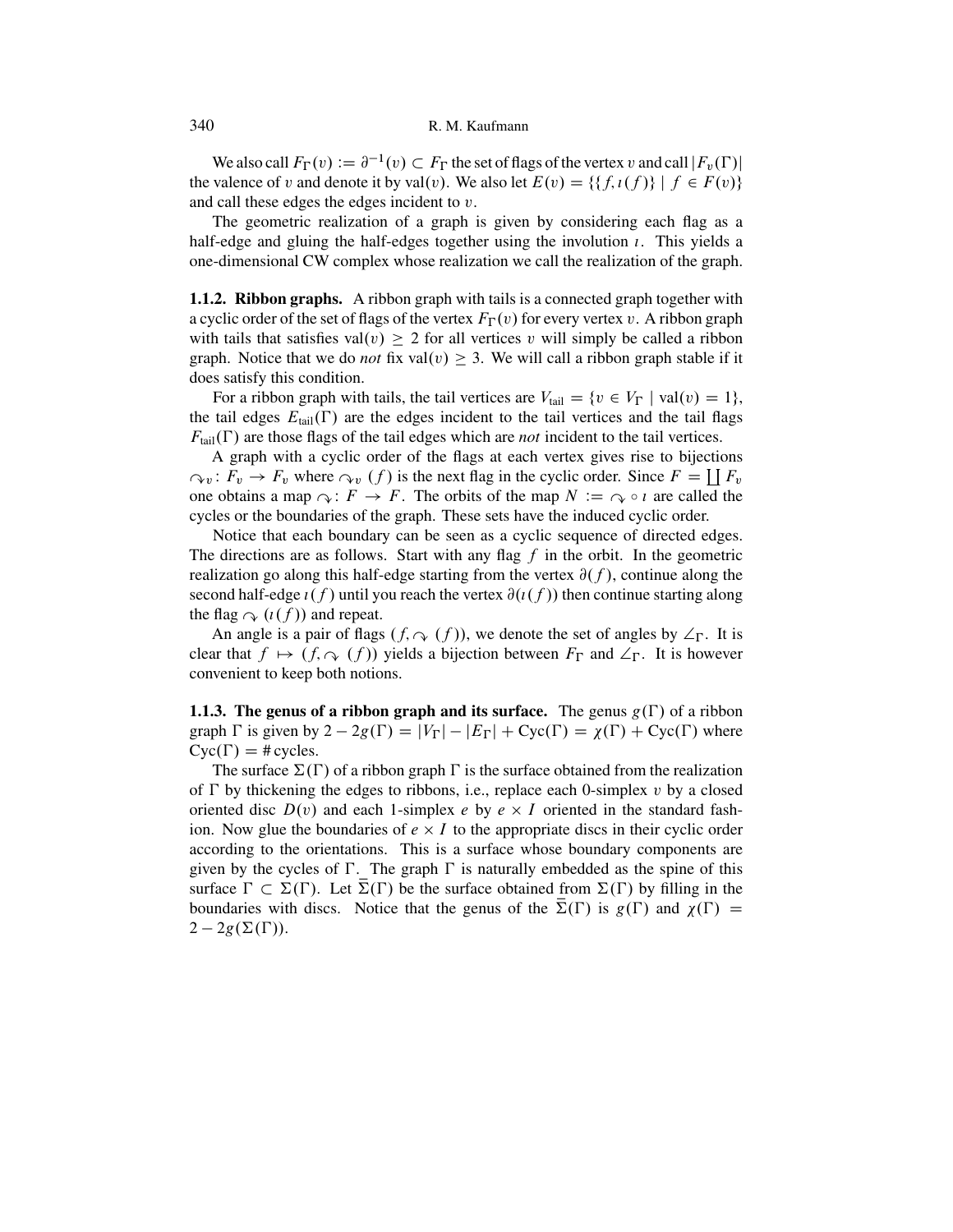We also call $F_\Gamma(v) := \partial^{-1}(v) \subset F_\Gamma$ the set of flags of the vertex $v$ and call $|F_v(\Gamma)|$ the valence of $v$ and denote it by $\mathrm{val}(v)$. We also let $E(v) = \{\{f, \imath(f)\} \mid f \in F(v)\}$ and call these edges the edges incident to $v$.

The geometric realization of a graph is given by considering each flag as a half-edge and gluing the half-edges together using the involution $\imath$. This yields a one-dimensional CW complex whose realization we call the realization of the graph.

**1.1.2. Ribbon graphs.** A ribbon graph with tails is a connected graph together with a cyclic order of the set of flags of the vertex $F_\Gamma(v)$ for every vertex $v$. A ribbon graph with tails that satisfies $\mathrm{val}(v) \geq 2$ for all vertices $v$ will simply be called a ribbon graph. Notice that we do *not* fix $\mathrm{val}(v) \geq 3$. We will call a ribbon graph stable if it does satisfy this condition.

For a ribbon graph with tails, the tail vertices are $V_{\mathrm{tail}} = \{v \in V_\Gamma \mid \mathrm{val}(v) = 1\}$, the tail edges $E_{\mathrm{tail}}(\Gamma)$ are the edges incident to the tail vertices and the tail flags $F_{\mathrm{tail}}(\Gamma)$ are those flags of the tail edges which are *not* incident to the tail vertices.

A graph with a cyclic order of the flags at each vertex gives rise to bijections $\curvearrowright_v : F_v \to F_v$ where $\curvearrowright_v (f)$ is the next flag in the cyclic order. Since $F = \coprod F_v$ one obtains a map $\curvearrowright : F \to F$. The orbits of the map $N := \curvearrowright \circ \imath$ are called the cycles or the boundaries of the graph. These sets have the induced cyclic order.

Notice that each boundary can be seen as a cyclic sequence of directed edges. The directions are as follows. Start with any flag $f$ in the orbit. In the geometric realization go along this half-edge starting from the vertex $\partial(f)$, continue along the second half-edge $\imath(f)$ until you reach the vertex $\partial(\imath(f))$ then continue starting along the flag $\curvearrowright (\imath(f))$ and repeat.

An angle is a pair of flags $(f, \curvearrowright (f))$, we denote the set of angles by $\angle_\Gamma$. It is clear that $f \mapsto (f, \curvearrowright (f))$ yields a bijection between $F_\Gamma$ and $\angle_\Gamma$. It is however convenient to keep both notions.

**1.1.3. The genus of a ribbon graph and its surface.** The genus $g(\Gamma)$ of a ribbon graph $\Gamma$ is given by $2 - 2g(\Gamma) = |V_\Gamma| - |E_\Gamma| + \mathrm{Cyc}(\Gamma) = \chi(\Gamma) + \mathrm{Cyc}(\Gamma)$ where $\mathrm{Cyc}(\Gamma) = \#\,\mathrm{cycles}$.

The surface $\Sigma(\Gamma)$ of a ribbon graph $\Gamma$ is the surface obtained from the realization of $\Gamma$ by thickening the edges to ribbons, i.e., replace each 0-simplex $v$ by a closed oriented disc $D(v)$ and each 1-simplex $e$ by $e \times I$ oriented in the standard fashion. Now glue the boundaries of $e \times I$ to the appropriate discs in their cyclic order according to the orientations. This is a surface whose boundary components are given by the cycles of $\Gamma$. The graph $\Gamma$ is naturally embedded as the spine of this surface $\Gamma \subset \Sigma(\Gamma)$. Let $\bar{\Sigma}(\Gamma)$ be the surface obtained from $\Sigma(\Gamma)$ by filling in the boundaries with discs. Notice that the genus of the $\bar{\Sigma}(\Gamma)$ is $g(\Gamma)$ and $\chi(\Gamma) = 2 - 2g(\Sigma(\Gamma))$.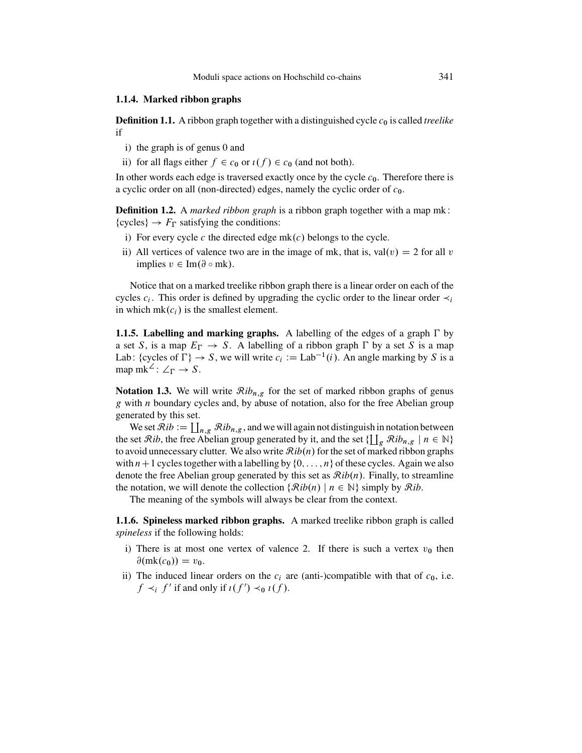### 1.1.4. Marked ribbon graphs

**Definition 1.1.** A ribbon graph together with a distinguished cycle $c_0$ is called *treelike* if

i) the graph is of genus 0 and

ii) for all flags either $f \in c_0$ or $\imath(f) \in c_0$ (and not both).

In other words each edge is traversed exactly once by the cycle $c_0$. Therefore there is a cyclic order on all (non-directed) edges, namely the cyclic order of $c_0$.

**Definition 1.2.** A *marked ribbon graph* is a ribbon graph together with a map $\mathrm{mk}\colon \{\text{cycles}\} \to F_\Gamma$ satisfying the conditions:

i) For every cycle $c$ the directed edge $\mathrm{mk}(c)$ belongs to the cycle.

ii) All vertices of valence two are in the image of mk, that is, $\mathrm{val}(v) = 2$ for all $v$ implies $v \in \mathrm{Im}(\partial \circ \mathrm{mk})$.

Notice that on a marked treelike ribbon graph there is a linear order on each of the cycles $c_i$. This order is defined by upgrading the cyclic order to the linear order $\prec_i$ in which $\mathrm{mk}(c_i)$ is the smallest element.

**1.1.5. Labelling and marking graphs.** A labelling of the edges of a graph $\Gamma$ by a set $S$, is a map $E_\Gamma \to S$. A labelling of a ribbon graph $\Gamma$ by a set $S$ is a map $\mathrm{Lab}\colon \{\text{cycles of } \Gamma\} \to S$, we will write $c_i := \mathrm{Lab}^{-1}(i)$. An angle marking by $S$ is a map $\mathrm{mk}^{\angle}\colon \angle_\Gamma \to S$.

**Notation 1.3.** We will write $\mathcal{R}ib_{n,g}$ for the set of marked ribbon graphs of genus $g$ with $n$ boundary cycles and, by abuse of notation, also for the free Abelian group generated by this set.

We set $\mathcal{R}ib := \coprod_{n,g} \mathcal{R}ib_{n,g}$, and we will again not distinguish in notation between the set $\mathcal{R}ib$, the free Abelian group generated by it, and the set $\{\coprod_g \mathcal{R}ib_{n,g} \mid n \in \mathbb{N}\}$ to avoid unnecessary clutter. We also write $\mathcal{R}ib(n)$ for the set of marked ribbon graphs with $n+1$ cycles together with a labelling by $\{0, \dots, n\}$ of these cycles. Again we also denote the free Abelian group generated by this set as $\mathcal{R}ib(n)$. Finally, to streamline the notation, we will denote the collection $\{\mathcal{R}ib(n) \mid n \in \mathbb{N}\}$ simply by $\mathcal{R}ib$.

The meaning of the symbols will always be clear from the context.

**1.1.6. Spineless marked ribbon graphs.** A marked treelike ribbon graph is called *spineless* if the following holds:

i) There is at most one vertex of valence 2. If there is such a vertex $v_0$ then $\partial(\mathrm{mk}(c_0)) = v_0$.

ii) The induced linear orders on the $c_i$ are (anti-)compatible with that of $c_0$, i.e. $f \prec_i f'$ if and only if $\imath(f') \prec_0 \imath(f)$.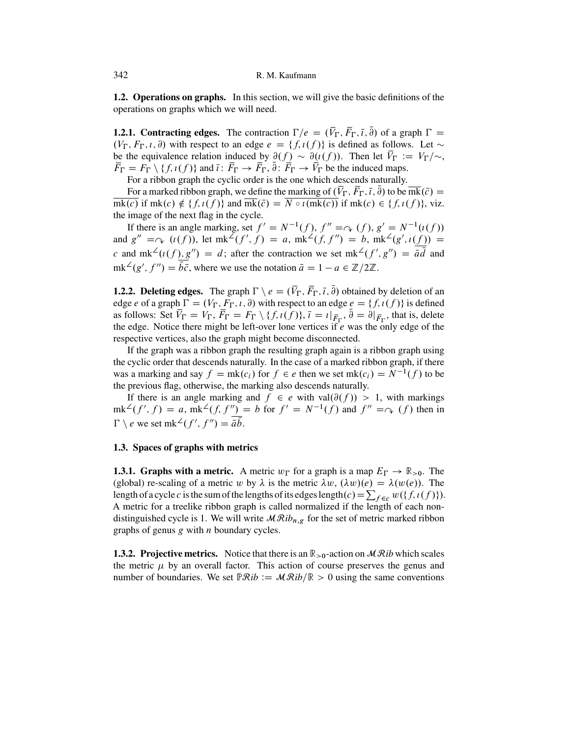## 1.2. Operations on graphs.

In this section, we will give the basic definitions of the operations on graphs which we will need.

**1.2.1. Contracting edges.** The contraction $\Gamma/e = (\bar{V}_\Gamma, \bar{F}_\Gamma, \bar{\imath}, \bar{\partial})$ of a graph $\Gamma = (V_\Gamma, F_\Gamma, \imath, \partial)$ with respect to an edge $e = \{f, \imath(f)\}$ is defined as follows. Let $\sim$ be the equivalence relation induced by $\partial(f) \sim \partial(\imath(f))$. Then let $\bar{V}_\Gamma := V_\Gamma/\sim$, $\bar{F}_\Gamma = F_\Gamma \setminus \{f, \imath(f)\}$ and $\bar{\imath}\colon \bar{F}_\Gamma \to \bar{F}_\Gamma$, $\bar{\partial}\colon \bar{F}_\Gamma \to \bar{V}_\Gamma$ be the induced maps.

For a ribbon graph the cyclic order is the one which descends naturally.

For a marked ribbon graph, we define the marking of $(\bar{V}_\Gamma, \bar{F}_\Gamma, \bar{\imath}, \bar{\partial})$ to be $\overline{\mathrm{mk}}(\bar{c}) = \overline{\mathrm{mk}(c)}$ if $\mathrm{mk}(c) \notin \{f, \imath(f)\}$ and $\overline{\mathrm{mk}}(\bar{c}) = \overline{N \circ \imath(\mathrm{mk}(c))}$ if $\mathrm{mk}(c) \in \{f, \imath(f)\}$, viz. the image of the next flag in the cycle.

If there is an angle marking, set $f' = N^{-1}(f)$, $f'' = \curvearrowright(f)$, $g' = N^{-1}(\imath(f))$ and $g'' = \curvearrowright(\imath(f))$, let $\mathrm{mk}^\angle(f', f) = a$, $\mathrm{mk}^\angle(f, f'') = b$, $\mathrm{mk}^\angle(g', \imath(f)) = c$ and $\mathrm{mk}^\angle(\imath(f), g'') = d$; after the contraction we set $\mathrm{mk}^\angle(f', g'') = \bar{a}\bar{d}$ and $\mathrm{mk}^\angle(g', f'') = \bar{b}\bar{c}$, where we use the notation $\bar{a} = 1 - a \in \mathbb{Z}/2\mathbb{Z}$.

**1.2.2. Deleting edges.** The graph $\Gamma \setminus e = (\bar{V}_\Gamma, \bar{F}_\Gamma, \bar{\imath}, \bar{\partial})$ obtained by deletion of an edge $e$ of a graph $\Gamma = (V_\Gamma, F_\Gamma, \imath, \partial)$ with respect to an edge $e = \{f, \imath(f)\}$ is defined as follows: Set $\bar{V}_\Gamma = V_\Gamma$, $\bar{F}_\Gamma = F_\Gamma \setminus \{f, \imath(f)\}$, $\bar{\imath} = \imath|_{\bar{F}_\Gamma}$, $\bar{\partial} = \partial|_{\bar{F}_\Gamma}$, that is, delete the edge. Notice there might be left-over lone vertices if $e$ was the only edge of the respective vertices, also the graph might become disconnected.

If the graph was a ribbon graph the resulting graph again is a ribbon graph using the cyclic order that descends naturally. In the case of a marked ribbon graph, if there was a marking and say $f = \mathrm{mk}(c_i)$ for $f \in e$ then we set $\mathrm{mk}(c_i) = N^{-1}(f)$ to be the previous flag, otherwise, the marking also descends naturally.

If there is an angle marking and $f \in e$ with $\mathrm{val}(\partial(f)) > 1$, with markings $\mathrm{mk}^\angle(f', f) = a$, $\mathrm{mk}^\angle(f, f'') = b$ for $f' = N^{-1}(f)$ and $f'' = \curvearrowright(f)$ then in $\Gamma \setminus e$ we set $\mathrm{mk}^\angle(f', f'') = \bar{a}\bar{b}$.

## 1.3. Spaces of graphs with metrics

**1.3.1. Graphs with a metric.** A metric $w_\Gamma$ for a graph is a map $E_\Gamma \to \mathbb{R}_{>0}$. The (global) re-scaling of a metric $w$ by $\lambda$ is the metric $\lambda w$, $(\lambda w)(e) = \lambda(w(e))$. The length of a cycle $c$ is the sum of the lengths of its edges $\mathrm{length}(c) = \sum_{f \in c} w(\{f, \imath(f)\})$. A metric for a treelike ribbon graph is called normalized if the length of each non-distinguished cycle is 1. We will write $\mathcal{MR}ib_{n,g}$ for the set of metric marked ribbon graphs of genus $g$ with $n$ boundary cycles.

**1.3.2. Projective metrics.** Notice that there is an $\mathbb{R}_{>0}$-action on $\mathcal{MR}ib$ which scales the metric $\mu$ by an overall factor. This action of course preserves the genus and number of boundaries. We set $\mathbb{P}\mathcal{R}ib := \mathcal{MR}ib/\mathbb{R} > 0$ using the same conventions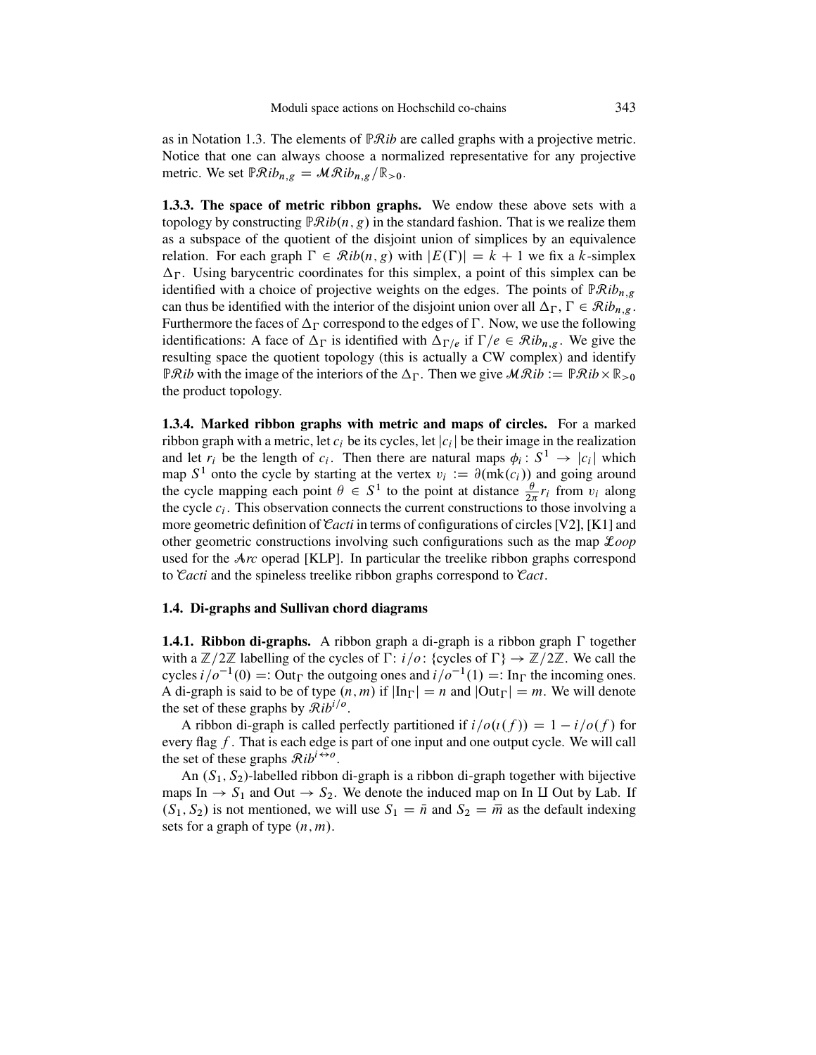as in Notation 1.3. The elements of $\mathbb{P}\mathcal{R}ib$ are called graphs with a projective metric. Notice that one can always choose a normalized representative for any projective metric. We set $\mathbb{P}\mathcal{R}ib_{n,g} = \mathcal{M}\mathcal{R}ib_{n,g}/\mathbb{R}_{>0}$.

**1.3.3. The space of metric ribbon graphs.** We endow these above sets with a topology by constructing $\mathbb{P}\mathcal{R}ib(n,g)$ in the standard fashion. That is we realize them as a subspace of the quotient of the disjoint union of simplices by an equivalence relation. For each graph $\Gamma \in \mathcal{R}ib(n,g)$ with $|E(\Gamma)| = k+1$ we fix a $k$-simplex $\Delta_\Gamma$. Using barycentric coordinates for this simplex, a point of this simplex can be identified with a choice of projective weights on the edges. The points of $\mathbb{P}\mathcal{R}ib_{n,g}$ can thus be identified with the interior of the disjoint union over all $\Delta_\Gamma$, $\Gamma \in \mathcal{R}ib_{n,g}$. Furthermore the faces of $\Delta_\Gamma$ correspond to the edges of $\Gamma$. Now, we use the following identifications: A face of $\Delta_\Gamma$ is identified with $\Delta_{\Gamma/e}$ if $\Gamma/e \in \mathcal{R}ib_{n,g}$. We give the resulting space the quotient topology (this is actually a CW complex) and identify $\mathbb{P}\mathcal{R}ib$ with the image of the interiors of the $\Delta_\Gamma$. Then we give $\mathcal{M}\mathcal{R}ib := \mathbb{P}\mathcal{R}ib \times \mathbb{R}_{>0}$ the product topology.

**1.3.4. Marked ribbon graphs with metric and maps of circles.** For a marked ribbon graph with a metric, let $c_i$ be its cycles, let $|c_i|$ be their image in the realization and let $r_i$ be the length of $c_i$. Then there are natural maps $\phi_i \colon S^1 \to |c_i|$ which map $S^1$ onto the cycle by starting at the vertex $v_i := \partial(\mathrm{mk}(c_i))$ and going around the cycle mapping each point $\theta \in S^1$ to the point at distance $\frac{\theta}{2\pi} r_i$ from $v_i$ along the cycle $c_i$. This observation connects the current constructions to those involving a more geometric definition of $\mathcal{C}acti$ in terms of configurations of circles [V2], [K1] and other geometric constructions involving such configurations such as the map $\mathcal{L}oop$ used for the $\mathcal{A}rc$ operad [KLP]. In particular the treelike ribbon graphs correspond to $\mathcal{C}acti$ and the spineless treelike ribbon graphs correspond to $\mathcal{C}act$.

### 1.4. Di-graphs and Sullivan chord diagrams

**1.4.1. Ribbon di-graphs.** A ribbon graph a di-graph is a ribbon graph $\Gamma$ together with a $\mathbb{Z}/2\mathbb{Z}$ labelling of the cycles of $\Gamma$: $i/o\colon \{\text{cycles of } \Gamma\} \to \mathbb{Z}/2\mathbb{Z}$. We call the cycles $i/o^{-1}(0) =: \mathrm{Out}_\Gamma$ the outgoing ones and $i/o^{-1}(1) =: \mathrm{In}_\Gamma$ the incoming ones. A di-graph is said to be of type $(n,m)$ if $|\mathrm{In}_\Gamma| = n$ and $|\mathrm{Out}_\Gamma| = m$. We will denote the set of these graphs by $\mathcal{R}ib^{i/o}$.

A ribbon di-graph is called perfectly partitioned if $i/o(\imath(f)) = 1 - i/o(f)$ for every flag $f$. That is each edge is part of one input and one output cycle. We will call the set of these graphs $\mathcal{R}ib^{i\leftrightarrow o}$.

An $(S_1, S_2)$-labelled ribbon di-graph is a ribbon di-graph together with bijective maps $\mathrm{In} \to S_1$ and $\mathrm{Out} \to S_2$. We denote the induced map on $\mathrm{In} \amalg \mathrm{Out}$ by Lab. If $(S_1, S_2)$ is not mentioned, we will use $S_1 = \bar{n}$ and $S_2 = \bar{m}$ as the default indexing sets for a graph of type $(n,m)$.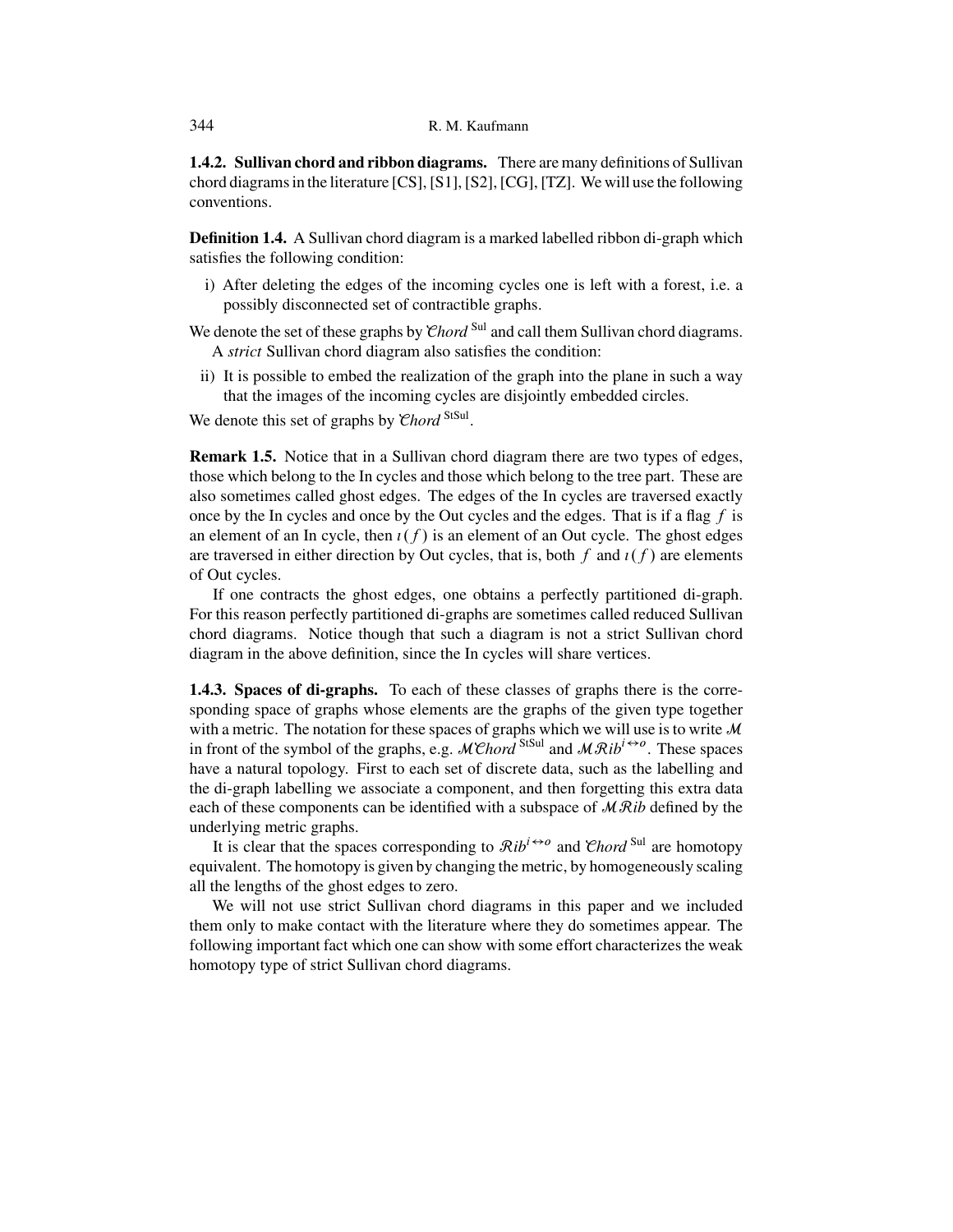**1.4.2. Sullivan chord and ribbon diagrams.** There are many definitions of Sullivan chord diagrams in the literature [CS], [S1], [S2], [CG], [TZ]. We will use the following conventions.

**Definition 1.4.** A Sullivan chord diagram is a marked labelled ribbon di-graph which satisfies the following condition:

i) After deleting the edges of the incoming cycles one is left with a forest, i.e. a possibly disconnected set of contractible graphs.

We denote the set of these graphs by $\mathcal{C}hord^{\,\mathrm{Sul}}$ and call them Sullivan chord diagrams.

A *strict* Sullivan chord diagram also satisfies the condition:

ii) It is possible to embed the realization of the graph into the plane in such a way that the images of the incoming cycles are disjointly embedded circles.

We denote this set of graphs by $\mathcal{C}hord^{\,\mathrm{StSul}}$.

**Remark 1.5.** Notice that in a Sullivan chord diagram there are two types of edges, those which belong to the In cycles and those which belong to the tree part. These are also sometimes called ghost edges. The edges of the In cycles are traversed exactly once by the In cycles and once by the Out cycles and the edges. That is if a flag $f$ is an element of an In cycle, then $\imath(f)$ is an element of an Out cycle. The ghost edges are traversed in either direction by Out cycles, that is, both $f$ and $\imath(f)$ are elements of Out cycles.

If one contracts the ghost edges, one obtains a perfectly partitioned di-graph. For this reason perfectly partitioned di-graphs are sometimes called reduced Sullivan chord diagrams. Notice though that such a diagram is not a strict Sullivan chord diagram in the above definition, since the In cycles will share vertices.

**1.4.3. Spaces of di-graphs.** To each of these classes of graphs there is the corresponding space of graphs whose elements are the graphs of the given type together with a metric. The notation for these spaces of graphs which we will use is to write $\mathcal{M}$ in front of the symbol of the graphs, e.g. $\mathcal{M}\mathcal{C}hord^{\,\mathrm{StSul}}$ and $\mathcal{M}\mathcal{R}ib^{i\leftrightarrow o}$. These spaces have a natural topology. First to each set of discrete data, such as the labelling and the di-graph labelling we associate a component, and then forgetting this extra data each of these components can be identified with a subspace of $\mathcal{M}\mathcal{R}ib$ defined by the underlying metric graphs.

It is clear that the spaces corresponding to $\mathcal{R}ib^{i\leftrightarrow o}$ and $\mathcal{C}hord^{\,\mathrm{Sul}}$ are homotopy equivalent. The homotopy is given by changing the metric, by homogeneously scaling all the lengths of the ghost edges to zero.

We will not use strict Sullivan chord diagrams in this paper and we included them only to make contact with the literature where they do sometimes appear. The following important fact which one can show with some effort characterizes the weak homotopy type of strict Sullivan chord diagrams.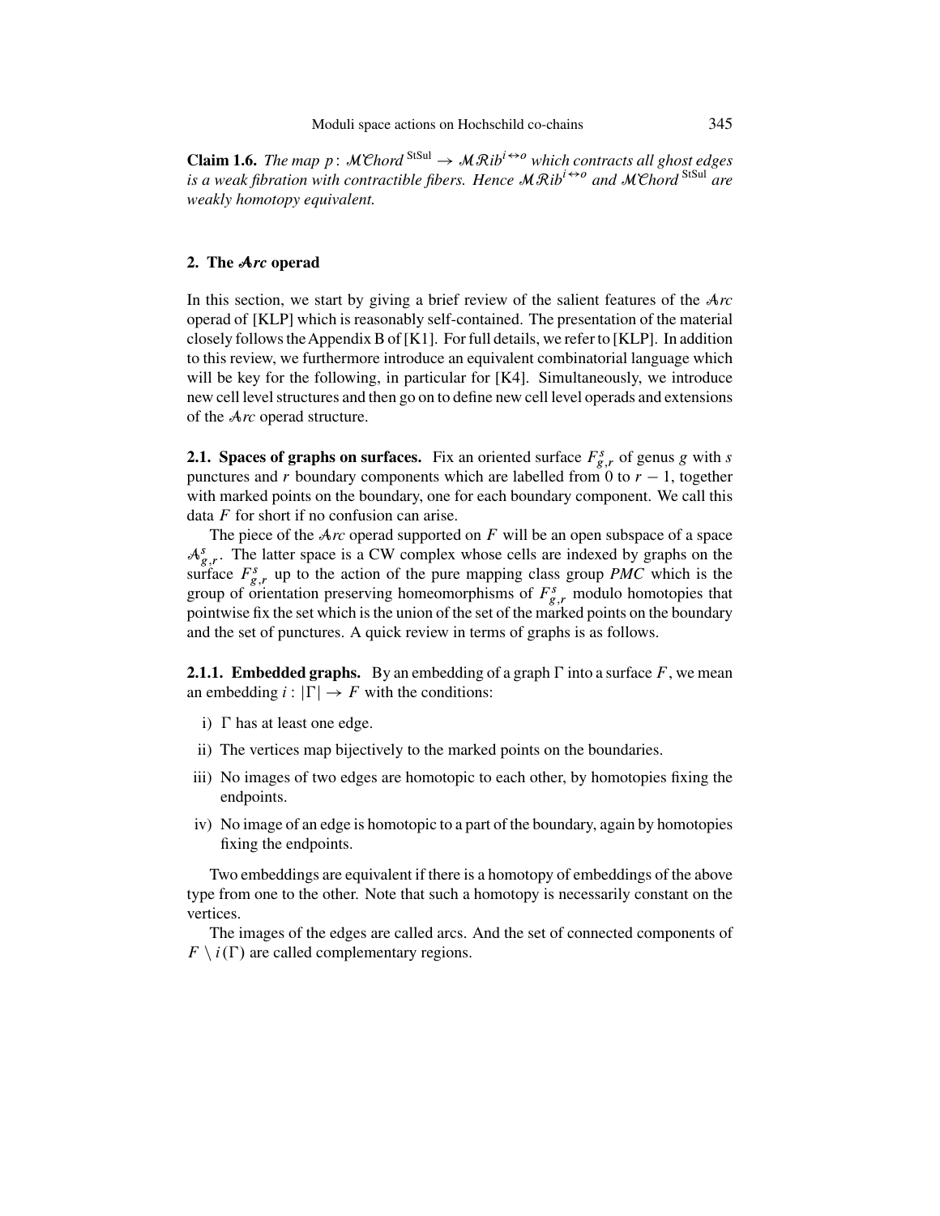**Claim 1.6.** *The map* $p\colon \mathcal{MC}hord^{\,\mathrm{StSul}} \to \mathcal{MR}ib^{i\leftrightarrow o}$ *which contracts all ghost edges is a weak fibration with contractible fibers. Hence* $\mathcal{MR}ib^{i\leftrightarrow o}$ *and* $\mathcal{MC}hord^{\,\mathrm{StSul}}$ *are weakly homotopy equivalent.*

## 2. The $\mathcal{A}rc$ operad

In this section, we start by giving a brief review of the salient features of the $\mathcal{A}rc$ operad of [KLP] which is reasonably self-contained. The presentation of the material closely follows the Appendix B of [K1]. For full details, we refer to [KLP]. In addition to this review, we furthermore introduce an equivalent combinatorial language which will be key for the following, in particular for [K4]. Simultaneously, we introduce new cell level structures and then go on to define new cell level operads and extensions of the $\mathcal{A}rc$ operad structure.

**2.1. Spaces of graphs on surfaces.** Fix an oriented surface $F^s_{g,r}$ of genus $g$ with $s$ punctures and $r$ boundary components which are labelled from 0 to $r-1$, together with marked points on the boundary, one for each boundary component. We call this data $F$ for short if no confusion can arise.

The piece of the $\mathcal{A}rc$ operad supported on $F$ will be an open subspace of a space $\mathcal{A}^s_{g,r}$. The latter space is a CW complex whose cells are indexed by graphs on the surface $F^s_{g,r}$ up to the action of the pure mapping class group *PMC* which is the group of orientation preserving homeomorphisms of $F^s_{g,r}$ modulo homotopies that pointwise fix the set which is the union of the set of the marked points on the boundary and the set of punctures. A quick review in terms of graphs is as follows.

**2.1.1. Embedded graphs.** By an embedding of a graph $\Gamma$ into a surface $F$, we mean an embedding $i\colon |\Gamma| \to F$ with the conditions:

i) $\Gamma$ has at least one edge.

ii) The vertices map bijectively to the marked points on the boundaries.

iii) No images of two edges are homotopic to each other, by homotopies fixing the endpoints.

iv) No image of an edge is homotopic to a part of the boundary, again by homotopies fixing the endpoints.

Two embeddings are equivalent if there is a homotopy of embeddings of the above type from one to the other. Note that such a homotopy is necessarily constant on the vertices.

The images of the edges are called arcs. And the set of connected components of $F \setminus i(\Gamma)$ are called complementary regions.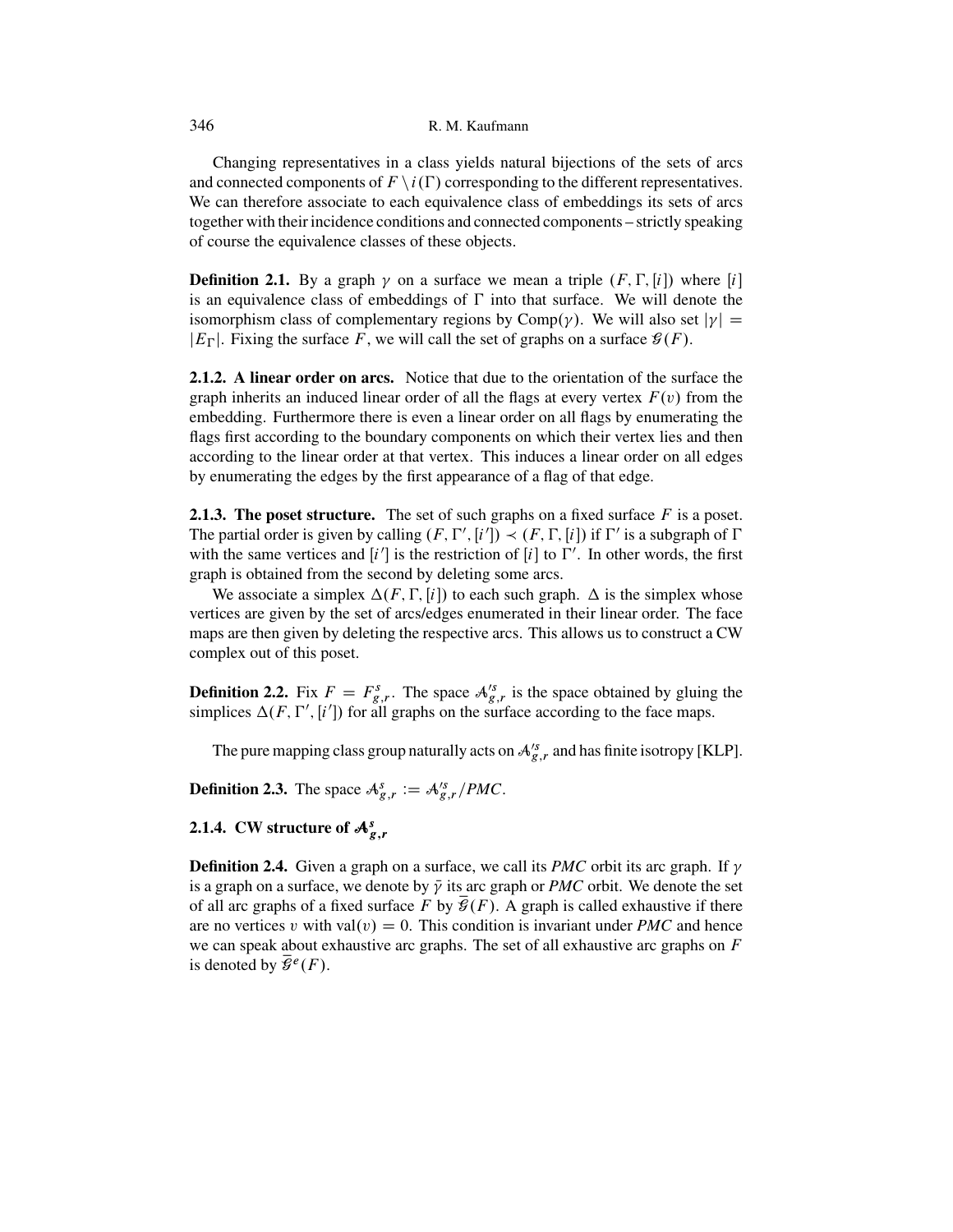Changing representatives in a class yields natural bijections of the sets of arcs and connected components of $F \setminus i(\Gamma)$ corresponding to the different representatives. We can therefore associate to each equivalence class of embeddings its sets of arcs together with their incidence conditions and connected components – strictly speaking of course the equivalence classes of these objects.

**Definition 2.1.** By a graph $\gamma$ on a surface we mean a triple $(F, \Gamma, [i])$ where $[i]$ is an equivalence class of embeddings of $\Gamma$ into that surface. We will denote the isomorphism class of complementary regions by $\mathrm{Comp}(\gamma)$. We will also set $|\gamma| = |E_\Gamma|$. Fixing the surface $F$, we will call the set of graphs on a surface $\mathcal{G}(F)$.

**2.1.2. A linear order on arcs.** Notice that due to the orientation of the surface the graph inherits an induced linear order of all the flags at every vertex $F(v)$ from the embedding. Furthermore there is even a linear order on all flags by enumerating the flags first according to the boundary components on which their vertex lies and then according to the linear order at that vertex. This induces a linear order on all edges by enumerating the edges by the first appearance of a flag of that edge.

**2.1.3. The poset structure.** The set of such graphs on a fixed surface $F$ is a poset. The partial order is given by calling $(F, \Gamma', [i']) \prec (F, \Gamma, [i])$ if $\Gamma'$ is a subgraph of $\Gamma$ with the same vertices and $[i']$ is the restriction of $[i]$ to $\Gamma'$. In other words, the first graph is obtained from the second by deleting some arcs.

We associate a simplex $\Delta(F, \Gamma, [i])$ to each such graph. $\Delta$ is the simplex whose vertices are given by the set of arcs/edges enumerated in their linear order. The face maps are then given by deleting the respective arcs. This allows us to construct a CW complex out of this poset.

**Definition 2.2.** Fix $F = F^s_{g,r}$. The space $\mathcal{A}'^s_{g,r}$ is the space obtained by gluing the simplices $\Delta(F, \Gamma', [i'])$ for all graphs on the surface according to the face maps.

The pure mapping class group naturally acts on $\mathcal{A}'^s_{g,r}$ and has finite isotropy [KLP].

**Definition 2.3.** The space $\mathcal{A}^s_{g,r} := \mathcal{A}'^s_{g,r}/PMC$.

### 2.1.4. CW structure of $\mathcal{A}^s_{g,r}$

**Definition 2.4.** Given a graph on a surface, we call its *PMC* orbit its arc graph. If $\gamma$ is a graph on a surface, we denote by $\bar{\gamma}$ its arc graph or *PMC* orbit. We denote the set of all arc graphs of a fixed surface $F$ by $\overline{\mathcal{G}}(F)$. A graph is called exhaustive if there are no vertices $v$ with $\mathrm{val}(v) = 0$. This condition is invariant under *PMC* and hence we can speak about exhaustive arc graphs. The set of all exhaustive arc graphs on $F$ is denoted by $\overline{\mathcal{G}}^e(F)$.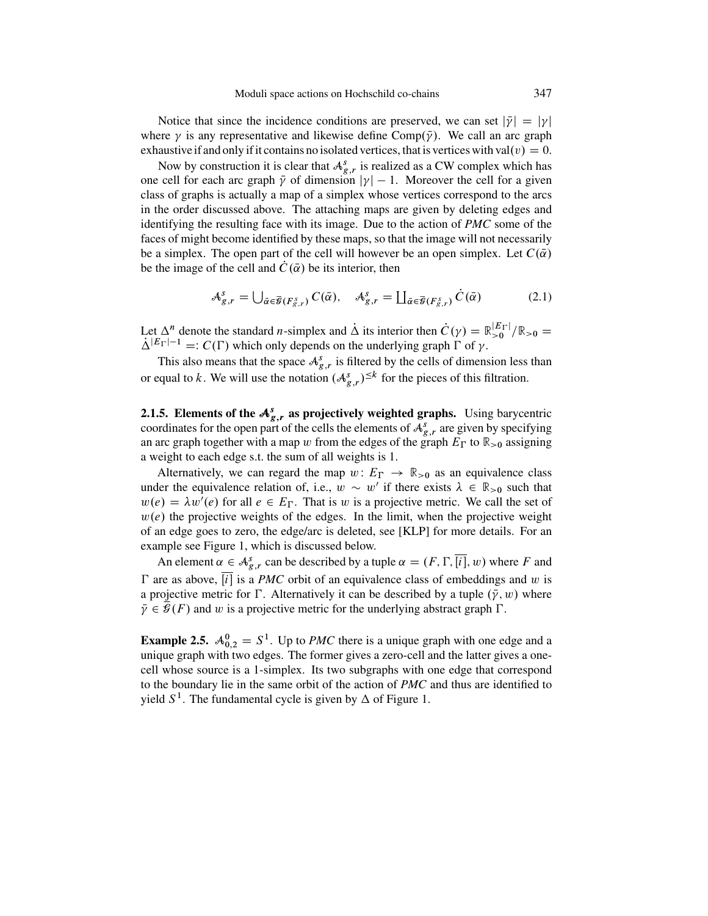Notice that since the incidence conditions are preserved, we can set $|\bar{\gamma}| = |\gamma|$ where $\gamma$ is any representative and likewise define $\mathrm{Comp}(\bar{\gamma})$. We call an arc graph exhaustive if and only if it contains no isolated vertices, that is vertices with $\mathrm{val}(v) = 0$.

Now by construction it is clear that $\mathcal{A}^s_{g,r}$ is realized as a CW complex which has one cell for each arc graph $\bar{\gamma}$ of dimension $|\gamma| - 1$. Moreover the cell for a given class of graphs is actually a map of a simplex whose vertices correspond to the arcs in the order discussed above. The attaching maps are given by deleting edges and identifying the resulting face with its image. Due to the action of *PMC* some of the faces of might become identified by these maps, so that the image will not necessarily be a simplex. The open part of the cell will however be an open simplex. Let $C(\bar{\alpha})$ be the image of the cell and $\dot{C}(\bar{\alpha})$ be its interior, then

$$\mathcal{A}^s_{g,r} = \bigcup_{\bar{\alpha} \in \bar{\mathcal{G}}(F^s_{g,r})} C(\bar{\alpha}), \quad \mathcal{A}^s_{g,r} = \coprod_{\bar{\alpha} \in \bar{\mathcal{G}}(F^s_{g,r})} \dot{C}(\bar{\alpha}) \tag{2.1}$$

Let $\Delta^n$ denote the standard $n$-simplex and $\dot{\Delta}$ its interior then $\dot{C}(\gamma) = \mathbb{R}^{|E_\Gamma|}_{>0}/\mathbb{R}_{>0} = \dot{\Delta}^{|E_\Gamma|-1} =: C(\Gamma)$ which only depends on the underlying graph $\Gamma$ of $\gamma$.

This also means that the space $\mathcal{A}^s_{g,r}$ is filtered by the cells of dimension less than or equal to $k$. We will use the notation $(\mathcal{A}^s_{g,r})^{\leq k}$ for the pieces of this filtration.

**2.1.5. Elements of the $\mathcal{A}^s_{g,r}$ as projectively weighted graphs.** Using barycentric coordinates for the open part of the cells the elements of $\mathcal{A}^s_{g,r}$ are given by specifying an arc graph together with a map $w$ from the edges of the graph $E_\Gamma$ to $\mathbb{R}_{>0}$ assigning a weight to each edge s.t. the sum of all weights is 1.

Alternatively, we can regard the map $w\colon E_\Gamma \to \mathbb{R}_{>0}$ as an equivalence class under the equivalence relation of, i.e., $w \sim w'$ if there exists $\lambda \in \mathbb{R}_{>0}$ such that $w(e) = \lambda w'(e)$ for all $e \in E_\Gamma$. That is $w$ is a projective metric. We call the set of $w(e)$ the projective weights of the edges. In the limit, when the projective weight of an edge goes to zero, the edge/arc is deleted, see [KLP] for more details. For an example see Figure 1, which is discussed below.

An element $\alpha \in \mathcal{A}^s_{g,r}$ can be described by a tuple $\alpha = (F, \Gamma, \overline{[i]}, w)$ where $F$ and $\Gamma$ are as above, $\overline{[i]}$ is a *PMC* orbit of an equivalence class of embeddings and $w$ is a projective metric for $\Gamma$. Alternatively it can be described by a tuple $(\bar{\gamma}, w)$ where $\bar{\gamma} \in \bar{\mathcal{G}}(F)$ and $w$ is a projective metric for the underlying abstract graph $\Gamma$.

**Example 2.5.** $\mathcal{A}^0_{0,2} = S^1$. Up to *PMC* there is a unique graph with one edge and a unique graph with two edges. The former gives a zero-cell and the latter gives a one-cell whose source is a 1-simplex. Its two subgraphs with one edge that correspond to the boundary lie in the same orbit of the action of *PMC* and thus are identified to yield $S^1$. The fundamental cycle is given by $\Delta$ of Figure 1.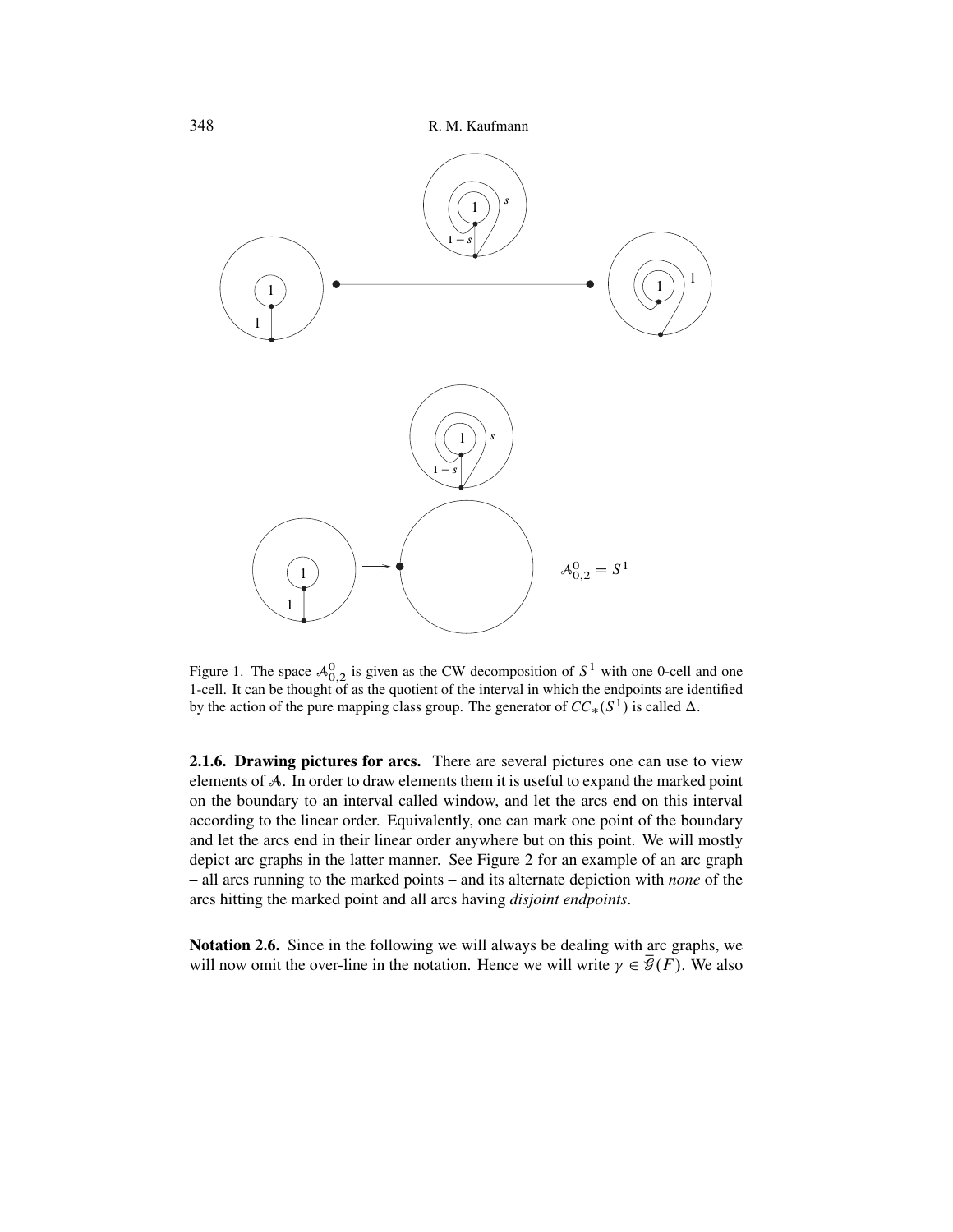Figure 1. The space $\mathcal{A}^0_{0,2}$ is given as the CW decomposition of $S^1$ with one 0-cell and one 1-cell. It can be thought of as the quotient of the interval in which the endpoints are identified by the action of the pure mapping class group. The generator of $CC_*(S^1)$ is called $\Delta$.

**2.1.6. Drawing pictures for arcs.** There are several pictures one can use to view elements of $\mathcal{A}$. In order to draw elements them it is useful to expand the marked point on the boundary to an interval called window, and let the arcs end on this interval according to the linear order. Equivalently, one can mark one point of the boundary and let the arcs end in their linear order anywhere but on this point. We will mostly depict arc graphs in the latter manner. See Figure 2 for an example of an arc graph – all arcs running to the marked points – and its alternate depiction with *none* of the arcs hitting the marked point and all arcs having *disjoint endpoints*.

**Notation 2.6.** Since in the following we will always be dealing with arc graphs, we will now omit the over-line in the notation. Hence we will write $\gamma \in \bar{\mathcal{G}}(F)$. We also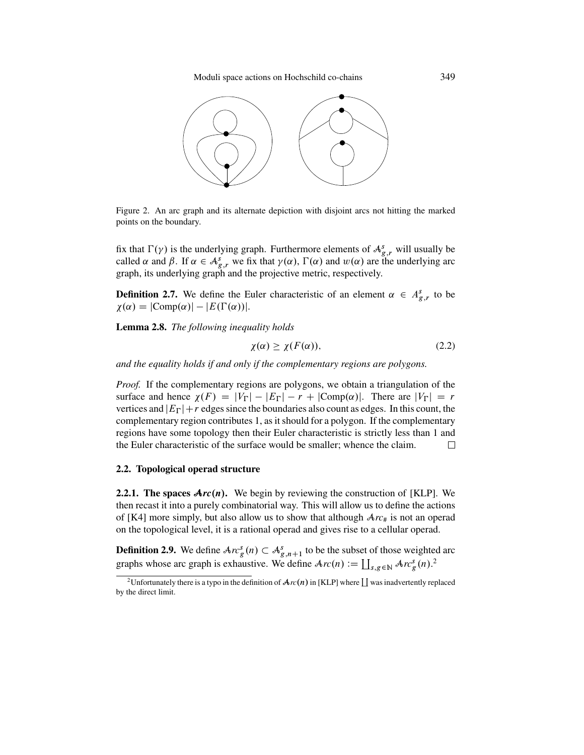Figure 2. An arc graph and its alternate depiction with disjoint arcs not hitting the marked points on the boundary.

fix that $\Gamma(\gamma)$ is the underlying graph. Furthermore elements of $\mathcal{A}^s_{g,r}$ will usually be called $\alpha$ and $\beta$. If $\alpha \in \mathcal{A}^s_{g,r}$ we fix that $\gamma(\alpha)$, $\Gamma(\alpha)$ and $w(\alpha)$ are the underlying arc graph, its underlying graph and the projective metric, respectively.

**Definition 2.7.** We define the Euler characteristic of an element $\alpha \in A^s_{g,r}$ to be $\chi(\alpha) = |\mathrm{Comp}(\alpha)| - |E(\Gamma(\alpha))|$.

**Lemma 2.8.** *The following inequality holds*

$$\chi(\alpha) \geq \chi(F(\alpha)), \tag{2.2}$$

*and the equality holds if and only if the complementary regions are polygons.*

*Proof.* If the complementary regions are polygons, we obtain a triangulation of the surface and hence $\chi(F) = |V_\Gamma| - |E_\Gamma| - r + |\mathrm{Comp}(\alpha)|$. There are $|V_\Gamma| = r$ vertices and $|E_\Gamma| + r$ edges since the boundaries also count as edges. In this count, the complementary region contributes 1, as it should for a polygon. If the complementary regions have some topology then their Euler characteristic is strictly less than 1 and the Euler characteristic of the surface would be smaller; whence the claim. $\square$

### 2.2. Topological operad structure

**2.2.1. The spaces $\mathcal{A}rc(n)$.** We begin by reviewing the construction of [KLP]. We then recast it into a purely combinatorial way. This will allow us to define the actions of [K4] more simply, but also allow us to show that although $\mathcal{A}rc_\#$ is not an operad on the topological level, it is a rational operad and gives rise to a cellular operad.

**Definition 2.9.** We define $\mathcal{A}rc^s_g(n) \subset \mathcal{A}^s_{g,n+1}$ to be the subset of those weighted arc graphs whose arc graph is exhaustive. We define $\mathcal{A}rc(n) := \coprod_{s,g \in \mathbb{N}} \mathcal{A}rc^s_g(n)$.[2]

[2] Unfortunately there is a typo in the definition of $\mathcal{A}rc(n)$ in [KLP] where $\coprod$ was inadvertently replaced by the direct limit.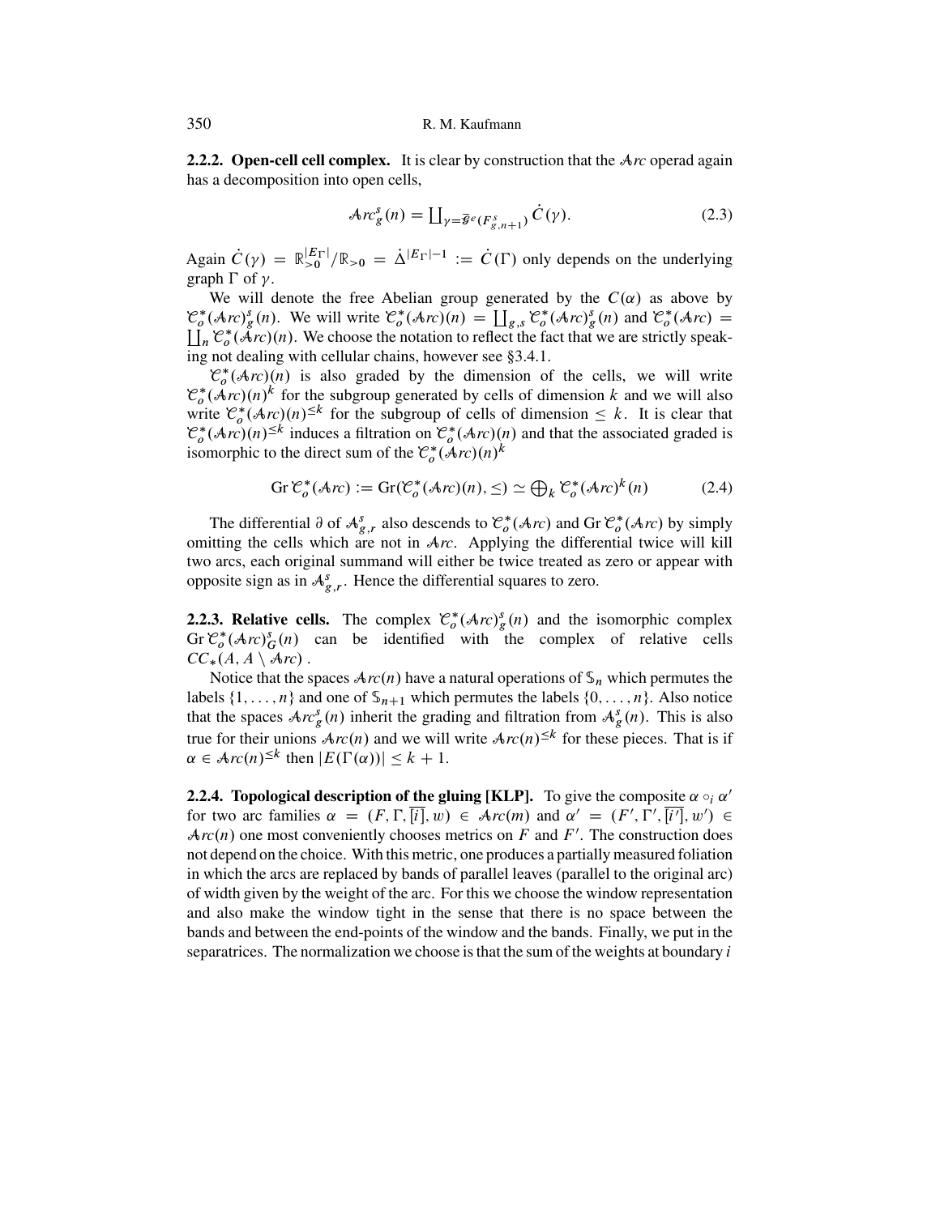**2.2.2. Open-cell cell complex.** It is clear by construction that the $\mathcal{A}rc$ operad again has a decomposition into open cells,

$$\mathcal{A}rc_g^s(n) = \coprod_{\gamma = \bar{\mathcal{G}}^e(F_{g,n+1}^s)} \dot{C}(\gamma). \tag{2.3}$$

Again $\dot{C}(\gamma) = \mathbb{R}_{>0}^{|E_\Gamma|}/\mathbb{R}_{>0} = \dot{\Delta}^{|E_\Gamma|-1} := \dot{C}(\Gamma)$ only depends on the underlying graph $\Gamma$ of $\gamma$.

We will denote the free Abelian group generated by the $C(\alpha)$ as above by $\mathcal{C}_o^*(\mathcal{A}rc)_g^s(n)$. We will write $\mathcal{C}_o^*(\mathcal{A}rc)(n) = \coprod_{g,s} \mathcal{C}_o^*(\mathcal{A}rc)_g^s(n)$ and $\mathcal{C}_o^*(\mathcal{A}rc) = \coprod_n \mathcal{C}_o^*(\mathcal{A}rc)(n)$. We choose the notation to reflect the fact that we are strictly speaking not dealing with cellular chains, however see §3.4.1.

$\mathcal{C}_o^*(\mathcal{A}rc)(n)$ is also graded by the dimension of the cells, we will write $\mathcal{C}_o^*(\mathcal{A}rc)(n)^k$ for the subgroup generated by cells of dimension $k$ and we will also write $\mathcal{C}_o^*(\mathcal{A}rc)(n)^{\leq k}$ for the subgroup of cells of dimension $\leq k$. It is clear that $\mathcal{C}_o^*(\mathcal{A}rc)(n)^{\leq k}$ induces a filtration on $\mathcal{C}_o^*(\mathcal{A}rc)(n)$ and that the associated graded is isomorphic to the direct sum of the $\mathcal{C}_o^*(\mathcal{A}rc)(n)^k$

$$\operatorname{Gr} \mathcal{C}_o^*(\mathcal{A}rc) := \operatorname{Gr}(\mathcal{C}_o^*(\mathcal{A}rc)(n), \leq) \simeq \bigoplus_k \mathcal{C}_o^*(\mathcal{A}rc)^k(n) \tag{2.4}$$

The differential $\partial$ of $\mathcal{A}_{g,r}^s$ also descends to $\mathcal{C}_o^*(\mathcal{A}rc)$ and $\operatorname{Gr}\mathcal{C}_o^*(\mathcal{A}rc)$ by simply omitting the cells which are not in $\mathcal{A}rc$. Applying the differential twice will kill two arcs, each original summand will either be twice treated as zero or appear with opposite sign as in $\mathcal{A}_{g,r}^s$. Hence the differential squares to zero.

**2.2.3. Relative cells.** The complex $\mathcal{C}_o^*(\mathcal{A}rc)_g^s(n)$ and the isomorphic complex $\operatorname{Gr}\mathcal{C}_o^*(\mathcal{A}rc)_G^s(n)$ can be identified with the complex of relative cells $CC_*(A, A \setminus \mathcal{A}rc)$ .

Notice that the spaces $\mathcal{A}rc(n)$ have a natural operations of $\mathbb{S}_n$ which permutes the labels $\{1, \ldots, n\}$ and one of $\mathbb{S}_{n+1}$ which permutes the labels $\{0, \ldots, n\}$. Also notice that the spaces $\mathcal{A}rc_g^s(n)$ inherit the grading and filtration from $\mathcal{A}_g^s(n)$. This is also true for their unions $\mathcal{A}rc(n)$ and we will write $\mathcal{A}rc(n)^{\leq k}$ for these pieces. That is if $\alpha \in \mathcal{A}rc(n)^{\leq k}$ then $|E(\Gamma(\alpha))| \leq k + 1$.

**2.2.4. Topological description of the gluing [KLP].** To give the composite $\alpha \circ_i \alpha'$ for two arc families $\alpha = (F, \Gamma, \overline{[i]}, w) \in \mathcal{A}rc(m)$ and $\alpha' = (F', \Gamma', \overline{[i']}, w') \in \mathcal{A}rc(n)$ one most conveniently chooses metrics on $F$ and $F'$. The construction does not depend on the choice. With this metric, one produces a partially measured foliation in which the arcs are replaced by bands of parallel leaves (parallel to the original arc) of width given by the weight of the arc. For this we choose the window representation and also make the window tight in the sense that there is no space between the bands and between the end-points of the window and the bands. Finally, we put in the separatrices. The normalization we choose is that the sum of the weights at boundary $i$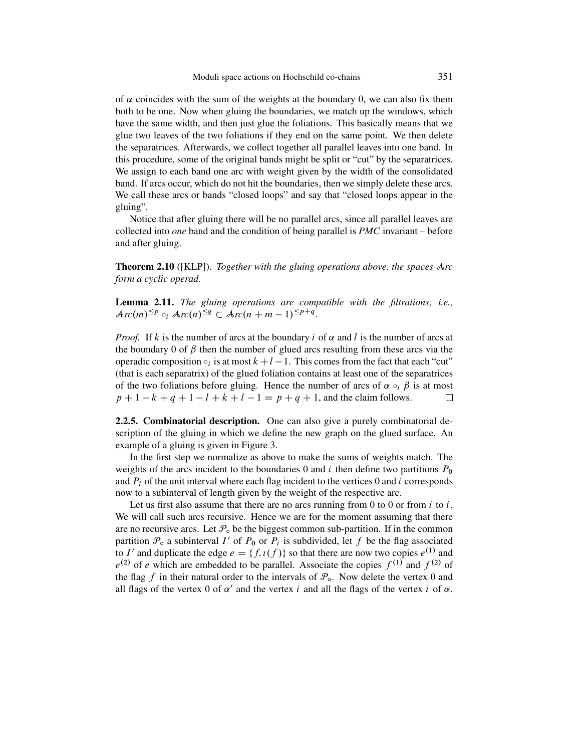of $\alpha$ coincides with the sum of the weights at the boundary 0, we can also fix them both to be one. Now when gluing the boundaries, we match up the windows, which have the same width, and then just glue the foliations. This basically means that we glue two leaves of the two foliations if they end on the same point. We then delete the separatrices. Afterwards, we collect together all parallel leaves into one band. In this procedure, some of the original bands might be split or "cut" by the separatrices. We assign to each band one arc with weight given by the width of the consolidated band. If arcs occur, which do not hit the boundaries, then we simply delete these arcs. We call these arcs or bands "closed loops" and say that "closed loops appear in the gluing".

Notice that after gluing there will be no parallel arcs, since all parallel leaves are collected into *one* band and the condition of being parallel is *PMC* invariant – before and after gluing.

**Theorem 2.10** ([KLP]). *Together with the gluing operations above, the spaces $\mathcal{A}rc$ form a cyclic operad.*

**Lemma 2.11.** *The gluing operations are compatible with the filtrations, i.e., $\mathcal{A}rc(m)^{\leq p} \circ_i \mathcal{A}rc(n)^{\leq q} \subset \mathcal{A}rc(n+m-1)^{\leq p+q}$.*

*Proof.* If $k$ is the number of arcs at the boundary $i$ of $\alpha$ and $l$ is the number of arcs at the boundary 0 of $\beta$ then the number of glued arcs resulting from these arcs via the operadic composition $\circ_i$ is at most $k+l-1$. This comes from the fact that each "cut" (that is each separatrix) of the glued foliation contains at least one of the separatrices of the two foliations before gluing. Hence the number of arcs of $\alpha \circ_i \beta$ is at most $p+1-k+q+1-l+k+l-1 = p+q+1$, and the claim follows. □

**2.2.5. Combinatorial description.** One can also give a purely combinatorial description of the gluing in which we define the new graph on the glued surface. An example of a gluing is given in Figure 3.

In the first step we normalize as above to make the sums of weights match. The weights of the arcs incident to the boundaries 0 and $i$ then define two partitions $P_0$ and $P_i$ of the unit interval where each flag incident to the vertices 0 and $i$ corresponds now to a subinterval of length given by the weight of the respective arc.

Let us first also assume that there are no arcs running from 0 to 0 or from $i$ to $i$. We will call such arcs recursive. Hence we are for the moment assuming that there are no recursive arcs. Let $\mathcal{P}_\circ$ be the biggest common sub-partition. If in the common partition $\mathcal{P}_\circ$ a subinterval $I'$ of $P_0$ or $P_i$ is subdivided, let $f$ be the flag associated to $I'$ and duplicate the edge $e = \{f, \imath(f)\}$ so that there are now two copies $e^{(1)}$ and $e^{(2)}$ of $e$ which are embedded to be parallel. Associate the copies $f^{(1)}$ and $f^{(2)}$ of the flag $f$ in their natural order to the intervals of $\mathcal{P}_\circ$. Now delete the vertex 0 and all flags of the vertex 0 of $\alpha'$ and the vertex $i$ and all the flags of the vertex $i$ of $\alpha$.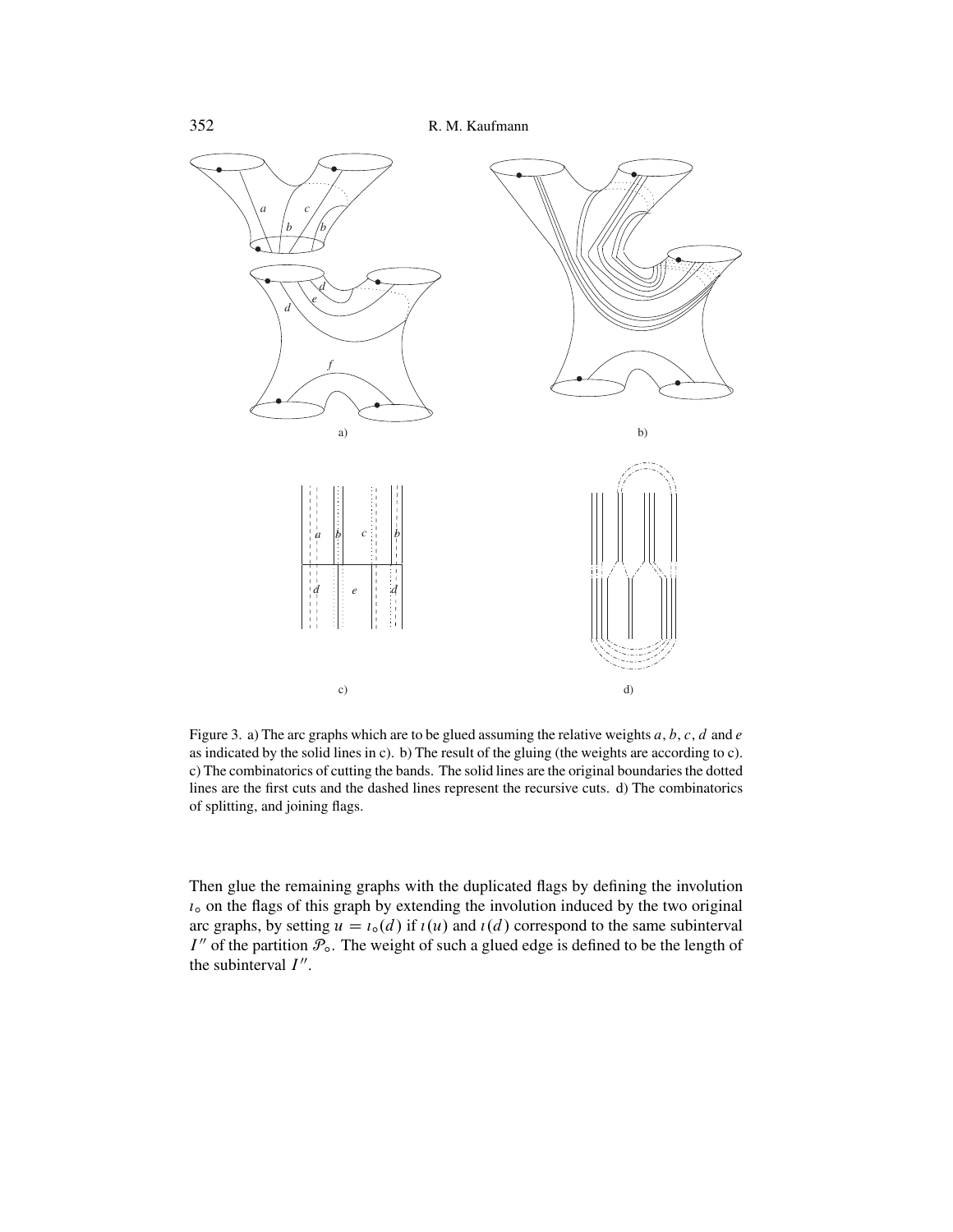Figure 3. a) The arc graphs which are to be glued assuming the relative weights $a, b, c, d$ and $e$ as indicated by the solid lines in c). b) The result of the gluing (the weights are according to c). c) The combinatorics of cutting the bands. The solid lines are the original boundaries the dotted lines are the first cuts and the dashed lines represent the recursive cuts. d) The combinatorics of splitting, and joining flags.

Then glue the remaining graphs with the duplicated flags by defining the involution $\imath_\circ$ on the flags of this graph by extending the involution induced by the two original arc graphs, by setting $u = \imath_\circ(d)$ if $\imath(u)$ and $\imath(d)$ correspond to the same subinterval $I''$ of the partition $\mathcal{P}_\circ$. The weight of such a glued edge is defined to be the length of the subinterval $I''$.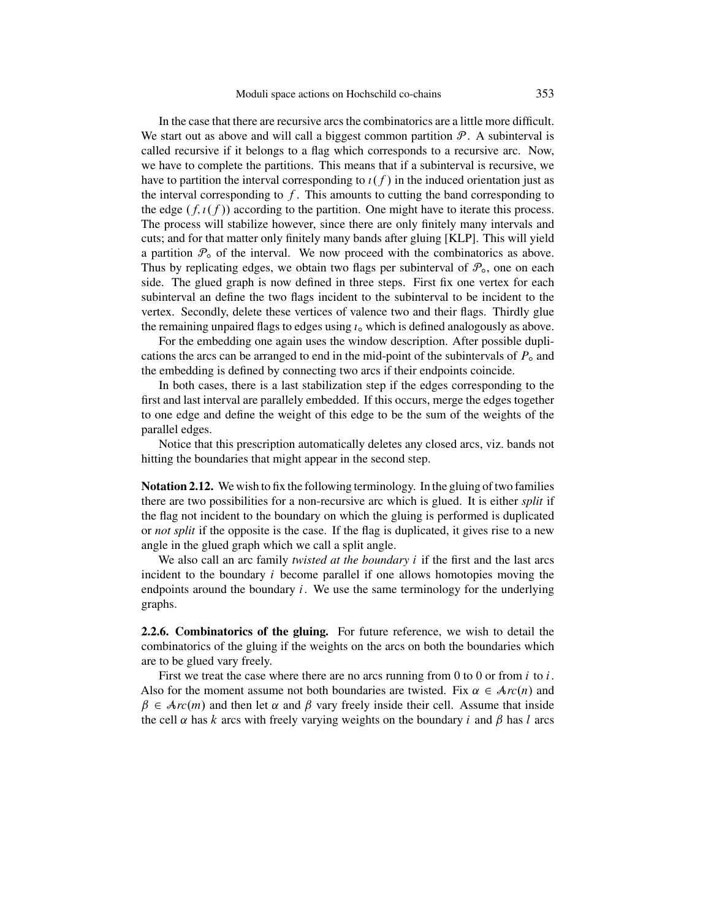In the case that there are recursive arcs the combinatorics are a little more difficult. We start out as above and will call a biggest common partition $\mathcal{P}$. A subinterval is called recursive if it belongs to a flag which corresponds to a recursive arc. Now, we have to complete the partitions. This means that if a subinterval is recursive, we have to partition the interval corresponding to $\imath(f)$ in the induced orientation just as the interval corresponding to $f$. This amounts to cutting the band corresponding to the edge $(f, \imath(f))$ according to the partition. One might have to iterate this process. The process will stabilize however, since there are only finitely many intervals and cuts; and for that matter only finitely many bands after gluing [KLP]. This will yield a partition $\mathcal{P}_\circ$ of the interval. We now proceed with the combinatorics as above. Thus by replicating edges, we obtain two flags per subinterval of $\mathcal{P}_\circ$, one on each side. The glued graph is now defined in three steps. First fix one vertex for each subinterval an define the two flags incident to the subinterval to be incident to the vertex. Secondly, delete these vertices of valence two and their flags. Thirdly glue the remaining unpaired flags to edges using $\imath_\circ$ which is defined analogously as above.

For the embedding one again uses the window description. After possible duplications the arcs can be arranged to end in the mid-point of the subintervals of $P_\circ$ and the embedding is defined by connecting two arcs if their endpoints coincide.

In both cases, there is a last stabilization step if the edges corresponding to the first and last interval are parallely embedded. If this occurs, merge the edges together to one edge and define the weight of this edge to be the sum of the weights of the parallel edges.

Notice that this prescription automatically deletes any closed arcs, viz. bands not hitting the boundaries that might appear in the second step.

**Notation 2.12.** We wish to fix the following terminology. In the gluing of two families there are two possibilities for a non-recursive arc which is glued. It is either *split* if the flag not incident to the boundary on which the gluing is performed is duplicated or *not split* if the opposite is the case. If the flag is duplicated, it gives rise to a new angle in the glued graph which we call a split angle.

We also call an arc family *twisted at the boundary* $i$ if the first and the last arcs incident to the boundary $i$ become parallel if one allows homotopies moving the endpoints around the boundary $i$. We use the same terminology for the underlying graphs.

**2.2.6. Combinatorics of the gluing.** For future reference, we wish to detail the combinatorics of the gluing if the weights on the arcs on both the boundaries which are to be glued vary freely.

First we treat the case where there are no arcs running from 0 to 0 or from $i$ to $i$. Also for the moment assume not both boundaries are twisted. Fix $\alpha \in \mathcal{A}rc(n)$ and $\beta \in \mathcal{A}rc(m)$ and then let $\alpha$ and $\beta$ vary freely inside their cell. Assume that inside the cell $\alpha$ has $k$ arcs with freely varying weights on the boundary $i$ and $\beta$ has $l$ arcs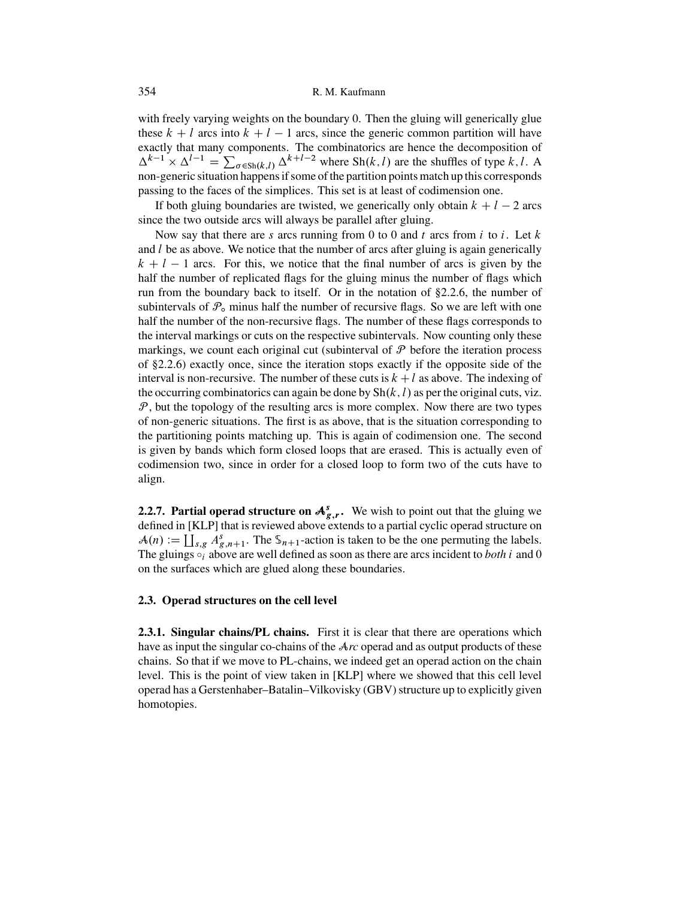with freely varying weights on the boundary 0. Then the gluing will generically glue these $k+l$ arcs into $k+l-1$ arcs, since the generic common partition will have exactly that many components. The combinatorics are hence the decomposition of $\Delta^{k-1} \times \Delta^{l-1} = \sum_{\sigma \in \mathrm{Sh}(k,l)} \Delta^{k+l-2}$ where $\mathrm{Sh}(k,l)$ are the shuffles of type $k,l$. A non-generic situation happens if some of the partition points match up this corresponds passing to the faces of the simplices. This set is at least of codimension one.

If both gluing boundaries are twisted, we generically only obtain $k+l-2$ arcs since the two outside arcs will always be parallel after gluing.

Now say that there are $s$ arcs running from 0 to 0 and $t$ arcs from $i$ to $i$. Let $k$ and $l$ be as above. We notice that the number of arcs after gluing is again generically $k+l-1$ arcs. For this, we notice that the final number of arcs is given by the half the number of replicated flags for the gluing minus the number of flags which run from the boundary back to itself. Or in the notation of §2.2.6, the number of subintervals of $\mathcal{P}_\circ$ minus half the number of recursive flags. So we are left with one half the number of the non-recursive flags. The number of these flags corresponds to the interval markings or cuts on the respective subintervals. Now counting only these markings, we count each original cut (subinterval of $\mathcal{P}$ before the iteration process of §2.2.6) exactly once, since the iteration stops exactly if the opposite side of the interval is non-recursive. The number of these cuts is $k+l$ as above. The indexing of the occurring combinatorics can again be done by $\mathrm{Sh}(k,l)$ as per the original cuts, viz. $\mathcal{P}$, but the topology of the resulting arcs is more complex. Now there are two types of non-generic situations. The first is as above, that is the situation corresponding to the partitioning points matching up. This is again of codimension one. The second is given by bands which form closed loops that are erased. This is actually even of codimension two, since in order for a closed loop to form two of the cuts have to align.

**2.2.7. Partial operad structure on $\mathcal{A}^s_{g,r}$.** We wish to point out that the gluing we defined in [KLP] that is reviewed above extends to a partial cyclic operad structure on $\mathcal{A}(n) := \coprod_{s,g} A^s_{g,n+1}$. The $\mathbb{S}_{n+1}$-action is taken to be the one permuting the labels. The gluings $\circ_i$ above are well defined as soon as there are arcs incident to *both* $i$ and 0 on the surfaces which are glued along these boundaries.

### 2.3. Operad structures on the cell level

**2.3.1. Singular chains/PL chains.** First it is clear that there are operations which have as input the singular co-chains of the $\mathcal{A}rc$ operad and as output products of these chains. So that if we move to PL-chains, we indeed get an operad action on the chain level. This is the point of view taken in [KLP] where we showed that this cell level operad has a Gerstenhaber–Batalin–Vilkovisky (GBV) structure up to explicitly given homotopies.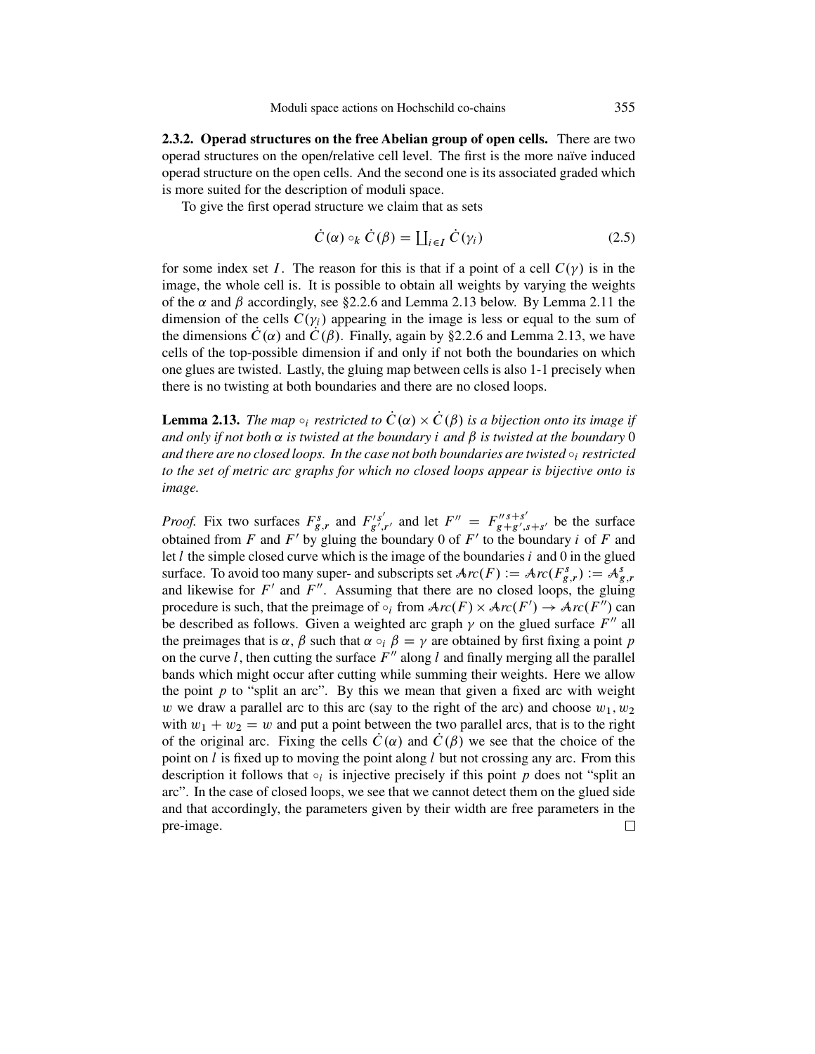**2.3.2. Operad structures on the free Abelian group of open cells.** There are two operad structures on the open/relative cell level. The first is the more naïve induced operad structure on the open cells. And the second one is its associated graded which is more suited for the description of moduli space.

To give the first operad structure we claim that as sets

$$\dot{C}(\alpha) \circ_k \dot{C}(\beta) = \coprod_{i \in I} \dot{C}(\gamma_i) \tag{2.5}$$

for some index set $I$. The reason for this is that if a point of a cell $C(\gamma)$ is in the image, the whole cell is. It is possible to obtain all weights by varying the weights of the $\alpha$ and $\beta$ accordingly, see §2.2.6 and Lemma 2.13 below. By Lemma 2.11 the dimension of the cells $C(\gamma_i)$ appearing in the image is less or equal to the sum of the dimensions $\dot{C}(\alpha)$ and $\dot{C}(\beta)$. Finally, again by §2.2.6 and Lemma 2.13, we have cells of the top-possible dimension if and only if not both the boundaries on which one glues are twisted. Lastly, the gluing map between cells is also 1-1 precisely when there is no twisting at both boundaries and there are no closed loops.

**Lemma 2.13.** *The map $\circ_i$ restricted to $\dot{C}(\alpha) \times \dot{C}(\beta)$ is a bijection onto its image if and only if not both $\alpha$ is twisted at the boundary $i$ and $\beta$ is twisted at the boundary $0$ and there are no closed loops. In the case not both boundaries are twisted $\circ_i$ restricted to the set of metric arc graphs for which no closed loops appear is bijective onto is image.*

*Proof.* Fix two surfaces $F^s_{g,r}$ and $F'^{s'}_{g',r'}$ and let $F'' = F''^{s+s'}_{g+g',s+s'}$ be the surface obtained from $F$ and $F'$ by gluing the boundary $0$ of $F'$ to the boundary $i$ of $F$ and let $l$ the simple closed curve which is the image of the boundaries $i$ and $0$ in the glued surface. To avoid too many super- and subscripts set $\mathcal{A}rc(F) := \mathcal{A}rc(F^s_{g,r}) := \mathcal{A}^s_{g,r}$ and likewise for $F'$ and $F''$. Assuming that there are no closed loops, the gluing procedure is such, that the preimage of $\circ_i$ from $\mathcal{A}rc(F) \times \mathcal{A}rc(F') \to \mathcal{A}rc(F'')$ can be described as follows. Given a weighted arc graph $\gamma$ on the glued surface $F''$ all the preimages that is $\alpha$, $\beta$ such that $\alpha \circ_i \beta = \gamma$ are obtained by first fixing a point $p$ on the curve $l$, then cutting the surface $F''$ along $l$ and finally merging all the parallel bands which might occur after cutting while summing their weights. Here we allow the point $p$ to "split an arc". By this we mean that given a fixed arc with weight $w$ we draw a parallel arc to this arc (say to the right of the arc) and choose $w_1, w_2$ with $w_1 + w_2 = w$ and put a point between the two parallel arcs, that is to the right of the original arc. Fixing the cells $\dot{C}(\alpha)$ and $\dot{C}(\beta)$ we see that the choice of the point on $l$ is fixed up to moving the point along $l$ but not crossing any arc. From this description it follows that $\circ_i$ is injective precisely if this point $p$ does not "split an arc". In the case of closed loops, we see that we cannot detect them on the glued side and that accordingly, the parameters given by their width are free parameters in the pre-image. □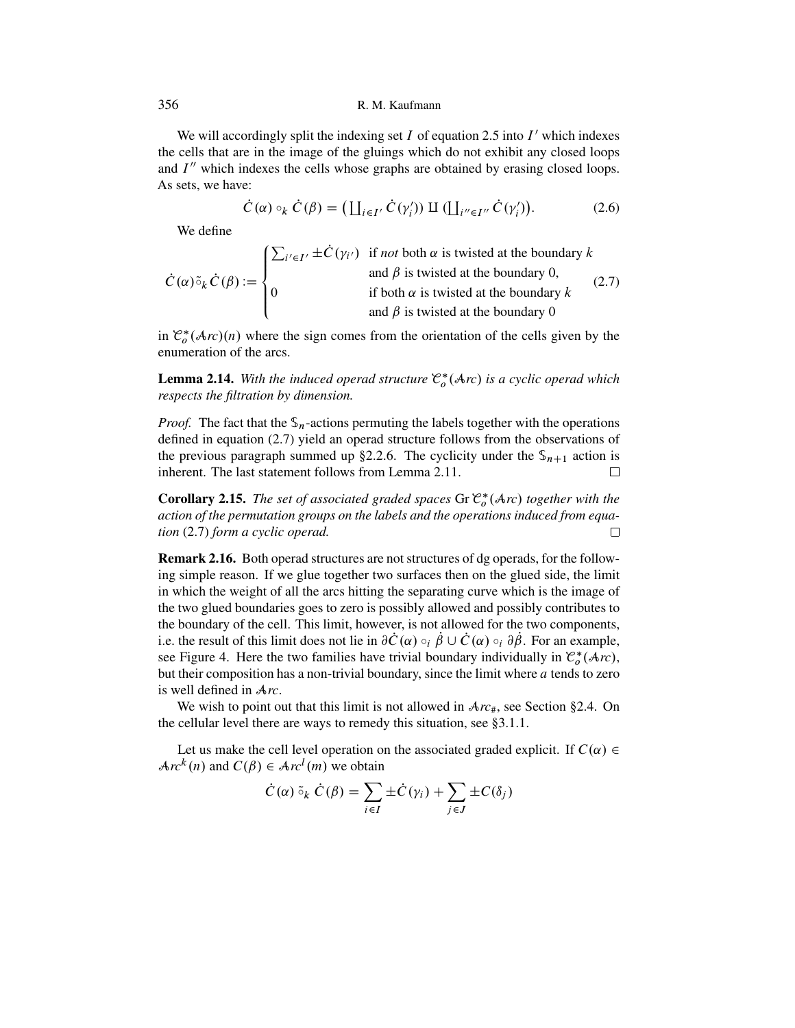We will accordingly split the indexing set $I$ of equation 2.5 into $I'$ which indexes the cells that are in the image of the gluings which do not exhibit any closed loops and $I''$ which indexes the cells whose graphs are obtained by erasing closed loops. As sets, we have:

$$\dot{C}(\alpha) \circ_k \dot{C}(\beta) = \big(\coprod_{i \in I'} \dot{C}(\gamma_i')\big) \amalg \big(\coprod_{i'' \in I''} \dot{C}(\gamma_i')\big). \tag{2.6}$$

We define

$$\dot{C}(\alpha) \tilde{\circ}_k \dot{C}(\beta) := \begin{cases} \sum_{i' \in I'} \pm \dot{C}(\gamma_{i'}) & \text{if } \textit{not} \text{ both } \alpha \text{ is twisted at the boundary } k \\ & \text{and } \beta \text{ is twisted at the boundary } 0, \\ 0 & \text{if both } \alpha \text{ is twisted at the boundary } k \\ & \text{and } \beta \text{ is twisted at the boundary } 0 \end{cases} \tag{2.7}$$

in $\mathcal{C}_o^*(\mathcal{A}rc)(n)$ where the sign comes from the orientation of the cells given by the enumeration of the arcs.

**Lemma 2.14.** *With the induced operad structure $\mathcal{C}_o^*(\mathcal{A}rc)$ is a cyclic operad which respects the filtration by dimension.*

*Proof.* The fact that the $\mathbb{S}_n$-actions permuting the labels together with the operations defined in equation (2.7) yield an operad structure follows from the observations of the previous paragraph summed up §2.2.6. The cyclicity under the $\mathbb{S}_{n+1}$ action is inherent. The last statement follows from Lemma 2.11. □

**Corollary 2.15.** *The set of associated graded spaces $\mathrm{Gr}\, \mathcal{C}_o^*(\mathcal{A}rc)$ together with the action of the permutation groups on the labels and the operations induced from equation (2.7) form a cyclic operad.* □

**Remark 2.16.** Both operad structures are not structures of dg operads, for the following simple reason. If we glue together two surfaces then on the glued side, the limit in which the weight of all the arcs hitting the separating curve which is the image of the two glued boundaries goes to zero is possibly allowed and possibly contributes to the boundary of the cell. This limit, however, is not allowed for the two components, i.e. the result of this limit does not lie in $\partial \dot{C}(\alpha) \circ_i \dot{\beta} \cup \dot{C}(\alpha) \circ_i \partial \dot{\beta}$. For an example, see Figure 4. Here the two families have trivial boundary individually in $\mathcal{C}_o^*(\mathcal{A}rc)$, but their composition has a non-trivial boundary, since the limit where $a$ tends to zero is well defined in $\mathcal{A}rc$.

We wish to point out that this limit is not allowed in $\mathcal{A}rc_\#$, see Section §2.4. On the cellular level there are ways to remedy this situation, see §3.1.1.

Let us make the cell level operation on the associated graded explicit. If $C(\alpha) \in \mathcal{A}rc^k(n)$ and $C(\beta) \in \mathcal{A}rc^l(m)$ we obtain

$$\dot{C}(\alpha) \tilde{\circ}_k \dot{C}(\beta) = \sum_{i \in I} \pm \dot{C}(\gamma_i) + \sum_{j \in J} \pm C(\delta_j)$$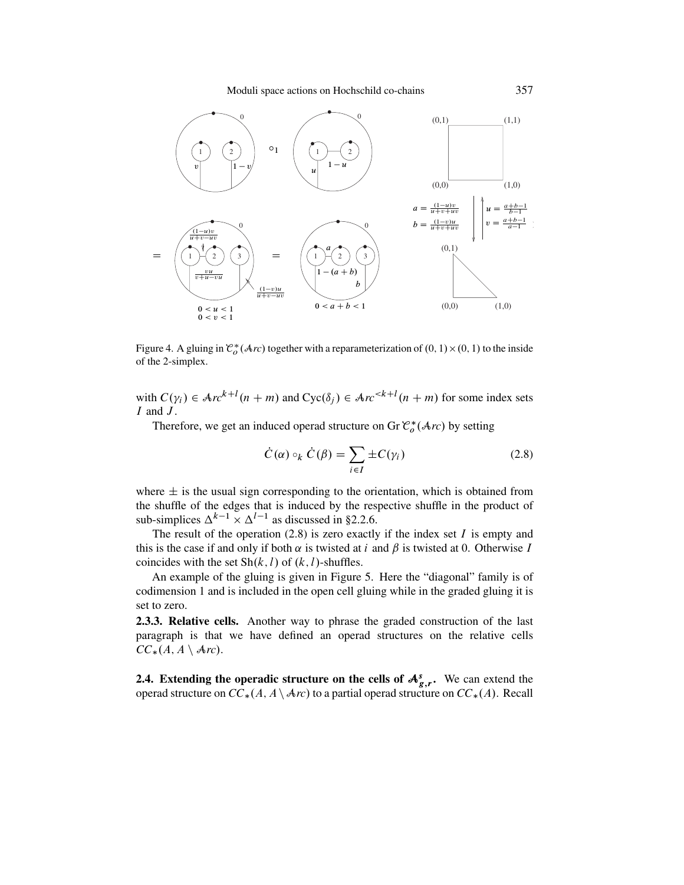Figure 4. A gluing in $\mathcal{C}_o^*(\mathcal{A}rc)$ together with a reparameterization of $(0,1)\times(0,1)$ to the inside of the 2-simplex.

with $C(\gamma_i) \in \mathcal{A}rc^{k+l}(n+m)$ and $\mathrm{Cyc}(\delta_j) \in \mathcal{A}rc^{<k+l}(n+m)$ for some index sets $I$ and $J$.

Therefore, we get an induced operad structure on $\mathrm{Gr}\,\mathcal{C}_o^*(\mathcal{A}rc)$ by setting

$$\dot{C}(\alpha) \circ_k \dot{C}(\beta) = \sum_{i \in I} \pm C(\gamma_i) \tag{2.8}$$

where $\pm$ is the usual sign corresponding to the orientation, which is obtained from the shuffle of the edges that is induced by the respective shuffle in the product of sub-simplices $\Delta^{k-1} \times \Delta^{l-1}$ as discussed in §2.2.6.

The result of the operation (2.8) is zero exactly if the index set $I$ is empty and this is the case if and only if both $\alpha$ is twisted at $i$ and $\beta$ is twisted at 0. Otherwise $I$ coincides with the set $\mathrm{Sh}(k,l)$ of $(k,l)$-shuffles.

An example of the gluing is given in Figure 5. Here the "diagonal" family is of codimension 1 and is included in the open cell gluing while in the graded gluing it is set to zero.

**2.3.3. Relative cells.** Another way to phrase the graded construction of the last paragraph is that we have defined an operad structures on the relative cells $CC_*(A, A \setminus \mathcal{A}rc)$.

**2.4. Extending the operadic structure on the cells of $\mathcal{A}^s_{g,r}$.** We can extend the operad structure on $CC_*(A, A \setminus \mathcal{A}rc)$ to a partial operad structure on $CC_*(A)$. Recall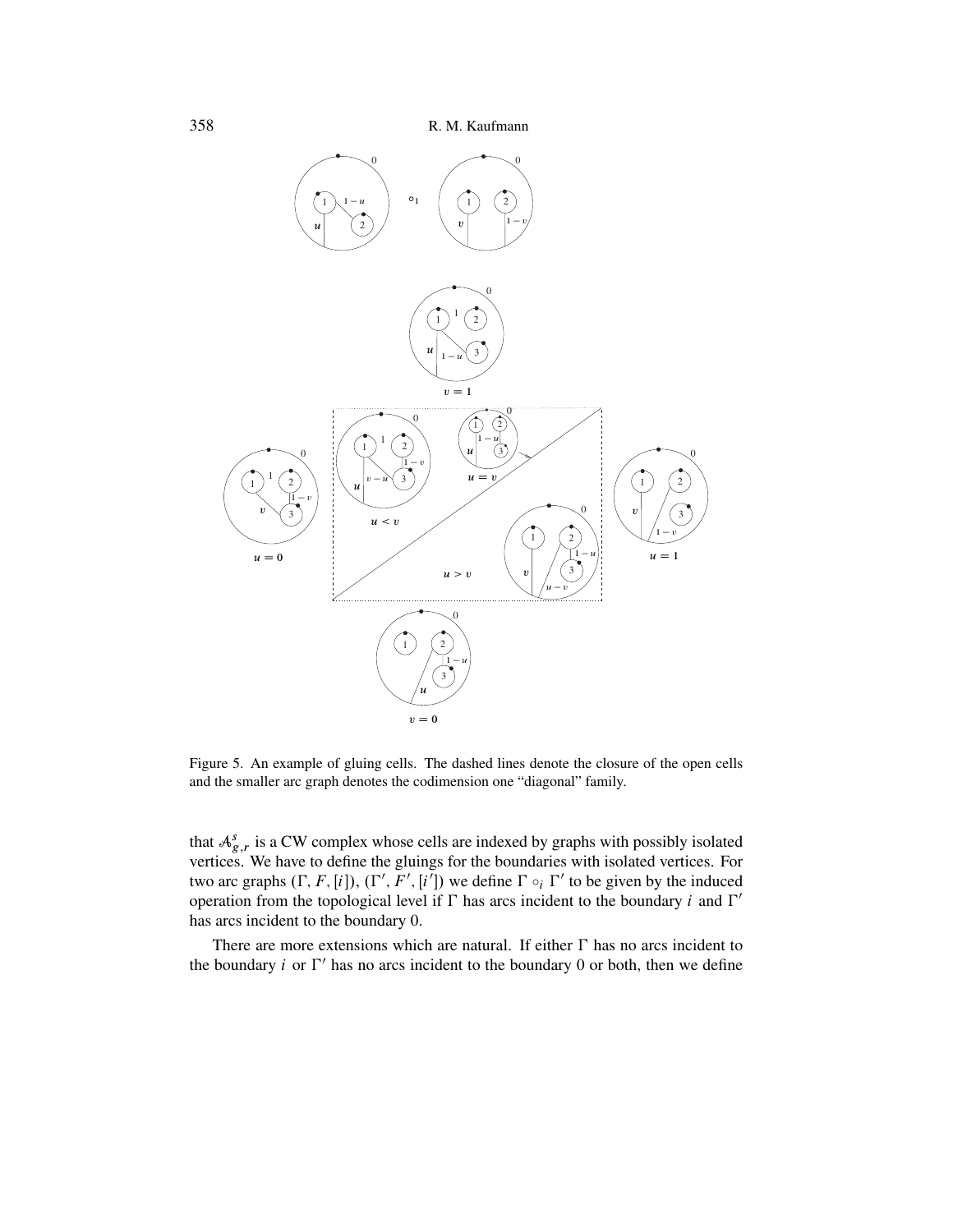Figure 5. An example of gluing cells. The dashed lines denote the closure of the open cells and the smaller arc graph denotes the codimension one "diagonal" family.

that $\mathcal{A}^s_{g,r}$ is a CW complex whose cells are indexed by graphs with possibly isolated vertices. We have to define the gluings for the boundaries with isolated vertices. For two arc graphs $(\Gamma, F, [i])$, $(\Gamma', F', [i'])$ we define $\Gamma \circ_i \Gamma'$ to be given by the induced operation from the topological level if $\Gamma$ has arcs incident to the boundary $i$ and $\Gamma'$ has arcs incident to the boundary 0.

There are more extensions which are natural. If either $\Gamma$ has no arcs incident to the boundary $i$ or $\Gamma'$ has no arcs incident to the boundary 0 or both, then we define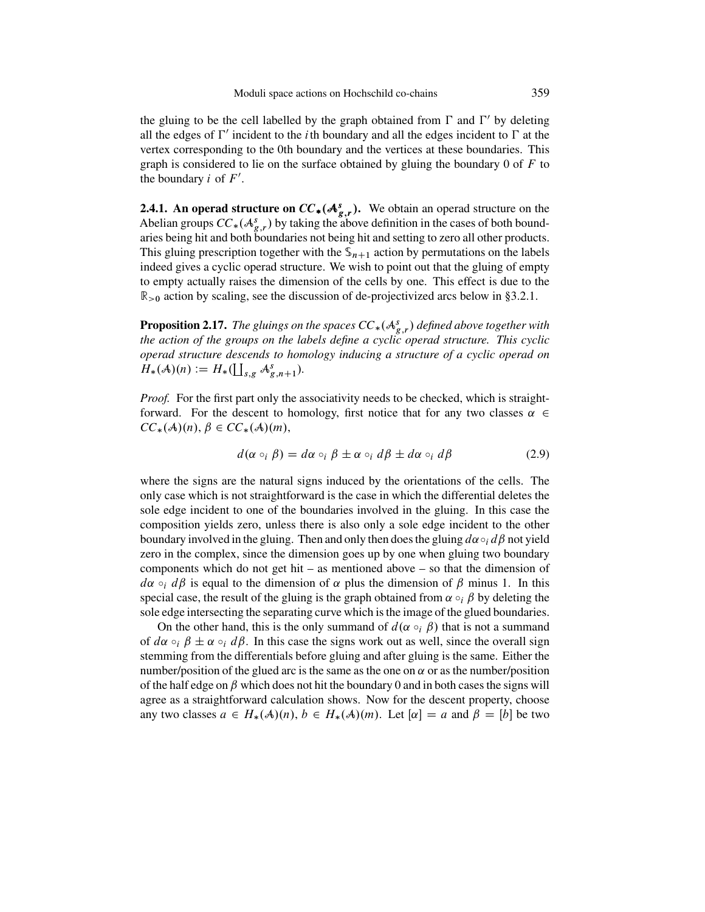the gluing to be the cell labelled by the graph obtained from $\Gamma$ and $\Gamma'$ by deleting all the edges of $\Gamma'$ incident to the $i$th boundary and all the edges incident to $\Gamma$ at the vertex corresponding to the 0th boundary and the vertices at these boundaries. This graph is considered to lie on the surface obtained by gluing the boundary 0 of $F$ to the boundary $i$ of $F'$.

**2.4.1. An operad structure on $CC_*(\mathcal{A}^s_{g,r})$.** We obtain an operad structure on the Abelian groups $CC_*(\mathcal{A}^s_{g,r})$ by taking the above definition in the cases of both boundaries being hit and both boundaries not being hit and setting to zero all other products. This gluing prescription together with the $\mathbb{S}_{n+1}$ action by permutations on the labels indeed gives a cyclic operad structure. We wish to point out that the gluing of empty to empty actually raises the dimension of the cells by one. This effect is due to the $\mathbb{R}_{>0}$ action by scaling, see the discussion of de-projectivized arcs below in §3.2.1.

**Proposition 2.17.** *The gluings on the spaces $CC_*(\mathcal{A}^s_{g,r})$ defined above together with the action of the groups on the labels define a cyclic operad structure. This cyclic operad structure descends to homology inducing a structure of a cyclic operad on $H_*(\mathcal{A})(n) := H_*(\coprod_{s,g} \mathcal{A}^s_{g,n+1})$.*

*Proof.* For the first part only the associativity needs to be checked, which is straightforward. For the descent to homology, first notice that for any two classes $\alpha \in CC_*(\mathcal{A})(n)$, $\beta \in CC_*(\mathcal{A})(m)$,

$$d(\alpha \circ_i \beta) = d\alpha \circ_i \beta \pm \alpha \circ_i d\beta \pm d\alpha \circ_i d\beta \tag{2.9}$$

where the signs are the natural signs induced by the orientations of the cells. The only case which is not straightforward is the case in which the differential deletes the sole edge incident to one of the boundaries involved in the gluing. In this case the composition yields zero, unless there is also only a sole edge incident to the other boundary involved in the gluing. Then and only then does the gluing $d\alpha \circ_i d\beta$ not yield zero in the complex, since the dimension goes up by one when gluing two boundary components which do not get hit – as mentioned above – so that the dimension of $d\alpha \circ_i d\beta$ is equal to the dimension of $\alpha$ plus the dimension of $\beta$ minus 1. In this special case, the result of the gluing is the graph obtained from $\alpha \circ_i \beta$ by deleting the sole edge intersecting the separating curve which is the image of the glued boundaries.

On the other hand, this is the only summand of $d(\alpha \circ_i \beta)$ that is not a summand of $d\alpha \circ_i \beta \pm \alpha \circ_i d\beta$. In this case the signs work out as well, since the overall sign stemming from the differentials before gluing and after gluing is the same. Either the number/position of the glued arc is the same as the one on $\alpha$ or as the number/position of the half edge on $\beta$ which does not hit the boundary 0 and in both cases the signs will agree as a straightforward calculation shows. Now for the descent property, choose any two classes $a \in H_*(\mathcal{A})(n)$, $b \in H_*(\mathcal{A})(m)$. Let $[\alpha] = a$ and $\beta = [b]$ be two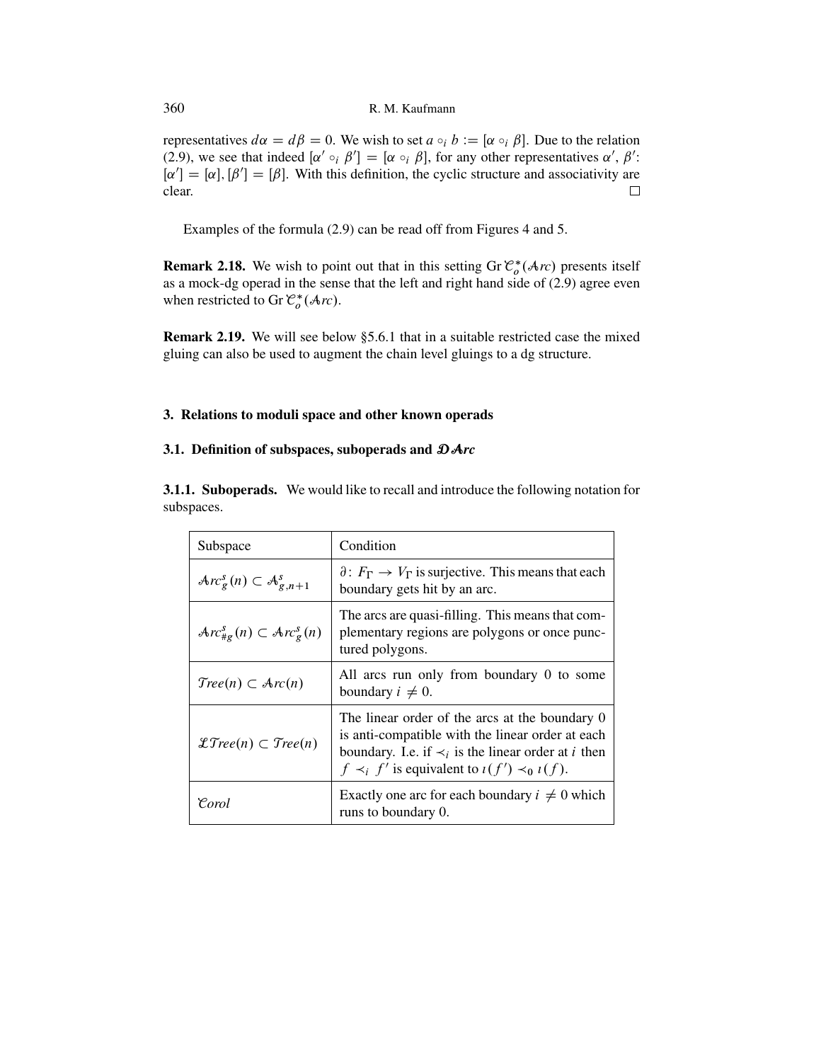representatives $d\alpha = d\beta = 0$. We wish to set $a \circ_i b := [\alpha \circ_i \beta]$. Due to the relation (2.9), we see that indeed $[\alpha' \circ_i \beta'] = [\alpha \circ_i \beta]$, for any other representatives $\alpha'$, $\beta'$: $[\alpha'] = [\alpha], [\beta'] = [\beta]$. With this definition, the cyclic structure and associativity are clear. $\square$

Examples of the formula (2.9) can be read off from Figures 4 and 5.

**Remark 2.18.** We wish to point out that in this setting $\mathrm{Gr}\, \mathcal{C}_o^*(\mathcal{A}rc)$ presents itself as a mock-dg operad in the sense that the left and right hand side of (2.9) agree even when restricted to $\mathrm{Gr}\, \mathcal{C}_o^*(\mathcal{A}rc)$.

**Remark 2.19.** We will see below §5.6.1 that in a suitable restricted case the mixed gluing can also be used to augment the chain level gluings to a dg structure.

## 3. Relations to moduli space and other known operads

### 3.1. Definition of subspaces, suboperads and $\mathcal{DA}rc$

**3.1.1. Suboperads.** We would like to recall and introduce the following notation for subspaces.

| Subspace | Condition |
|---|---|
| $\mathcal{A}rc_g^s(n) \subset \mathcal{A}_{g,n+1}^s$ | $\partial\colon F_\Gamma \to V_\Gamma$ is surjective. This means that each boundary gets hit by an arc. |
| $\mathcal{A}rc_{\#g}^s(n) \subset \mathcal{A}rc_g^s(n)$ | The arcs are quasi-filling. This means that complementary regions are polygons or once punctured polygons. |
| $\mathcal{T}ree(n) \subset \mathcal{A}rc(n)$ | All arcs run only from boundary 0 to some boundary $i \neq 0$. |
| $\mathcal{LT}ree(n) \subset \mathcal{T}ree(n)$ | The linear order of the arcs at the boundary 0 is anti-compatible with the linear order at each boundary. I.e. if $\prec_i$ is the linear order at $i$ then $f \prec_i f'$ is equivalent to $\imath(f') \prec_0 \imath(f)$. |
| $\mathcal{C}orol$ | Exactly one arc for each boundary $i \neq 0$ which runs to boundary 0. |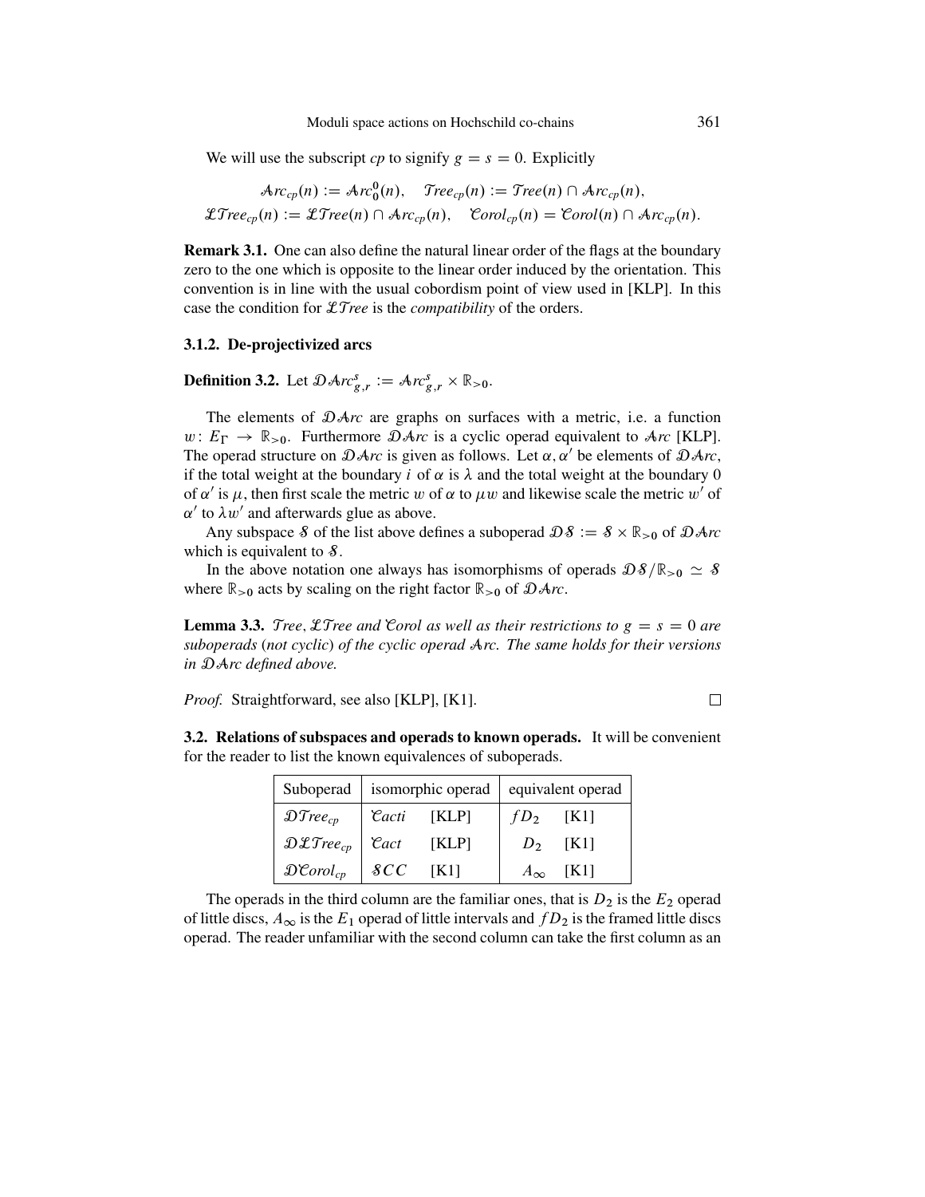We will use the subscript *cp* to signify $g = s = 0$. Explicitly

$$\mathcal{A}rc_{cp}(n) := \mathcal{A}rc_0^0(n), \quad \mathcal{T}ree_{cp}(n) := \mathcal{T}ree(n) \cap \mathcal{A}rc_{cp}(n),$$
$$\mathcal{L}\mathcal{T}ree_{cp}(n) := \mathcal{L}\mathcal{T}ree(n) \cap \mathcal{A}rc_{cp}(n), \quad \mathcal{C}orol_{cp}(n) = \mathcal{C}orol(n) \cap \mathcal{A}rc_{cp}(n).$$

**Remark 3.1.** One can also define the natural linear order of the flags at the boundary zero to the one which is opposite to the linear order induced by the orientation. This convention is in line with the usual cobordism point of view used in [KLP]. In this case the condition for $\mathcal{L}\mathcal{T}ree$ is the *compatibility* of the orders.

### 3.1.2. De-projectivized arcs

**Definition 3.2.** Let $\mathcal{D}\mathcal{A}rc_{g,r}^s := \mathcal{A}rc_{g,r}^s \times \mathbb{R}_{>0}$.

The elements of $\mathcal{D}\mathcal{A}rc$ are graphs on surfaces with a metric, i.e. a function $w\colon E_\Gamma \to \mathbb{R}_{>0}$. Furthermore $\mathcal{D}\mathcal{A}rc$ is a cyclic operad equivalent to $\mathcal{A}rc$ [KLP]. The operad structure on $\mathcal{D}\mathcal{A}rc$ is given as follows. Let $\alpha, \alpha'$ be elements of $\mathcal{D}\mathcal{A}rc$, if the total weight at the boundary $i$ of $\alpha$ is $\lambda$ and the total weight at the boundary 0 of $\alpha'$ is $\mu$, then first scale the metric $w$ of $\alpha$ to $\mu w$ and likewise scale the metric $w'$ of $\alpha'$ to $\lambda w'$ and afterwards glue as above.

Any subspace $\mathcal{S}$ of the list above defines a suboperad $\mathcal{D}\mathcal{S} := \mathcal{S} \times \mathbb{R}_{>0}$ of $\mathcal{D}\mathcal{A}rc$ which is equivalent to $\mathcal{S}$.

In the above notation one always has isomorphisms of operads $\mathcal{D}\mathcal{S}/\mathbb{R}_{>0} \simeq \mathcal{S}$ where $\mathbb{R}_{>0}$ acts by scaling on the right factor $\mathbb{R}_{>0}$ of $\mathcal{D}\mathcal{A}rc$.

**Lemma 3.3.** *$\mathcal{T}ree$, $\mathcal{L}\mathcal{T}ree$ and $\mathcal{C}orol$ as well as their restrictions to $g = s = 0$ are suboperads (not cyclic) of the cyclic operad $\mathcal{A}rc$. The same holds for their versions in $\mathcal{D}\mathcal{A}rc$ defined above.*

*Proof.* Straightforward, see also [KLP], [K1]. $\square$

### 3.2. Relations of subspaces and operads to known operads.

It will be convenient for the reader to list the known equivalences of suboperads.

| Suboperad | isomorphic operad | | equivalent operad | |
|---|---|---|---|---|
| $\mathcal{D}\mathcal{T}ree_{cp}$ | $\mathcal{C}acti$ | [KLP] | $fD_2$ | [K1] |
| $\mathcal{D}\mathcal{L}\mathcal{T}ree_{cp}$ | $\mathcal{C}act$ | [KLP] | $D_2$ | [K1] |
| $\mathcal{D}\mathcal{C}orol_{cp}$ | $\mathcal{S}CC$ | [K1] | $A_\infty$ | [K1] |

The operads in the third column are the familiar ones, that is $D_2$ is the $E_2$ operad of little discs, $A_\infty$ is the $E_1$ operad of little intervals and $fD_2$ is the framed little discs operad. The reader unfamiliar with the second column can take the first column as an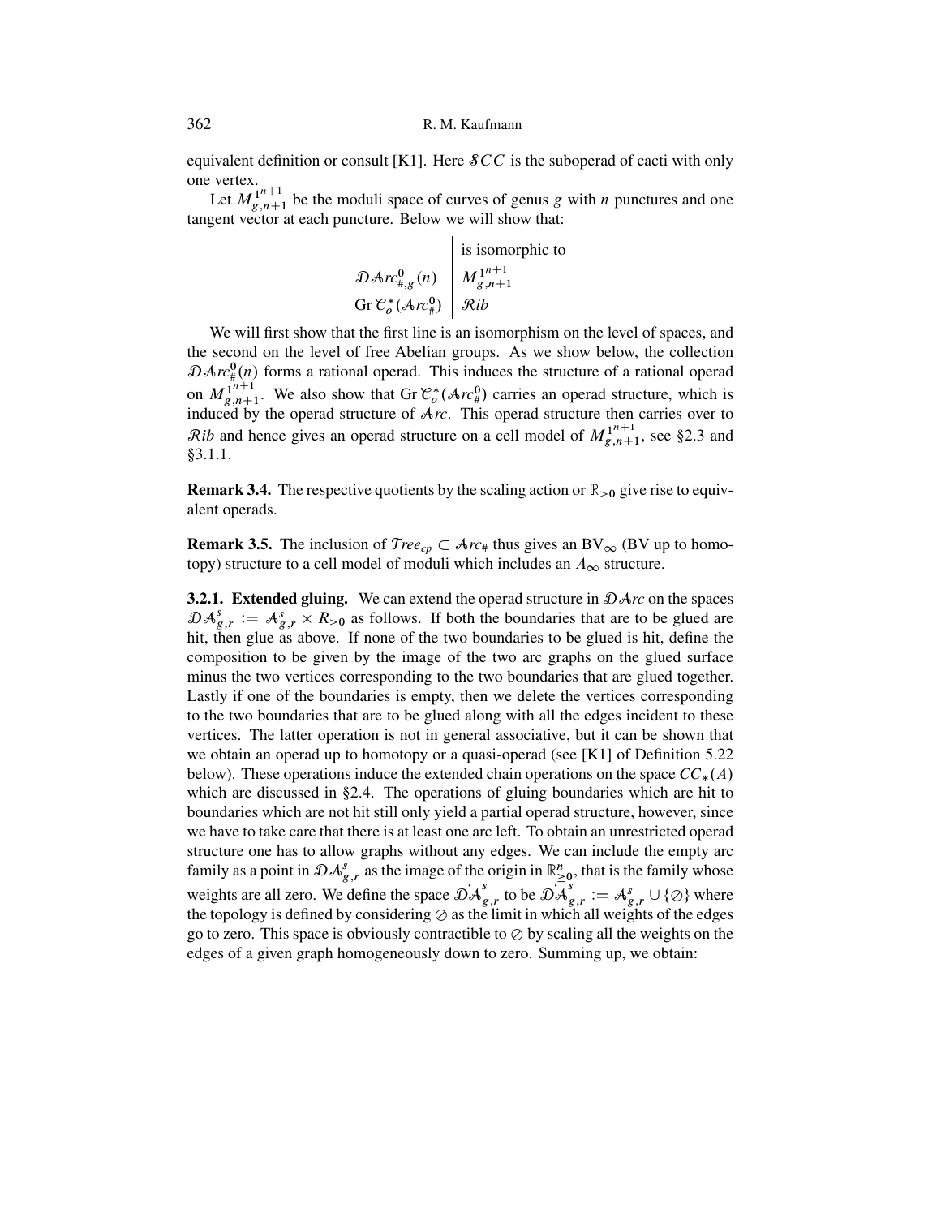equivalent definition or consult [K1]. Here $\mathcal{SCC}$ is the suboperad of cacti with only one vertex.

Let $M^{1^{n+1}}_{g,n+1}$ be the moduli space of curves of genus $g$ with $n$ punctures and one tangent vector at each puncture. Below we will show that:

| | is isomorphic to |
|---|---|
| $\mathcal{DA}rc^0_{\#,g}(n)$ | $M^{1^{n+1}}_{g,n+1}$ |
| $\mathrm{Gr}\,\mathcal{C}^*_o(\mathcal{A}rc^0_\#)$ | $\mathcal{R}ib$ |

We will first show that the first line is an isomorphism on the level of spaces, and the second on the level of free Abelian groups. As we show below, the collection $\mathcal{DA}rc^0_\#(n)$ forms a rational operad. This induces the structure of a rational operad on $M^{1^{n+1}}_{g,n+1}$. We also show that $\mathrm{Gr}\,\mathcal{C}^*_o(\mathcal{A}rc^0_\#)$ carries an operad structure, which is induced by the operad structure of $\mathcal{A}rc$. This operad structure then carries over to $\mathcal{R}ib$ and hence gives an operad structure on a cell model of $M^{1^{n+1}}_{g,n+1}$, see §2.3 and §3.1.1.

**Remark 3.4.** The respective quotients by the scaling action or $\mathbb{R}_{>0}$ give rise to equivalent operads.

**Remark 3.5.** The inclusion of $\mathcal{T}ree_{cp} \subset \mathcal{A}rc_\#$ thus gives an $\mathrm{BV}_\infty$ (BV up to homotopy) structure to a cell model of moduli which includes an $A_\infty$ structure.

**3.2.1. Extended gluing.** We can extend the operad structure in $\mathcal{DA}rc$ on the spaces $\mathcal{DA}^s_{g,r} := \mathcal{A}^s_{g,r} \times R_{>0}$ as follows. If both the boundaries that are to be glued are hit, then glue as above. If none of the two boundaries to be glued is hit, define the composition to be given by the image of the two arc graphs on the glued surface minus the two vertices corresponding to the two boundaries that are glued together. Lastly if one of the boundaries is empty, then we delete the vertices corresponding to the two boundaries that are to be glued along with all the edges incident to these vertices. The latter operation is not in general associative, but it can be shown that we obtain an operad up to homotopy or a quasi-operad (see [K1] of Definition 5.22 below). These operations induce the extended chain operations on the space $CC_*(A)$ which are discussed in §2.4. The operations of gluing boundaries which are hit to boundaries which are not hit still only yield a partial operad structure, however, since we have to take care that there is at least one arc left. To obtain an unrestricted operad structure one has to allow graphs without any edges. We can include the empty arc family as a point in $\mathcal{DA}^s_{g,r}$ as the image of the origin in $\mathbb{R}^n_{\geq 0}$, that is the family whose weights are all zero. We define the space $\dot{\mathcal{DA}}^s_{g,r}$ to be $\dot{\mathcal{DA}}^s_{g,r} := \mathcal{A}^s_{g,r} \cup \{\oslash\}$ where the topology is defined by considering $\oslash$ as the limit in which all weights of the edges go to zero. This space is obviously contractible to $\oslash$ by scaling all the weights on the edges of a given graph homogeneously down to zero. Summing up, we obtain: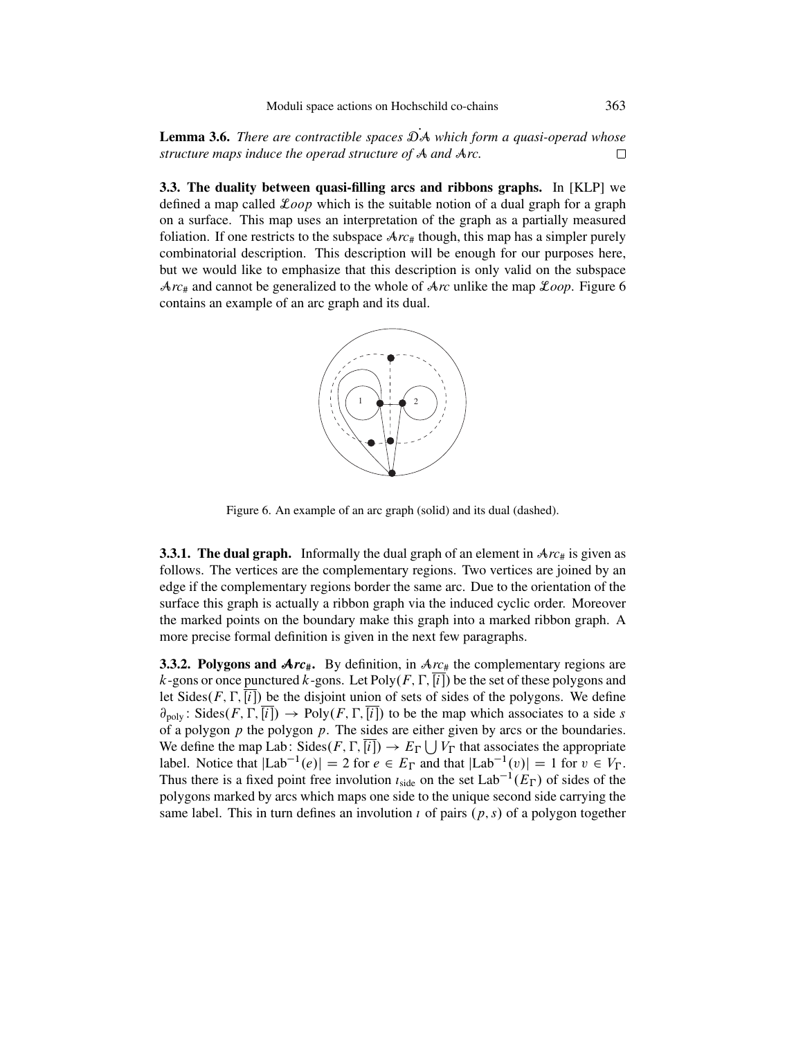**Lemma 3.6.** *There are contractible spaces $\dot{\mathcal{D}\mathcal{A}}$ which form a quasi-operad whose structure maps induce the operad structure of $\mathcal{A}$ and $\mathcal{A}rc$.* □

**3.3. The duality between quasi-filling arcs and ribbons graphs.** In [KLP] we defined a map called $\mathcal{L}oop$ which is the suitable notion of a dual graph for a graph on a surface. This map uses an interpretation of the graph as a partially measured foliation. If one restricts to the subspace $\mathcal{A}rc_\#$ though, this map has a simpler purely combinatorial description. This description will be enough for our purposes here, but we would like to emphasize that this description is only valid on the subspace $\mathcal{A}rc_\#$ and cannot be generalized to the whole of $\mathcal{A}rc$ unlike the map $\mathcal{L}oop$. Figure 6 contains an example of an arc graph and its dual.

Figure 6. An example of an arc graph (solid) and its dual (dashed).

**3.3.1. The dual graph.** Informally the dual graph of an element in $\mathcal{A}rc_\#$ is given as follows. The vertices are the complementary regions. Two vertices are joined by an edge if the complementary regions border the same arc. Due to the orientation of the surface this graph is actually a ribbon graph via the induced cyclic order. Moreover the marked points on the boundary make this graph into a marked ribbon graph. A more precise formal definition is given in the next few paragraphs.

**3.3.2. Polygons and $\mathcal{A}rc_\#$.** By definition, in $\mathcal{A}rc_\#$ the complementary regions are $k$-gons or once punctured $k$-gons. Let $\mathrm{Poly}(F, \Gamma, \overline{[i]})$ be the set of these polygons and let $\mathrm{Sides}(F, \Gamma, \overline{[i]})$ be the disjoint union of sets of sides of the polygons. We define $\partial_{\mathrm{poly}}\colon \mathrm{Sides}(F, \Gamma, \overline{[i]}) \to \mathrm{Poly}(F, \Gamma, \overline{[i]})$ to be the map which associates to a side $s$ of a polygon $p$ the polygon $p$. The sides are either given by arcs or the boundaries. We define the map $\mathrm{Lab}\colon \mathrm{Sides}(F, \Gamma, \overline{[i]}) \to E_\Gamma \bigcup V_\Gamma$ that associates the appropriate label. Notice that $|\mathrm{Lab}^{-1}(e)| = 2$ for $e \in E_\Gamma$ and that $|\mathrm{Lab}^{-1}(v)| = 1$ for $v \in V_\Gamma$. Thus there is a fixed point free involution $\imath_{\mathrm{side}}$ on the set $\mathrm{Lab}^{-1}(E_\Gamma)$ of sides of the polygons marked by arcs which maps one side to the unique second side carrying the same label. This in turn defines an involution $\imath$ of pairs $(p, s)$ of a polygon together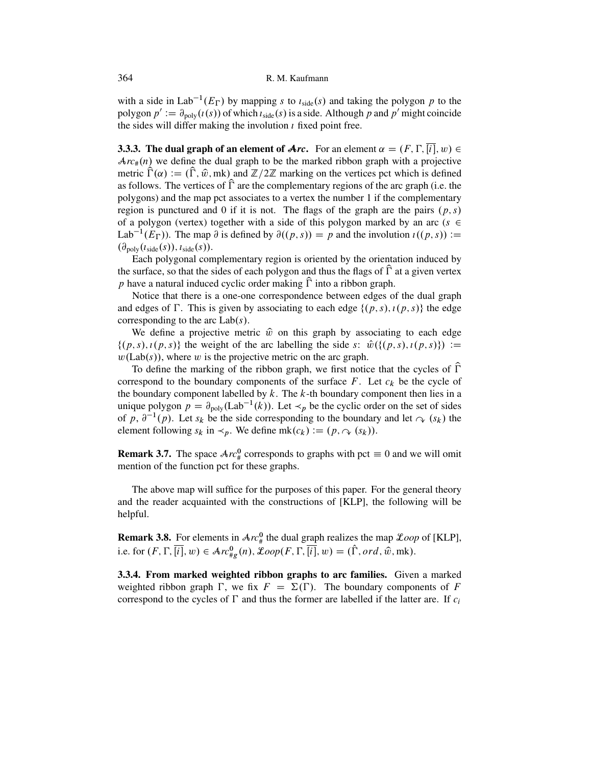with a side in $\mathrm{Lab}^{-1}(E_\Gamma)$ by mapping $s$ to $\imath_{\mathrm{side}}(s)$ and taking the polygon $p$ to the polygon $p' := \partial_{\mathrm{poly}}(\imath(s))$ of which $\imath_{\mathrm{side}}(s)$ is a side. Although $p$ and $p'$ might coincide the sides will differ making the involution $\imath$ fixed point free.

**3.3.3. The dual graph of an element of $\mathcal{A}rc$.** For an element $\alpha = (F, \Gamma, \overline{[i]}, w) \in \mathcal{A}rc_\#(n)$ we define the dual graph to be the marked ribbon graph with a projective metric $\widehat{\Gamma}(\alpha) := (\widehat{\Gamma}, \hat{w}, \mathrm{mk})$ and $\mathbb{Z}/2\mathbb{Z}$ marking on the vertices pct which is defined as follows. The vertices of $\widehat{\Gamma}$ are the complementary regions of the arc graph (i.e. the polygons) and the map pct associates to a vertex the number 1 if the complementary region is punctured and 0 if it is not. The flags of the graph are the pairs $(p, s)$ of a polygon (vertex) together with a side of this polygon marked by an arc ($s \in \mathrm{Lab}^{-1}(E_\Gamma)$). The map $\partial$ is defined by $\partial((p, s)) = p$ and the involution $\imath((p, s)) := (\partial_{\mathrm{poly}}(\imath_{\mathrm{side}}(s)), \imath_{\mathrm{side}}(s))$.

Each polygonal complementary region is oriented by the orientation induced by the surface, so that the sides of each polygon and thus the flags of $\widehat{\Gamma}$ at a given vertex $p$ have a natural induced cyclic order making $\widehat{\Gamma}$ into a ribbon graph.

Notice that there is a one-one correspondence between edges of the dual graph and edges of $\Gamma$. This is given by associating to each edge $\{(p, s), \imath(p, s)\}$ the edge corresponding to the arc $\mathrm{Lab}(s)$.

We define a projective metric $\hat{w}$ on this graph by associating to each edge $\{(p, s), \imath(p, s)\}$ the weight of the arc labelling the side $s$: $\hat{w}(\{(p, s), \imath(p, s)\}) := w(\mathrm{Lab}(s))$, where $w$ is the projective metric on the arc graph.

To define the marking of the ribbon graph, we first notice that the cycles of $\widehat{\Gamma}$ correspond to the boundary components of the surface $F$. Let $c_k$ be the cycle of the boundary component labelled by $k$. The $k$-th boundary component then lies in a unique polygon $p = \partial_{\mathrm{poly}}(\mathrm{Lab}^{-1}(k))$. Let $\prec_p$ be the cyclic order on the set of sides of $p$, $\partial^{-1}(p)$. Let $s_k$ be the side corresponding to the boundary and let $\curvearrowright(s_k)$ the element following $s_k$ in $\prec_p$. We define $\mathrm{mk}(c_k) := (p, \curvearrowright(s_k))$.

**Remark 3.7.** The space $\mathcal{A}rc^0_\#$ corresponds to graphs with pct $\equiv 0$ and we will omit mention of the function pct for these graphs.

The above map will suffice for the purposes of this paper. For the general theory and the reader acquainted with the constructions of [KLP], the following will be helpful.

**Remark 3.8.** For elements in $\mathcal{A}rc^0_\#$ the dual graph realizes the map $\mathcal{L}oop$ of [KLP], i.e. for $(F, \Gamma, \overline{[i]}, w) \in \mathcal{A}rc^0_{\#g}(n)$, $\mathcal{L}oop(F, \Gamma, \overline{[i]}, w) = (\hat{\Gamma}, ord, \hat{w}, \mathrm{mk})$.

**3.3.4. From marked weighted ribbon graphs to arc families.** Given a marked weighted ribbon graph $\Gamma$, we fix $F = \Sigma(\Gamma)$. The boundary components of $F$ correspond to the cycles of $\Gamma$ and thus the former are labelled if the latter are. If $c_i$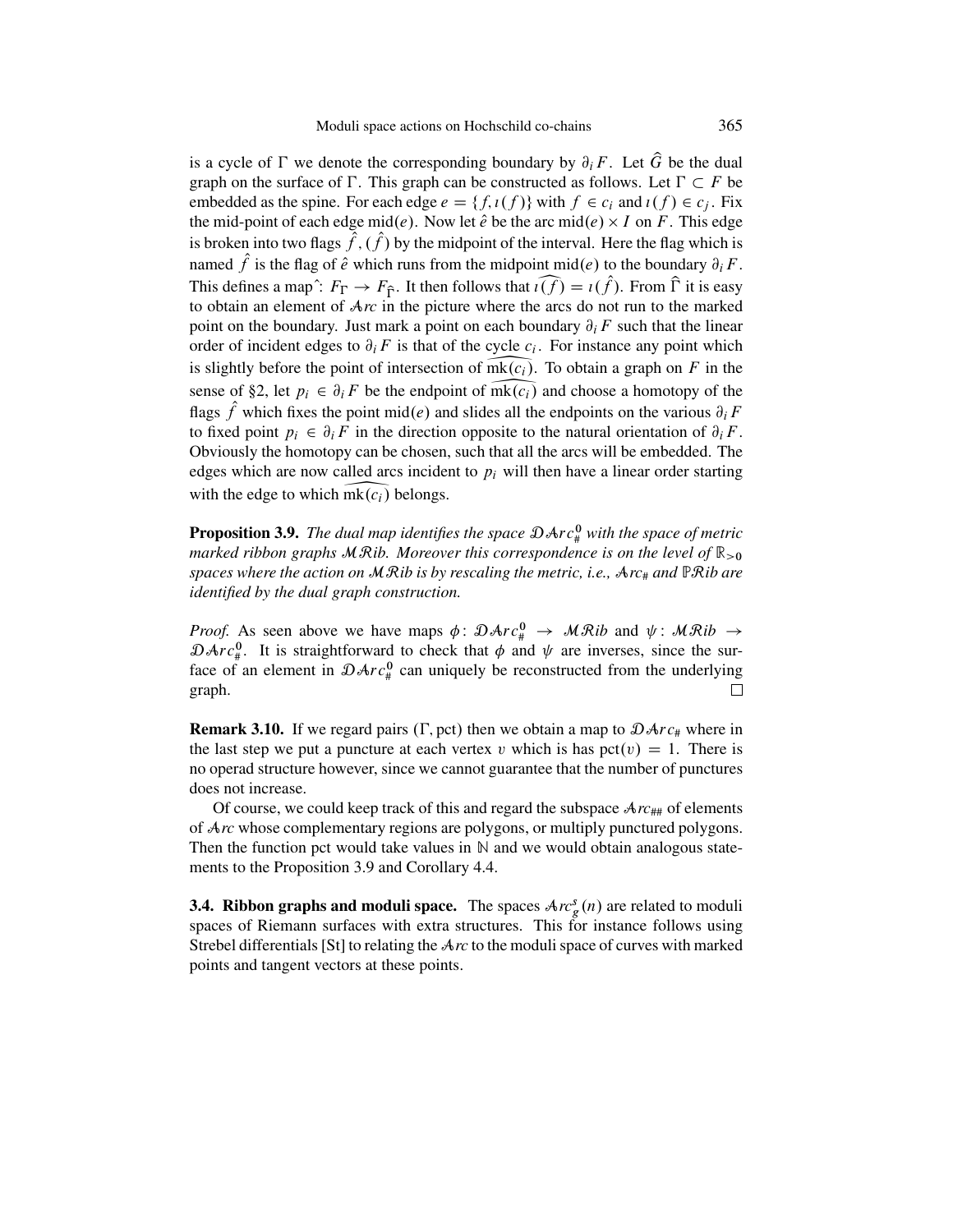is a cycle of $\Gamma$ we denote the corresponding boundary by $\partial_i F$. Let $\widehat{G}$ be the dual graph on the surface of $\Gamma$. This graph can be constructed as follows. Let $\Gamma \subset F$ be embedded as the spine. For each edge $e = \{f, \imath(f)\}$ with $f \in c_i$ and $\imath(f) \in c_j$. Fix the mid-point of each edge $\text{mid}(e)$. Now let $\hat{e}$ be the arc $\text{mid}(e) \times I$ on $F$. This edge is broken into two flags $\hat{f}, (\hat{f})$ by the midpoint of the interval. Here the flag which is named $\hat{f}$ is the flag of $\hat{e}$ which runs from the midpoint $\text{mid}(e)$ to the boundary $\partial_i F$. This defines a map $\hat{}\colon F_\Gamma \to F_{\widehat{\Gamma}}$. It then follows that $\widehat{\imath(f)} = \imath(\hat{f})$. From $\widehat{\Gamma}$ it is easy to obtain an element of $\mathcal{A}rc$ in the picture where the arcs do not run to the marked point on the boundary. Just mark a point on each boundary $\partial_i F$ such that the linear order of incident edges to $\partial_i F$ is that of the cycle $c_i$. For instance any point which is slightly before the point of intersection of $\widehat{\text{mk}(c_i)}$. To obtain a graph on $F$ in the sense of §2, let $p_i \in \partial_i F$ be the endpoint of $\widehat{\text{mk}(c_i)}$ and choose a homotopy of the flags $\hat{f}$ which fixes the point $\text{mid}(e)$ and slides all the endpoints on the various $\partial_i F$ to fixed point $p_i \in \partial_i F$ in the direction opposite to the natural orientation of $\partial_i F$. Obviously the homotopy can be chosen, such that all the arcs will be embedded. The edges which are now called arcs incident to $p_i$ will then have a linear order starting with the edge to which $\widehat{\text{mk}(c_i)}$ belongs.

**Proposition 3.9.** *The dual map identifies the space $\mathcal{D}\mathcal{A}rc^0_\#$ with the space of metric marked ribbon graphs $\mathcal{M}\mathcal{R}ib$. Moreover this correspondence is on the level of $\mathbb{R}_{>0}$ spaces where the action on $\mathcal{M}\mathcal{R}ib$ is by rescaling the metric, i.e., $\mathcal{A}rc_\#$ and $\mathbb{P}\mathcal{R}ib$ are identified by the dual graph construction.*

*Proof.* As seen above we have maps $\phi\colon \mathcal{D}\mathcal{A}rc^0_\# \to \mathcal{M}\mathcal{R}ib$ and $\psi\colon \mathcal{M}\mathcal{R}ib \to \mathcal{D}\mathcal{A}rc^0_\#$. It is straightforward to check that $\phi$ and $\psi$ are inverses, since the surface of an element in $\mathcal{D}\mathcal{A}rc^0_\#$ can uniquely be reconstructed from the underlying graph. □

**Remark 3.10.** If we regard pairs $(\Gamma, \text{pct})$ then we obtain a map to $\mathcal{D}\mathcal{A}rc_\#$ where in the last step we put a puncture at each vertex $v$ which is has $\text{pct}(v) = 1$. There is no operad structure however, since we cannot guarantee that the number of punctures does not increase.

Of course, we could keep track of this and regard the subspace $\mathcal{A}rc_{\#\#}$ of elements of $\mathcal{A}rc$ whose complementary regions are polygons, or multiply punctured polygons. Then the function pct would take values in $\mathbb{N}$ and we would obtain analogous statements to the Proposition 3.9 and Corollary 4.4.

### 3.4. Ribbon graphs and moduli space.

The spaces $\mathcal{A}rc^s_g(n)$ are related to moduli spaces of Riemann surfaces with extra structures. This for instance follows using Strebel differentials [St] to relating the $\mathcal{A}rc$ to the moduli space of curves with marked points and tangent vectors at these points.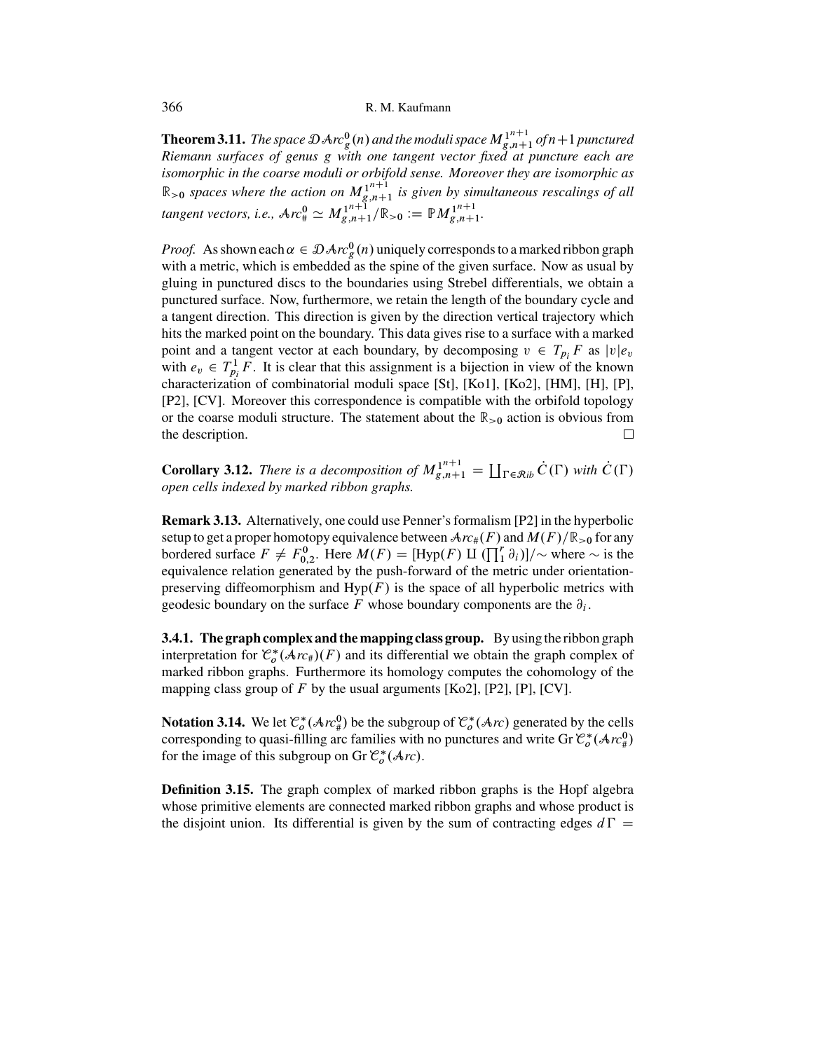**Theorem 3.11.** *The space $\mathcal{D}\mathcal{A}rc_g^0(n)$ and the moduli space $M_{g,n+1}^{1^{n+1}}$ of $n+1$ punctured Riemann surfaces of genus $g$ with one tangent vector fixed at puncture each are isomorphic in the coarse moduli or orbifold sense. Moreover they are isomorphic as $\mathbb{R}_{>0}$ spaces where the action on $M_{g,n+1}^{1^{n+1}}$ is given by simultaneous rescalings of all tangent vectors, i.e., $\mathcal{A}rc_\#^0 \simeq M_{g,n+1}^{1^{n+1}}/\mathbb{R}_{>0} := \mathbb{P}M_{g,n+1}^{1^{n+1}}$.*

*Proof.* As shown each $\alpha \in \mathcal{D}\mathcal{A}rc_g^0(n)$ uniquely corresponds to a marked ribbon graph with a metric, which is embedded as the spine of the given surface. Now as usual by gluing in punctured discs to the boundaries using Strebel differentials, we obtain a punctured surface. Now, furthermore, we retain the length of the boundary cycle and a tangent direction. This direction is given by the direction vertical trajectory which hits the marked point on the boundary. This data gives rise to a surface with a marked point and a tangent vector at each boundary, by decomposing $v \in T_{p_i}F$ as $|v|e_v$ with $e_v \in T_{p_i}^1 F$. It is clear that this assignment is a bijection in view of the known characterization of combinatorial moduli space [St], [Ko1], [Ko2], [HM], [H], [P], [P2], [CV]. Moreover this correspondence is compatible with the orbifold topology or the coarse moduli structure. The statement about the $\mathbb{R}_{>0}$ action is obvious from the description. □

**Corollary 3.12.** *There is a decomposition of $M_{g,n+1}^{1^{n+1}} = \coprod_{\Gamma \in \mathcal{R}ib} \dot{C}(\Gamma)$ with $\dot{C}(\Gamma)$ open cells indexed by marked ribbon graphs.*

**Remark 3.13.** Alternatively, one could use Penner's formalism [P2] in the hyperbolic setup to get a proper homotopy equivalence between $\mathcal{A}rc_\#(F)$ and $M(F)/\mathbb{R}_{>0}$ for any bordered surface $F \neq F_{0,2}^0$. Here $M(F) = [\mathrm{Hyp}(F) \amalg (\prod_1^r \partial_i)]/\sim$ where $\sim$ is the equivalence relation generated by the push-forward of the metric under orientation-preserving diffeomorphism and $\mathrm{Hyp}(F)$ is the space of all hyperbolic metrics with geodesic boundary on the surface $F$ whose boundary components are the $\partial_i$.

**3.4.1. The graph complex and the mapping class group.** By using the ribbon graph interpretation for $\mathcal{C}_o^*(\mathcal{A}rc_\#)(F)$ and its differential we obtain the graph complex of marked ribbon graphs. Furthermore its homology computes the cohomology of the mapping class group of $F$ by the usual arguments [Ko2], [P2], [P], [CV].

**Notation 3.14.** We let $\mathcal{C}_o^*(\mathcal{A}rc_\#^0)$ be the subgroup of $\mathcal{C}_o^*(\mathcal{A}rc)$ generated by the cells corresponding to quasi-filling arc families with no punctures and write $\mathrm{Gr}\,\mathcal{C}_o^*(\mathcal{A}rc_\#^0)$ for the image of this subgroup on $\mathrm{Gr}\,\mathcal{C}_o^*(\mathcal{A}rc)$.

**Definition 3.15.** The graph complex of marked ribbon graphs is the Hopf algebra whose primitive elements are connected marked ribbon graphs and whose product is the disjoint union. Its differential is given by the sum of contracting edges $d\Gamma =$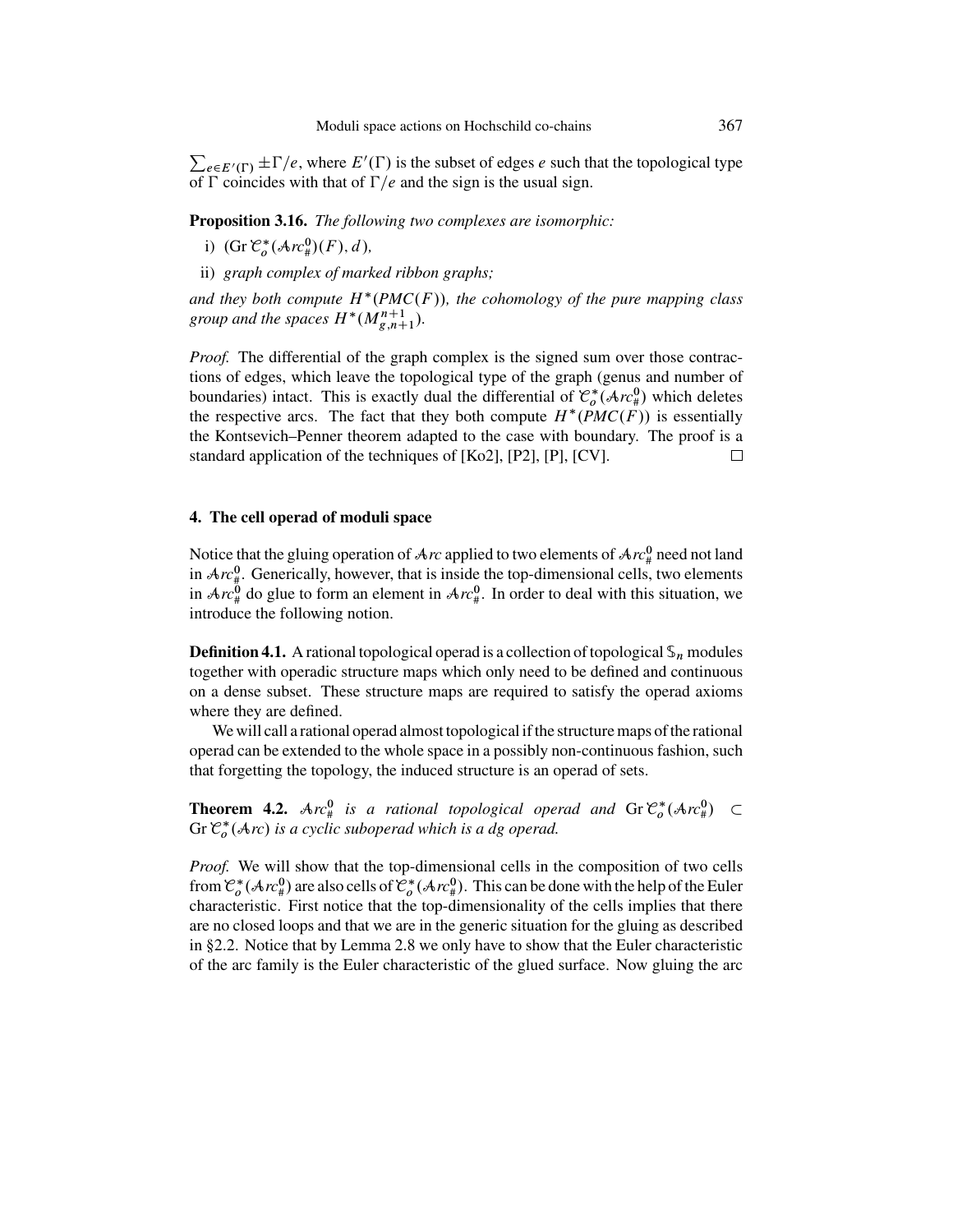$\sum_{e \in E'(\Gamma)} \pm \Gamma/e$, where $E'(\Gamma)$ is the subset of edges $e$ such that the topological type of $\Gamma$ coincides with that of $\Gamma/e$ and the sign is the usual sign.

**Proposition 3.16.** *The following two complexes are isomorphic:*

i) $(\operatorname{Gr} \mathcal{C}_o^*(\mathcal{A}rc_\#^0)(F), d)$,

ii) *graph complex of marked ribbon graphs;*

*and they both compute $H^*(PMC(F))$, the cohomology of the pure mapping class group and the spaces $H^*(M_{g,n+1}^{n+1})$.*

*Proof.* The differential of the graph complex is the signed sum over those contractions of edges, which leave the topological type of the graph (genus and number of boundaries) intact. This is exactly dual the differential of $\mathcal{C}_o^*(\mathcal{A}rc_\#^0)$ which deletes the respective arcs. The fact that they both compute $H^*(PMC(F))$ is essentially the Kontsevich–Penner theorem adapted to the case with boundary. The proof is a standard application of the techniques of [Ko2], [P2], [P], [CV]. □

## 4. The cell operad of moduli space

Notice that the gluing operation of $\mathcal{A}rc$ applied to two elements of $\mathcal{A}rc_\#^0$ need not land in $\mathcal{A}rc_\#^0$. Generically, however, that is inside the top-dimensional cells, two elements in $\mathcal{A}rc_\#^0$ do glue to form an element in $\mathcal{A}rc_\#^0$. In order to deal with this situation, we introduce the following notion.

**Definition 4.1.** A rational topological operad is a collection of topological $\mathbb{S}_n$ modules together with operadic structure maps which only need to be defined and continuous on a dense subset. These structure maps are required to satisfy the operad axioms where they are defined.

We will call a rational operad almost topological if the structure maps of the rational operad can be extended to the whole space in a possibly non-continuous fashion, such that forgetting the topology, the induced structure is an operad of sets.

**Theorem 4.2.** *$\mathcal{A}rc_\#^0$ is a rational topological operad and $\operatorname{Gr} \mathcal{C}_o^*(\mathcal{A}rc_\#^0) \subset \operatorname{Gr} \mathcal{C}_o^*(\mathcal{A}rc)$ is a cyclic suboperad which is a dg operad.*

*Proof.* We will show that the top-dimensional cells in the composition of two cells from $\mathcal{C}_o^*(\mathcal{A}rc_\#^0)$ are also cells of $\mathcal{C}_o^*(\mathcal{A}rc_\#^0)$. This can be done with the help of the Euler characteristic. First notice that the top-dimensionality of the cells implies that there are no closed loops and that we are in the generic situation for the gluing as described in §2.2. Notice that by Lemma 2.8 we only have to show that the Euler characteristic of the arc family is the Euler characteristic of the glued surface. Now gluing the arc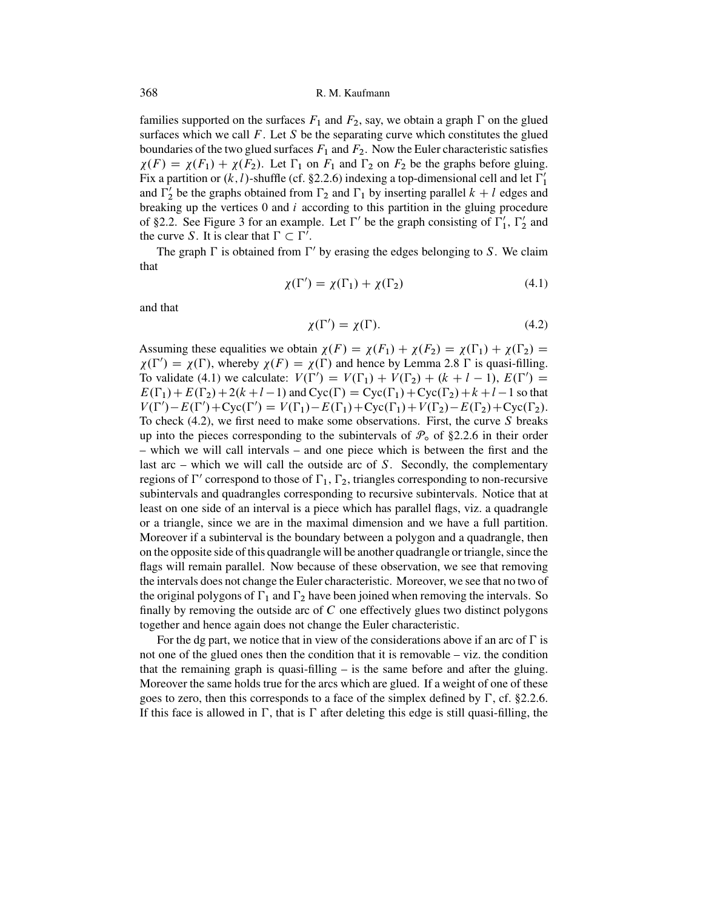families supported on the surfaces $F_1$ and $F_2$, say, we obtain a graph $\Gamma$ on the glued surfaces which we call $F$. Let $S$ be the separating curve which constitutes the glued boundaries of the two glued surfaces $F_1$ and $F_2$. Now the Euler characteristic satisfies $\chi(F) = \chi(F_1) + \chi(F_2)$. Let $\Gamma_1$ on $F_1$ and $\Gamma_2$ on $F_2$ be the graphs before gluing. Fix a partition or $(k,l)$-shuffle (cf. §2.2.6) indexing a top-dimensional cell and let $\Gamma_1'$ and $\Gamma_2'$ be the graphs obtained from $\Gamma_2$ and $\Gamma_1$ by inserting parallel $k+l$ edges and breaking up the vertices 0 and $i$ according to this partition in the gluing procedure of §2.2. See Figure 3 for an example. Let $\Gamma'$ be the graph consisting of $\Gamma_1'$, $\Gamma_2'$ and the curve $S$. It is clear that $\Gamma \subset \Gamma'$.

The graph $\Gamma$ is obtained from $\Gamma'$ by erasing the edges belonging to $S$. We claim that

$$\chi(\Gamma') = \chi(\Gamma_1) + \chi(\Gamma_2) \tag{4.1}$$

and that

$$\chi(\Gamma') = \chi(\Gamma). \tag{4.2}$$

Assuming these equalities we obtain $\chi(F) = \chi(F_1) + \chi(F_2) = \chi(\Gamma_1) + \chi(\Gamma_2) = \chi(\Gamma') = \chi(\Gamma)$, whereby $\chi(F) = \chi(\Gamma)$ and hence by Lemma 2.8 $\Gamma$ is quasi-filling. To validate (4.1) we calculate: $V(\Gamma') = V(\Gamma_1) + V(\Gamma_2) + (k+l-1)$, $E(\Gamma') = E(\Gamma_1) + E(\Gamma_2) + 2(k+l-1)$ and $\mathrm{Cyc}(\Gamma) = \mathrm{Cyc}(\Gamma_1) + \mathrm{Cyc}(\Gamma_2) + k + l - 1$ so that $V(\Gamma') - E(\Gamma') + \mathrm{Cyc}(\Gamma') = V(\Gamma_1) - E(\Gamma_1) + \mathrm{Cyc}(\Gamma_1) + V(\Gamma_2) - E(\Gamma_2) + \mathrm{Cyc}(\Gamma_2)$. To check (4.2), we first need to make some observations. First, the curve $S$ breaks up into the pieces corresponding to the subintervals of $\mathcal{P}_\circ$ of §2.2.6 in their order – which we will call intervals – and one piece which is between the first and the last arc – which we will call the outside arc of $S$. Secondly, the complementary regions of $\Gamma'$ correspond to those of $\Gamma_1$, $\Gamma_2$, triangles corresponding to non-recursive subintervals and quadrangles corresponding to recursive subintervals. Notice that at least on one side of an interval is a piece which has parallel flags, viz. a quadrangle or a triangle, since we are in the maximal dimension and we have a full partition. Moreover if a subinterval is the boundary between a polygon and a quadrangle, then on the opposite side of this quadrangle will be another quadrangle or triangle, since the flags will remain parallel. Now because of these observation, we see that removing the intervals does not change the Euler characteristic. Moreover, we see that no two of the original polygons of $\Gamma_1$ and $\Gamma_2$ have been joined when removing the intervals. So finally by removing the outside arc of $C$ one effectively glues two distinct polygons together and hence again does not change the Euler characteristic.

For the dg part, we notice that in view of the considerations above if an arc of $\Gamma$ is not one of the glued ones then the condition that it is removable – viz. the condition that the remaining graph is quasi-filling – is the same before and after the gluing. Moreover the same holds true for the arcs which are glued. If a weight of one of these goes to zero, then this corresponds to a face of the simplex defined by $\Gamma$, cf. §2.2.6. If this face is allowed in $\Gamma$, that is $\Gamma$ after deleting this edge is still quasi-filling, the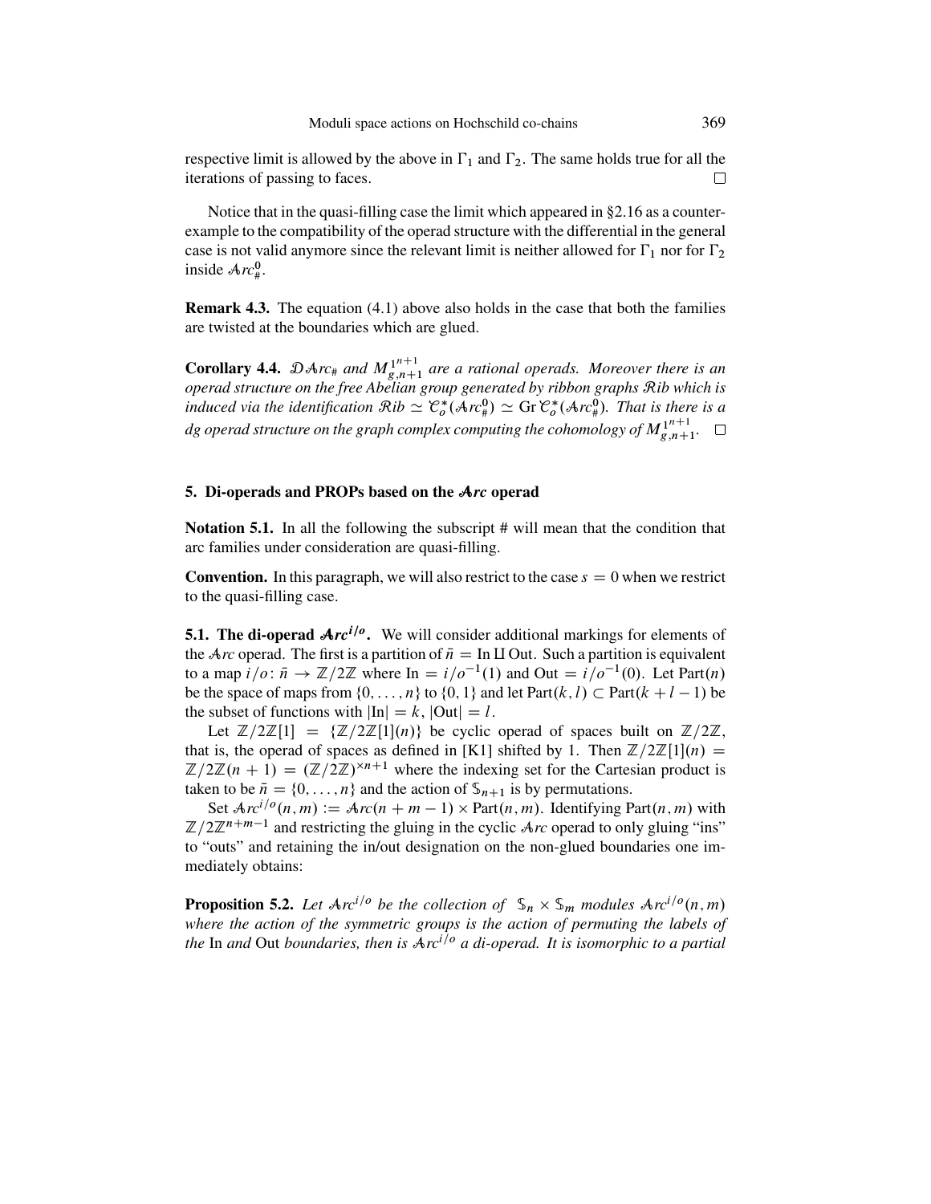respective limit is allowed by the above in $\Gamma_1$ and $\Gamma_2$. The same holds true for all the iterations of passing to faces. $\square$

Notice that in the quasi-filling case the limit which appeared in §2.16 as a counterexample to the compatibility of the operad structure with the differential in the general case is not valid anymore since the relevant limit is neither allowed for $\Gamma_1$ nor for $\Gamma_2$ inside $\mathcal{A}rc^0_\#$.

**Remark 4.3.** The equation (4.1) above also holds in the case that both the families are twisted at the boundaries which are glued.

**Corollary 4.4.** *$\mathcal{D}\mathcal{A}rc_\#$ and $M^{1^{n+1}}_{g,n+1}$ are a rational operads. Moreover there is an operad structure on the free Abelian group generated by ribbon graphs $\mathcal{R}ib$ which is induced via the identification $\mathcal{R}ib \simeq \mathcal{C}^*_o(\mathcal{A}rc^0_\#) \simeq \mathrm{Gr}\,\mathcal{C}^*_o(\mathcal{A}rc^0_\#)$. That is there is a dg operad structure on the graph complex computing the cohomology of $M^{1^{n+1}}_{g,n+1}$.* $\square$

## 5. Di-operads and PROPs based on the $\mathcal{A}rc$ operad

**Notation 5.1.** In all the following the subscript # will mean that the condition that arc families under consideration are quasi-filling.

**Convention.** In this paragraph, we will also restrict to the case $s = 0$ when we restrict to the quasi-filling case.

**5.1. The di-operad $\mathcal{A}rc^{i/o}$.** We will consider additional markings for elements of the $\mathcal{A}rc$ operad. The first is a partition of $\bar{n} = \mathrm{In} \amalg \mathrm{Out}$. Such a partition is equivalent to a map $i/o \colon \bar{n} \to \mathbb{Z}/2\mathbb{Z}$ where $\mathrm{In} = i/o^{-1}(1)$ and $\mathrm{Out} = i/o^{-1}(0)$. Let $\mathrm{Part}(n)$ be the space of maps from $\{0, \ldots, n\}$ to $\{0, 1\}$ and let $\mathrm{Part}(k, l) \subset \mathrm{Part}(k + l - 1)$ be the subset of functions with $|\mathrm{In}| = k$, $|\mathrm{Out}| = l$.

Let $\mathbb{Z}/2\mathbb{Z}[1] = \{\mathbb{Z}/2\mathbb{Z}[1](n)\}$ be cyclic operad of spaces built on $\mathbb{Z}/2\mathbb{Z}$, that is, the operad of spaces as defined in [K1] shifted by 1. Then $\mathbb{Z}/2\mathbb{Z}[1](n) = \mathbb{Z}/2\mathbb{Z}(n + 1) = (\mathbb{Z}/2\mathbb{Z})^{\times n+1}$ where the indexing set for the Cartesian product is taken to be $\bar{n} = \{0, \ldots, n\}$ and the action of $\mathbb{S}_{n+1}$ is by permutations.

Set $\mathcal{A}rc^{i/o}(n, m) := \mathcal{A}rc(n + m - 1) \times \mathrm{Part}(n, m)$. Identifying $\mathrm{Part}(n, m)$ with $\mathbb{Z}/2\mathbb{Z}^{n+m-1}$ and restricting the gluing in the cyclic $\mathcal{A}rc$ operad to only gluing "ins" to "outs" and retaining the in/out designation on the non-glued boundaries one immediately obtains:

**Proposition 5.2.** *Let $\mathcal{A}rc^{i/o}$ be the collection of $\mathbb{S}_n \times \mathbb{S}_m$ modules $\mathcal{A}rc^{i/o}(n, m)$ where the action of the symmetric groups is the action of permuting the labels of the* In *and* Out *boundaries, then is $\mathcal{A}rc^{i/o}$ a di-operad. It is isomorphic to a partial*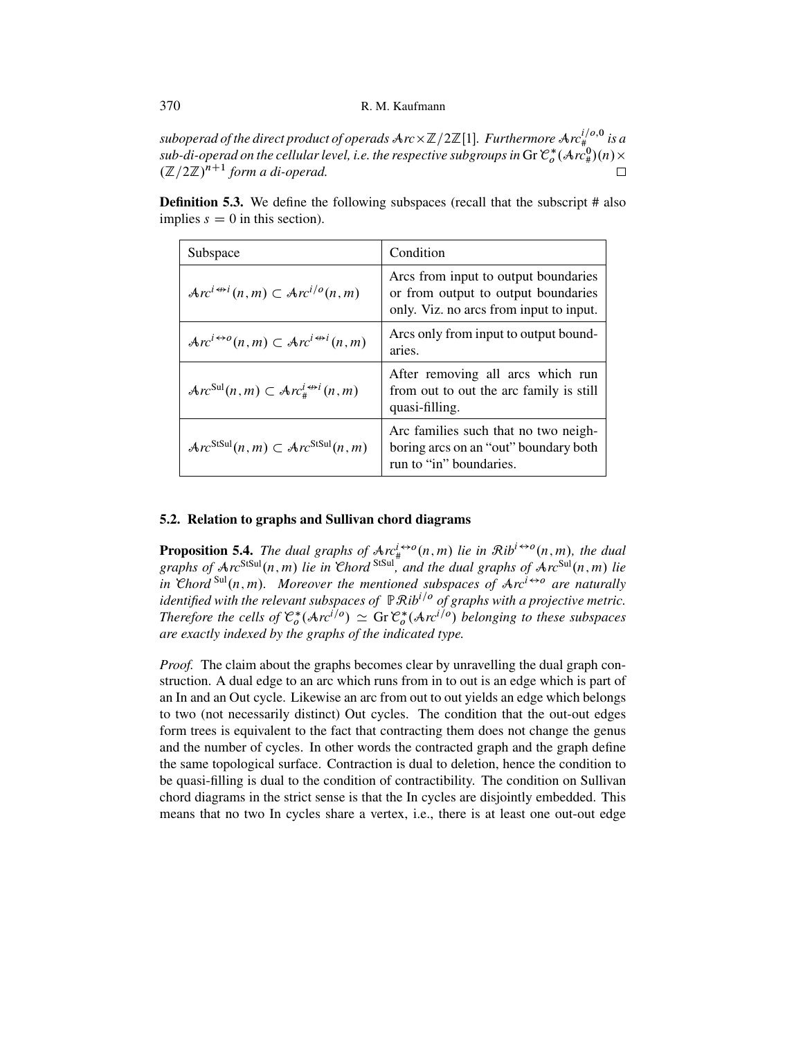*suboperad of the direct product of operads $\mathcal{A}rc \times \mathbb{Z}/2\mathbb{Z}[1]$. Furthermore $\mathcal{A}rc_{\#}^{i/o,0}$ is a sub-di-operad on the cellular level, i.e. the respective subgroups in $\operatorname{Gr}\mathcal{C}_o^*(\mathcal{A}rc_{\#}^{0})(n) \times (\mathbb{Z}/2\mathbb{Z})^{n+1}$ form a di-operad.* □

**Definition 5.3.** We define the following subspaces (recall that the subscript # also implies $s = 0$ in this section).

| Subspace | Condition |
|---|---|
| $\mathcal{A}rc^{i \not\leftrightarrow i}(n,m) \subset \mathcal{A}rc^{i/o}(n,m)$ | Arcs from input to output boundaries or from output to output boundaries only. Viz. no arcs from input to input. |
| $\mathcal{A}rc^{i \leftrightarrow o}(n,m) \subset \mathcal{A}rc^{i \not\leftrightarrow i}(n,m)$ | Arcs only from input to output boundaries. |
| $\mathcal{A}rc^{\mathrm{Sul}}(n,m) \subset \mathcal{A}rc_{\#}^{i \not\leftrightarrow i}(n,m)$ | After removing all arcs which run from out to out the arc family is still quasi-filling. |
| $\mathcal{A}rc^{\mathrm{StSul}}(n,m) \subset \mathcal{A}rc^{\mathrm{StSul}}(n,m)$ | Arc families such that no two neighboring arcs on an "out" boundary both run to "in" boundaries. |

### 5.2. Relation to graphs and Sullivan chord diagrams

**Proposition 5.4.** *The dual graphs of $\mathcal{A}rc_{\#}^{i \leftrightarrow o}(n,m)$ lie in $\mathcal{R}ib^{i \leftrightarrow o}(n,m)$, the dual graphs of $\mathcal{A}rc^{\mathrm{StSul}}(n,m)$ lie in $\mathcal{C}hord^{\,\mathrm{StSul}}$, and the dual graphs of $\mathcal{A}rc^{\mathrm{Sul}}(n,m)$ lie in $\mathcal{C}hord^{\,\mathrm{Sul}}(n,m)$. Moreover the mentioned subspaces of $\mathcal{A}rc^{i \leftrightarrow o}$ are naturally identified with the relevant subspaces of $\mathbb{P}\mathcal{R}ib^{i/o}$ of graphs with a projective metric. Therefore the cells of $\mathcal{C}_o^*(\mathcal{A}rc^{i/o}) \simeq \operatorname{Gr}\mathcal{C}_o^*(\mathcal{A}rc^{i/o})$ belonging to these subspaces are exactly indexed by the graphs of the indicated type.*

*Proof.* The claim about the graphs becomes clear by unravelling the dual graph construction. A dual edge to an arc which runs from in to out is an edge which is part of an In and an Out cycle. Likewise an arc from out to out yields an edge which belongs to two (not necessarily distinct) Out cycles. The condition that the out-out edges form trees is equivalent to the fact that contracting them does not change the genus and the number of cycles. In other words the contracted graph and the graph define the same topological surface. Contraction is dual to deletion, hence the condition to be quasi-filling is dual to the condition of contractibility. The condition on Sullivan chord diagrams in the strict sense is that the In cycles are disjointly embedded. This means that no two In cycles share a vertex, i.e., there is at least one out-out edge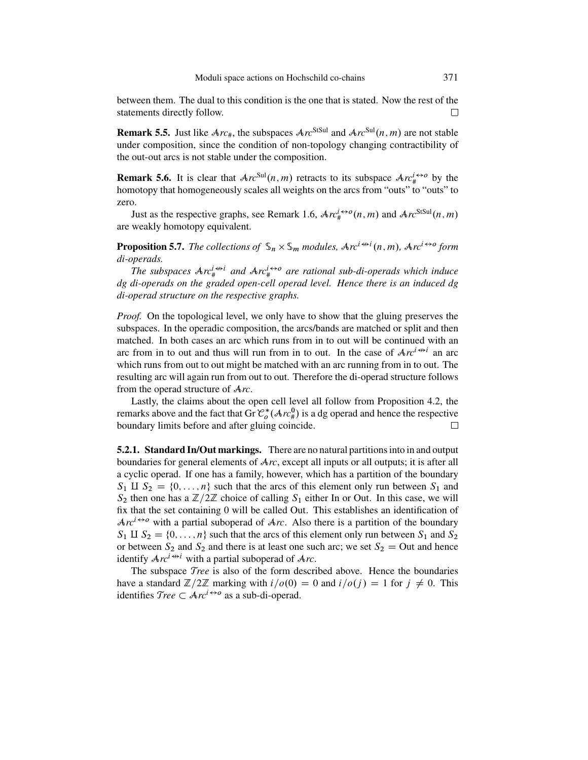between them. The dual to this condition is the one that is stated. Now the rest of the statements directly follow. □

**Remark 5.5.** Just like $\mathcal{A}rc_{\#}$, the subspaces $\mathcal{A}rc^{\mathrm{StSul}}$ and $\mathcal{A}rc^{\mathrm{Sul}}(n,m)$ are not stable under composition, since the condition of non-topology changing contractibility of the out-out arcs is not stable under the composition.

**Remark 5.6.** It is clear that $\mathcal{A}rc^{\mathrm{Sul}}(n,m)$ retracts to its subspace $\mathcal{A}rc_{\#}^{i\leftrightarrow o}$ by the homotopy that homogeneously scales all weights on the arcs from "outs" to "outs" to zero.

Just as the respective graphs, see Remark 1.6, $\mathcal{A}rc_{\#}^{i\leftrightarrow o}(n,m)$ and $\mathcal{A}rc^{\mathrm{StSul}}(n,m)$ are weakly homotopy equivalent.

**Proposition 5.7.** *The collections of $\mathbb{S}_n \times \mathbb{S}_m$ modules, $\mathcal{A}rc^{i\not\leftrightarrow i}(n,m)$, $\mathcal{A}rc^{i\leftrightarrow o}$ form di-operads.*

*The subspaces $\mathcal{A}rc_{\#}^{i\not\leftrightarrow i}$ and $\mathcal{A}rc_{\#}^{i\leftrightarrow o}$ are rational sub-di-operads which induce dg di-operads on the graded open-cell operad level. Hence there is an induced dg di-operad structure on the respective graphs.*

*Proof.* On the topological level, we only have to show that the gluing preserves the subspaces. In the operadic composition, the arcs/bands are matched or split and then matched. In both cases an arc which runs from in to out will be continued with an arc from in to out and thus will run from in to out. In the case of $\mathcal{A}rc^{i\not\leftrightarrow i}$ an arc which runs from out to out might be matched with an arc running from in to out. The resulting arc will again run from out to out. Therefore the di-operad structure follows from the operad structure of $\mathcal{A}rc$.

Lastly, the claims about the open cell level all follow from Proposition 4.2, the remarks above and the fact that $\mathrm{Gr}\,\mathcal{C}_o^*(\mathcal{A}rc_{\#}^0)$ is a dg operad and hence the respective boundary limits before and after gluing coincide. □

**5.2.1. Standard In/Out markings.** There are no natural partitions into in and output boundaries for general elements of $\mathcal{A}rc$, except all inputs or all outputs; it is after all a cyclic operad. If one has a family, however, which has a partition of the boundary $S_1 \amalg S_2 = \{0,\dots,n\}$ such that the arcs of this element only run between $S_1$ and $S_2$ then one has a $\mathbb{Z}/2\mathbb{Z}$ choice of calling $S_1$ either In or Out. In this case, we will fix that the set containing 0 will be called Out. This establishes an identification of $\mathcal{A}rc^{i\leftrightarrow o}$ with a partial suboperad of $\mathcal{A}rc$. Also there is a partition of the boundary $S_1 \amalg S_2 = \{0,\dots,n\}$ such that the arcs of this element only run between $S_1$ and $S_2$ or between $S_2$ and $S_2$ and there is at least one such arc; we set $S_2 = $ Out and hence identify $\mathcal{A}rc^{i\not\leftrightarrow i}$ with a partial suboperad of $\mathcal{A}rc$.

The subspace $\mathcal{T}ree$ is also of the form described above. Hence the boundaries have a standard $\mathbb{Z}/2\mathbb{Z}$ marking with $i/o(0) = 0$ and $i/o(j) = 1$ for $j \neq 0$. This identifies $\mathcal{T}ree \subset \mathcal{A}rc^{i\leftrightarrow o}$ as a sub-di-operad.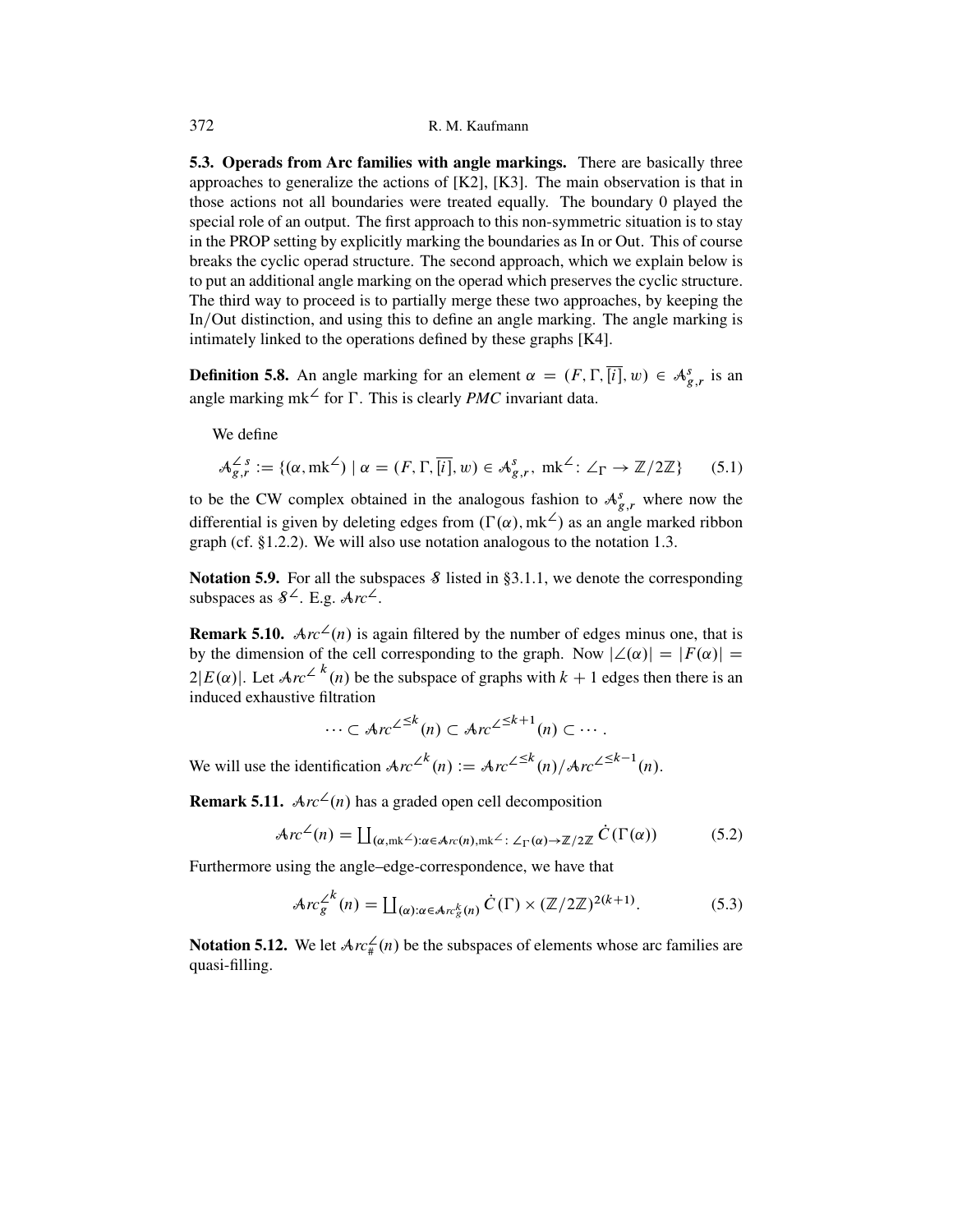**5.3. Operads from Arc families with angle markings.** There are basically three approaches to generalize the actions of [K2], [K3]. The main observation is that in those actions not all boundaries were treated equally. The boundary 0 played the special role of an output. The first approach to this non-symmetric situation is to stay in the PROP setting by explicitly marking the boundaries as In or Out. This of course breaks the cyclic operad structure. The second approach, which we explain below is to put an additional angle marking on the operad which preserves the cyclic structure. The third way to proceed is to partially merge these two approaches, by keeping the In/Out distinction, and using this to define an angle marking. The angle marking is intimately linked to the operations defined by these graphs [K4].

**Definition 5.8.** An angle marking for an element $\alpha = (F, \Gamma, \overline{[i]}, w) \in \mathcal{A}^s_{g,r}$ is an angle marking $\mathrm{mk}^\angle$ for $\Gamma$. This is clearly *PMC* invariant data.

We define

$$\mathcal{A}^{\angle\, s}_{g,r} := \{(\alpha, \mathrm{mk}^\angle) \mid \alpha = (F, \Gamma, \overline{[i]}, w) \in \mathcal{A}^s_{g,r},\ \mathrm{mk}^\angle \colon \angle_\Gamma \to \mathbb{Z}/2\mathbb{Z}\} \tag{5.1}$$

to be the CW complex obtained in the analogous fashion to $\mathcal{A}^s_{g,r}$ where now the differential is given by deleting edges from $(\Gamma(\alpha), \mathrm{mk}^\angle)$ as an angle marked ribbon graph (cf. §1.2.2). We will also use notation analogous to the notation 1.3.

**Notation 5.9.** For all the subspaces $\mathcal{S}$ listed in §3.1.1, we denote the corresponding subspaces as $\mathcal{S}^\angle$. E.g. $\mathcal{A}rc^\angle$.

**Remark 5.10.** $\mathcal{A}rc^\angle(n)$ is again filtered by the number of edges minus one, that is by the dimension of the cell corresponding to the graph. Now $|\angle(\alpha)| = |F(\alpha)| = 2|E(\alpha)|$. Let $\mathcal{A}rc^{\angle\, k}(n)$ be the subspace of graphs with $k+1$ edges then there is an induced exhaustive filtration

$$\cdots \subset \mathcal{A}rc^{\angle^{\le k}}(n) \subset \mathcal{A}rc^{\angle^{\le k+1}}(n) \subset \cdots.$$

We will use the identification $\mathcal{A}rc^{\angle^k}(n) := \mathcal{A}rc^{\angle^{\le k}}(n)/\mathcal{A}rc^{\angle^{\le k-1}}(n)$.

**Remark 5.11.** $\mathcal{A}rc^\angle(n)$ has a graded open cell decomposition

$$\mathcal{A}rc^\angle(n) = \textstyle\coprod_{(\alpha,\mathrm{mk}^\angle):\alpha\in\mathcal{A}rc(n),\mathrm{mk}^\angle\colon \angle_\Gamma(\alpha)\to\mathbb{Z}/2\mathbb{Z}} \dot{C}(\Gamma(\alpha)) \tag{5.2}$$

Furthermore using the angle–edge-correspondence, we have that

$$\mathcal{A}rc^{\angle^k}_g(n) = \textstyle\coprod_{(\alpha):\alpha\in\mathcal{A}rc^k_g(n)} \dot{C}(\Gamma) \times (\mathbb{Z}/2\mathbb{Z})^{2(k+1)}. \tag{5.3}$$

**Notation 5.12.** We let $\mathcal{A}rc^\angle_\#(n)$ be the subspaces of elements whose arc families are quasi-filling.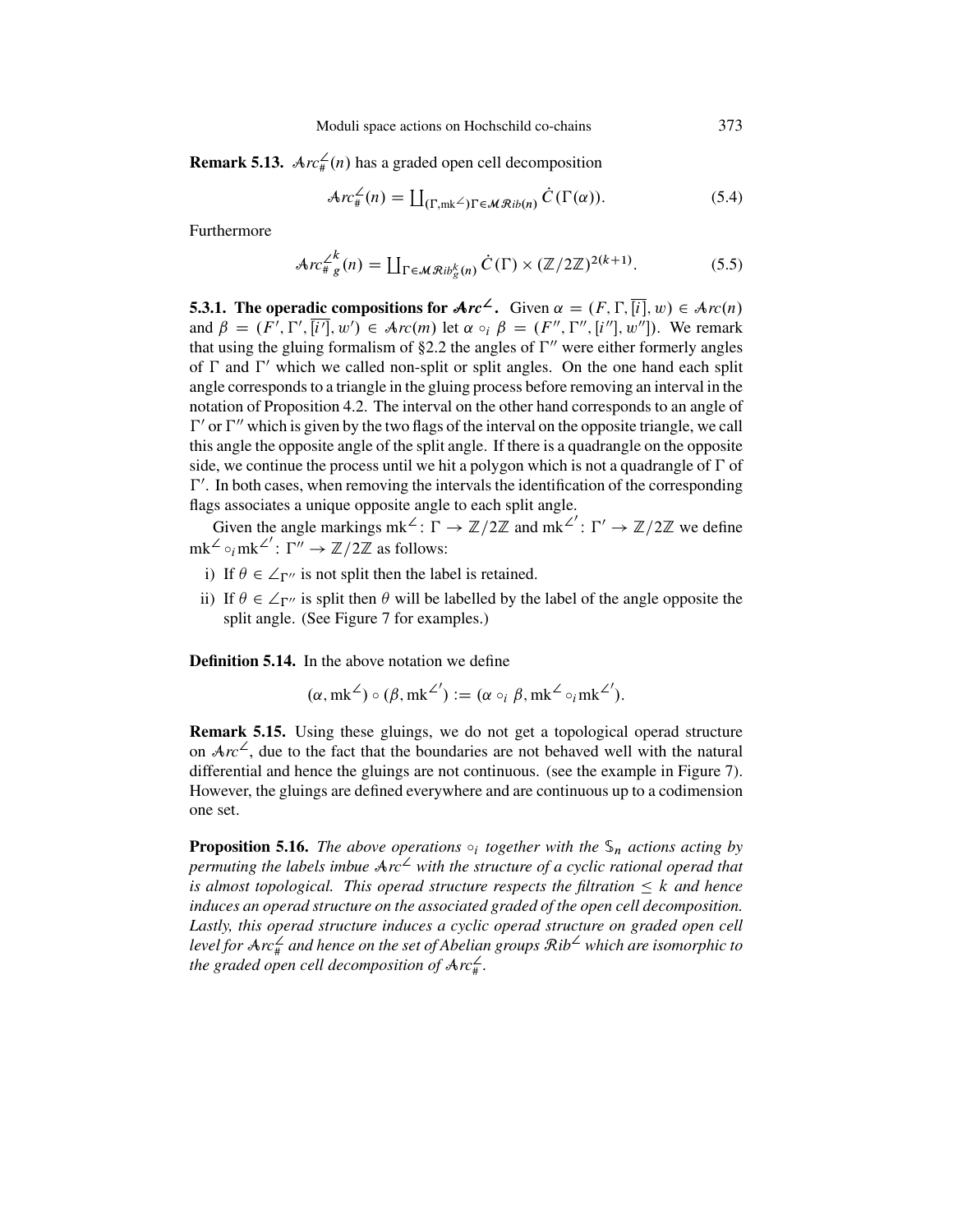**Remark 5.13.** $\mathcal{A}rc^{\angle}_{\#}(n)$ has a graded open cell decomposition

$$\mathcal{A}rc^{\angle}_{\#}(n) = \coprod_{(\Gamma,\mathrm{mk}^{\angle})\Gamma\in\mathcal{M}\mathcal{R}ib(n)} \dot{C}(\Gamma(\alpha)). \tag{5.4}$$

Furthermore

$$\mathcal{A}rc^{\angle k}_{\#\, g}(n) = \coprod_{\Gamma\in\mathcal{M}\mathcal{R}ib^{k}_{g}(n)} \dot{C}(\Gamma) \times (\mathbb{Z}/2\mathbb{Z})^{2(k+1)}. \tag{5.5}$$

**5.3.1. The operadic compositions for $\mathcal{A}rc^{\angle}$.** Given $\alpha = (F, \Gamma, \overline{[i]}, w) \in \mathcal{A}rc(n)$ and $\beta = (F', \Gamma', \overline{[i']}, w') \in \mathcal{A}rc(m)$ let $\alpha \circ_i \beta = (F'', \Gamma'', [i''], w''])$. We remark that using the gluing formalism of §2.2 the angles of $\Gamma''$ were either formerly angles of $\Gamma$ and $\Gamma'$ which we called non-split or split angles. On the one hand each split angle corresponds to a triangle in the gluing process before removing an interval in the notation of Proposition 4.2. The interval on the other hand corresponds to an angle of $\Gamma'$ or $\Gamma''$ which is given by the two flags of the interval on the opposite triangle, we call this angle the opposite angle of the split angle. If there is a quadrangle on the opposite side, we continue the process until we hit a polygon which is not a quadrangle of $\Gamma$ of $\Gamma'$. In both cases, when removing the intervals the identification of the corresponding flags associates a unique opposite angle to each split angle.

Given the angle markings $\mathrm{mk}^{\angle}\colon \Gamma \to \mathbb{Z}/2\mathbb{Z}$ and $\mathrm{mk}^{\angle'}\colon \Gamma' \to \mathbb{Z}/2\mathbb{Z}$ we define $\mathrm{mk}^{\angle} \circ_i \mathrm{mk}^{\angle'}\colon \Gamma'' \to \mathbb{Z}/2\mathbb{Z}$ as follows:

i) If $\theta \in \angle_{\Gamma''}$ is not split then the label is retained.

ii) If $\theta \in \angle_{\Gamma''}$ is split then $\theta$ will be labelled by the label of the angle opposite the split angle. (See Figure 7 for examples.)

**Definition 5.14.** In the above notation we define

$$(\alpha, \mathrm{mk}^{\angle}) \circ (\beta, \mathrm{mk}^{\angle'}) := (\alpha \circ_i \beta, \mathrm{mk}^{\angle} \circ_i \mathrm{mk}^{\angle'}).$$

**Remark 5.15.** Using these gluings, we do not get a topological operad structure on $\mathcal{A}rc^{\angle}$, due to the fact that the boundaries are not behaved well with the natural differential and hence the gluings are not continuous. (see the example in Figure 7). However, the gluings are defined everywhere and are continuous up to a codimension one set.

**Proposition 5.16.** *The above operations $\circ_i$ together with the $\mathbb{S}_n$ actions acting by permuting the labels imbue $\mathcal{A}rc^{\angle}$ with the structure of a cyclic rational operad that is almost topological. This operad structure respects the filtration $\leq k$ and hence induces an operad structure on the associated graded of the open cell decomposition. Lastly, this operad structure induces a cyclic operad structure on graded open cell level for $\mathcal{A}rc^{\angle}_{\#}$ and hence on the set of Abelian groups $\mathcal{R}ib^{\angle}$ which are isomorphic to the graded open cell decomposition of $\mathcal{A}rc^{\angle}_{\#}$.*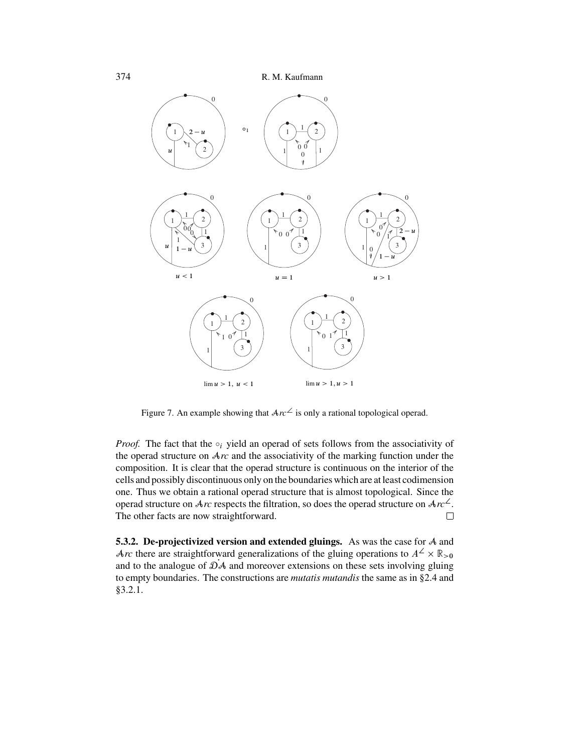Figure 7. An example showing that $\mathcal{A}rc^{\angle}$ is only a rational topological operad.

*Proof.* The fact that the $\circ_i$ yield an operad of sets follows from the associativity of the operad structure on $\mathcal{A}rc$ and the associativity of the marking function under the composition. It is clear that the operad structure is continuous on the interior of the cells and possibly discontinuous only on the boundaries which are at least codimension one. Thus we obtain a rational operad structure that is almost topological. Since the operad structure on $\mathcal{A}rc$ respects the filtration, so does the operad structure on $\mathcal{A}rc^{\angle}$. The other facts are now straightforward. □

**5.3.2. De-projectivized version and extended gluings.** As was the case for $\mathcal{A}$ and $\mathcal{A}rc$ there are straightforward generalizations of the gluing operations to $A^{\angle} \times \mathbb{R}_{>0}$ and to the analogue of $\dot{\mathcal{D}\mathcal{A}}$ and moreover extensions on these sets involving gluing to empty boundaries. The constructions are *mutatis mutandis* the same as in §2.4 and §3.2.1.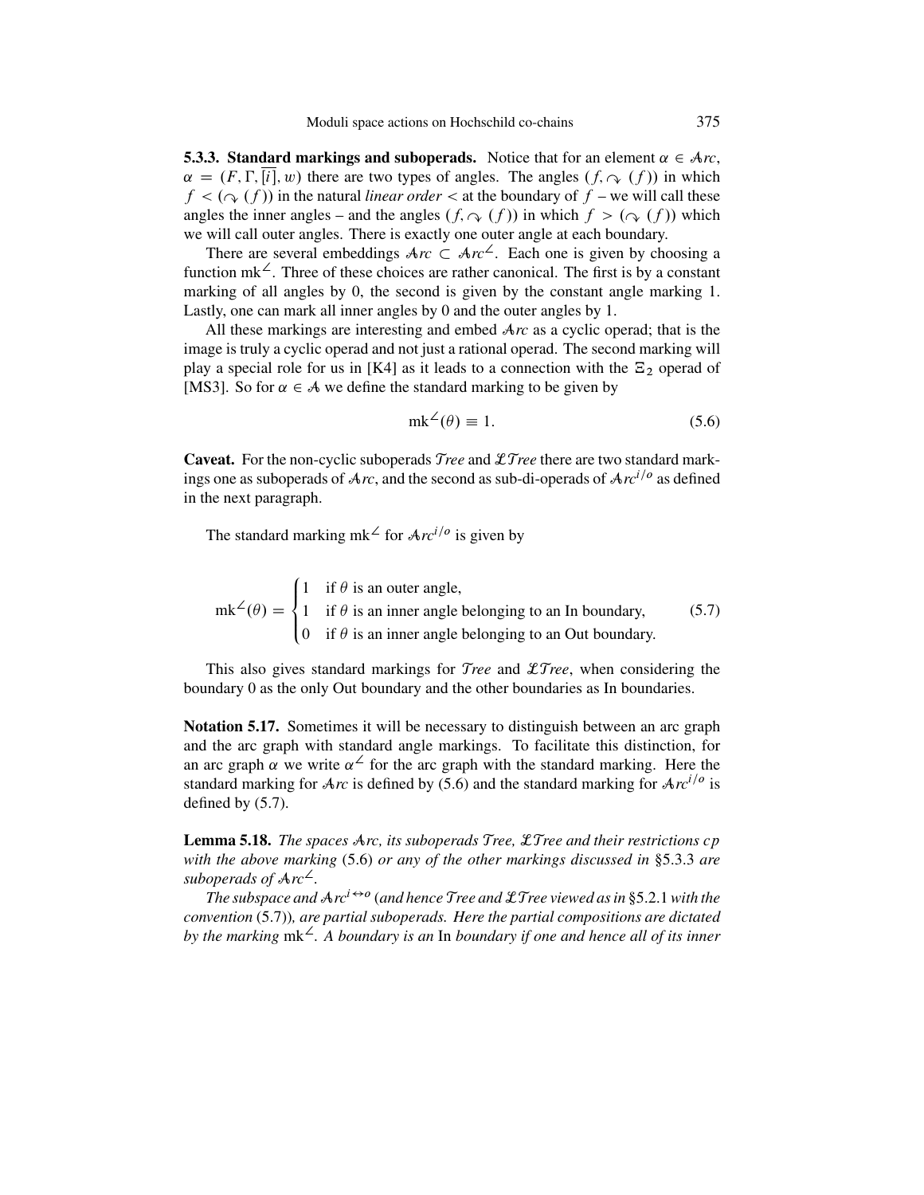**5.3.3. Standard markings and suboperads.** Notice that for an element $\alpha \in \mathcal{A}rc$, $\alpha = (F, \Gamma, \overline{[i]}, w)$ there are two types of angles. The angles $(f, \curvearrowright(f))$ in which $f < (\curvearrowright(f))$ in the natural *linear order* $<$ at the boundary of $f$ – we will call these angles the inner angles – and the angles $(f, \curvearrowright(f))$ in which $f > (\curvearrowright(f))$ which we will call outer angles. There is exactly one outer angle at each boundary.

There are several embeddings $\mathcal{A}rc \subset \mathcal{A}rc^{\angle}$. Each one is given by choosing a function $\mathrm{mk}^{\angle}$. Three of these choices are rather canonical. The first is by a constant marking of all angles by 0, the second is given by the constant angle marking 1. Lastly, one can mark all inner angles by 0 and the outer angles by 1.

All these markings are interesting and embed $\mathcal{A}rc$ as a cyclic operad; that is the image is truly a cyclic operad and not just a rational operad. The second marking will play a special role for us in [K4] as it leads to a connection with the $\Xi_2$ operad of [MS3]. So for $\alpha \in \mathcal{A}$ we define the standard marking to be given by

$$\mathrm{mk}^{\angle}(\theta) \equiv 1. \tag{5.6}$$

**Caveat.** For the non-cyclic suboperads $\mathcal{T}ree$ and $\mathcal{LT}ree$ there are two standard markings one as suboperads of $\mathcal{A}rc$, and the second as sub-di-operads of $\mathcal{A}rc^{i/o}$ as defined in the next paragraph.

The standard marking $\mathrm{mk}^{\angle}$ for $\mathcal{A}rc^{i/o}$ is given by

$$\mathrm{mk}^{\angle}(\theta) = \begin{cases} 1 & \text{if } \theta \text{ is an outer angle,} \\ 1 & \text{if } \theta \text{ is an inner angle belonging to an In boundary,} \\ 0 & \text{if } \theta \text{ is an inner angle belonging to an Out boundary.} \end{cases} \tag{5.7}$$

This also gives standard markings for $\mathcal{T}ree$ and $\mathcal{LT}ree$, when considering the boundary 0 as the only Out boundary and the other boundaries as In boundaries.

**Notation 5.17.** Sometimes it will be necessary to distinguish between an arc graph and the arc graph with standard angle markings. To facilitate this distinction, for an arc graph $\alpha$ we write $\alpha^{\angle}$ for the arc graph with the standard marking. Here the standard marking for $\mathcal{A}rc$ is defined by (5.6) and the standard marking for $\mathcal{A}rc^{i/o}$ is defined by (5.7).

**Lemma 5.18.** *The spaces $\mathcal{A}rc$, its suboperads $\mathcal{T}ree$, $\mathcal{LT}ree$ and their restrictions $cp$ with the above marking* (5.6) *or any of the other markings discussed in* §5.3.3 *are suboperads of $\mathcal{A}rc^{\angle}$.*

*The subspace and $\mathcal{A}rc^{i \leftrightarrow o}$ (and hence $\mathcal{T}ree$ and $\mathcal{LT}ree$ viewed as in* §5.2.1 *with the convention* (5.7)*), are partial suboperads. Here the partial compositions are dictated by the marking $\mathrm{mk}^{\angle}$. A boundary is an* In *boundary if one and hence all of its inner*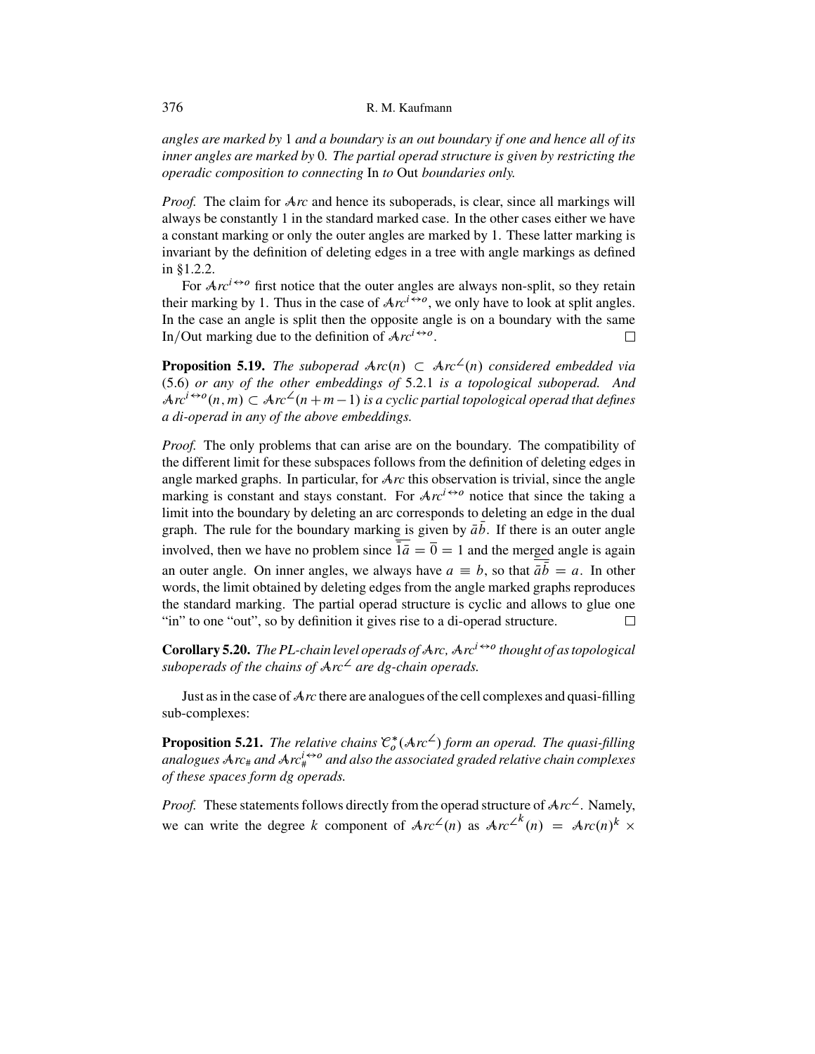*angles are marked by* 1 *and a boundary is an out boundary if one and hence all of its inner angles are marked by* 0*. The partial operad structure is given by restricting the operadic composition to connecting* In *to* Out *boundaries only.*

*Proof.* The claim for $\mathcal{A}rc$ and hence its suboperads, is clear, since all markings will always be constantly 1 in the standard marked case. In the other cases either we have a constant marking or only the outer angles are marked by 1. These latter marking is invariant by the definition of deleting edges in a tree with angle markings as defined in §1.2.2.

For $\mathcal{A}rc^{i\leftrightarrow o}$ first notice that the outer angles are always non-split, so they retain their marking by 1. Thus in the case of $\mathcal{A}rc^{i\leftrightarrow o}$, we only have to look at split angles. In the case an angle is split then the opposite angle is on a boundary with the same In/Out marking due to the definition of $\mathcal{A}rc^{i\leftrightarrow o}$. $\square$

**Proposition 5.19.** *The suboperad $\mathcal{A}rc(n) \subset \mathcal{A}rc^{\angle}(n)$ considered embedded via* (5.6) *or any of the other embeddings of* 5.2.1 *is a topological suboperad. And $\mathcal{A}rc^{i\leftrightarrow o}(n,m) \subset \mathcal{A}rc^{\angle}(n+m-1)$ is a cyclic partial topological operad that defines a di-operad in any of the above embeddings.*

*Proof.* The only problems that can arise are on the boundary. The compatibility of the different limit for these subspaces follows from the definition of deleting edges in angle marked graphs. In particular, for $\mathcal{A}rc$ this observation is trivial, since the angle marking is constant and stays constant. For $\mathcal{A}rc^{i\leftrightarrow o}$ notice that since the taking a limit into the boundary by deleting an arc corresponds to deleting an edge in the dual graph. The rule for the boundary marking is given by $\overline{\bar{a}\bar{b}}$. If there is an outer angle involved, then we have no problem since $\overline{\bar{1}\bar{a}} = \bar{0} = 1$ and the merged angle is again an outer angle. On inner angles, we always have $a \equiv b$, so that $\overline{\bar{a}\bar{b}} = a$. In other words, the limit obtained by deleting edges from the angle marked graphs reproduces the standard marking. The partial operad structure is cyclic and allows to glue one "in" to one "out", so by definition it gives rise to a di-operad structure. $\square$

**Corollary 5.20.** *The PL-chain level operads of $\mathcal{A}rc$, $\mathcal{A}rc^{i\leftrightarrow o}$ thought of as topological suboperads of the chains of $\mathcal{A}rc^{\angle}$ are dg-chain operads.*

Just as in the case of $\mathcal{A}rc$ there are analogues of the cell complexes and quasi-filling sub-complexes:

**Proposition 5.21.** *The relative chains $\mathcal{C}_o^*(\mathcal{A}rc^{\angle})$ form an operad. The quasi-filling analogues $\mathcal{A}rc_{\#}$ and $\mathcal{A}rc_{\#}^{i\leftrightarrow o}$ and also the associated graded relative chain complexes of these spaces form dg operads.*

*Proof.* These statements follows directly from the operad structure of $\mathcal{A}rc^{\angle}$. Namely, we can write the degree $k$ component of $\mathcal{A}rc^{\angle}(n)$ as $\mathcal{A}rc^{\angle^k}(n) = \mathcal{A}rc(n)^k \times$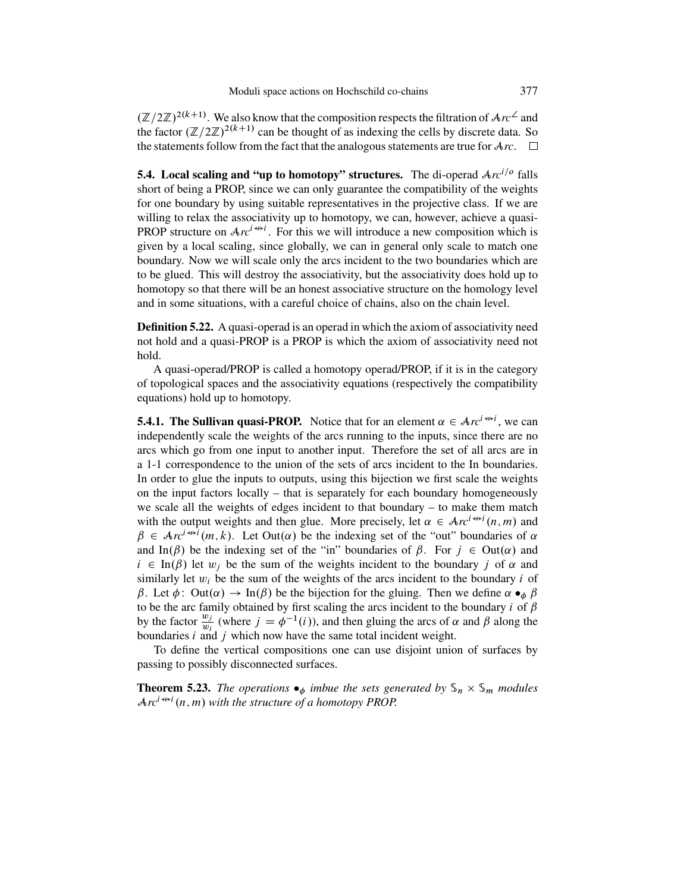$(\mathbb{Z}/2\mathbb{Z})^{2(k+1)}$. We also know that the composition respects the filtration of $\mathcal{A}rc^{\angle}$ and the factor $(\mathbb{Z}/2\mathbb{Z})^{2(k+1)}$ can be thought of as indexing the cells by discrete data. So the statements follow from the fact that the analogous statements are true for $\mathcal{A}rc$. $\square$

**5.4. Local scaling and "up to homotopy" structures.** The di-operad $\mathcal{A}rc^{i/o}$ falls short of being a PROP, since we can only guarantee the compatibility of the weights for one boundary by using suitable representatives in the projective class. If we are willing to relax the associativity up to homotopy, we can, however, achieve a quasi-PROP structure on $\mathcal{A}rc^{i \nleftrightarrow i}$. For this we will introduce a new composition which is given by a local scaling, since globally, we can in general only scale to match one boundary. Now we will scale only the arcs incident to the two boundaries which are to be glued. This will destroy the associativity, but the associativity does hold up to homotopy so that there will be an honest associative structure on the homology level and in some situations, with a careful choice of chains, also on the chain level.

**Definition 5.22.** A quasi-operad is an operad in which the axiom of associativity need not hold and a quasi-PROP is a PROP is which the axiom of associativity need not hold.

A quasi-operad/PROP is called a homotopy operad/PROP, if it is in the category of topological spaces and the associativity equations (respectively the compatibility equations) hold up to homotopy.

**5.4.1. The Sullivan quasi-PROP.** Notice that for an element $\alpha \in \mathcal{A}rc^{i \nleftrightarrow i}$, we can independently scale the weights of the arcs running to the inputs, since there are no arcs which go from one input to another input. Therefore the set of all arcs are in a 1-1 correspondence to the union of the sets of arcs incident to the In boundaries. In order to glue the inputs to outputs, using this bijection we first scale the weights on the input factors locally – that is separately for each boundary homogeneously we scale all the weights of edges incident to that boundary – to make them match with the output weights and then glue. More precisely, let $\alpha \in \mathcal{A}rc^{i \nleftrightarrow i}(n, m)$ and $\beta \in \mathcal{A}rc^{i \nleftrightarrow i}(m, k)$. Let $\mathrm{Out}(\alpha)$ be the indexing set of the "out" boundaries of $\alpha$ and $\mathrm{In}(\beta)$ be the indexing set of the "in" boundaries of $\beta$. For $j \in \mathrm{Out}(\alpha)$ and $i \in \mathrm{In}(\beta)$ let $w_j$ be the sum of the weights incident to the boundary $j$ of $\alpha$ and similarly let $w_i$ be the sum of the weights of the arcs incident to the boundary $i$ of $\beta$. Let $\phi\colon \mathrm{Out}(\alpha) \to \mathrm{In}(\beta)$ be the bijection for the gluing. Then we define $\alpha \bullet_\phi \beta$ to be the arc family obtained by first scaling the arcs incident to the boundary $i$ of $\beta$ by the factor $\frac{w_j}{w_i}$ (where $j = \phi^{-1}(i)$), and then gluing the arcs of $\alpha$ and $\beta$ along the boundaries $i$ and $j$ which now have the same total incident weight.

To define the vertical compositions one can use disjoint union of surfaces by passing to possibly disconnected surfaces.

**Theorem 5.23.** *The operations $\bullet_\phi$ imbue the sets generated by $\mathbb{S}_n \times \mathbb{S}_m$ modules $\mathcal{A}rc^{i \nleftrightarrow i}(n, m)$ with the structure of a homotopy PROP.*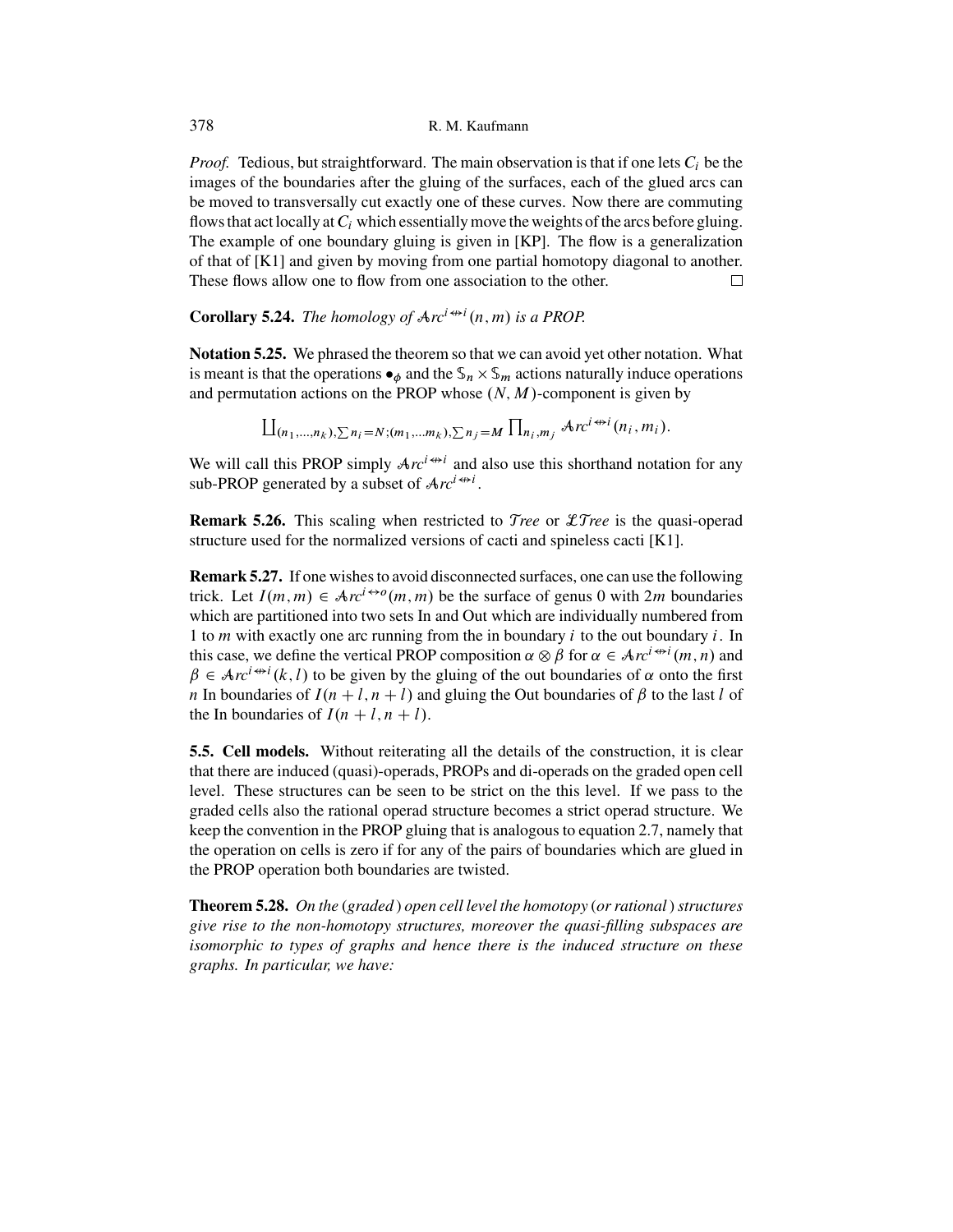*Proof.* Tedious, but straightforward. The main observation is that if one lets $C_i$ be the images of the boundaries after the gluing of the surfaces, each of the glued arcs can be moved to transversally cut exactly one of these curves. Now there are commuting flows that act locally at $C_i$ which essentially move the weights of the arcs before gluing. The example of one boundary gluing is given in [KP]. The flow is a generalization of that of [K1] and given by moving from one partial homotopy diagonal to another. These flows allow one to flow from one association to the other. □

**Corollary 5.24.** *The homology of $\mathcal{A}rc^{i \nleftrightarrow i}(n, m)$ is a PROP.*

**Notation 5.25.** We phrased the theorem so that we can avoid yet other notation. What is meant is that the operations $\bullet_\phi$ and the $\mathbb{S}_n \times \mathbb{S}_m$ actions naturally induce operations and permutation actions on the PROP whose $(N, M)$-component is given by

$$\coprod_{(n_1,\dots,n_k),\sum n_i = N;(m_1,\dots m_k),\sum n_j = M} \prod_{n_i, m_j} \mathcal{A}rc^{i \nleftrightarrow i}(n_i, m_i).$$

We will call this PROP simply $\mathcal{A}rc^{i \nleftrightarrow i}$ and also use this shorthand notation for any sub-PROP generated by a subset of $\mathcal{A}rc^{i \nleftrightarrow i}$.

**Remark 5.26.** This scaling when restricted to $\mathcal{T}ree$ or $\mathcal{LT}ree$ is the quasi-operad structure used for the normalized versions of cacti and spineless cacti [K1].

**Remark 5.27.** If one wishes to avoid disconnected surfaces, one can use the following trick. Let $I(m, m) \in \mathcal{A}rc^{i \leftrightarrow o}(m, m)$ be the surface of genus 0 with $2m$ boundaries which are partitioned into two sets In and Out which are individually numbered from 1 to $m$ with exactly one arc running from the in boundary $i$ to the out boundary $i$. In this case, we define the vertical PROP composition $\alpha \otimes \beta$ for $\alpha \in \mathcal{A}rc^{i \nleftrightarrow i}(m, n)$ and $\beta \in \mathcal{A}rc^{i \nleftrightarrow i}(k, l)$ to be given by the gluing of the out boundaries of $\alpha$ onto the first $n$ In boundaries of $I(n + l, n + l)$ and gluing the Out boundaries of $\beta$ to the last $l$ of the In boundaries of $I(n + l, n + l)$.

**5.5. Cell models.** Without reiterating all the details of the construction, it is clear that there are induced (quasi)-operads, PROPs and di-operads on the graded open cell level. These structures can be seen to be strict on the this level. If we pass to the graded cells also the rational operad structure becomes a strict operad structure. We keep the convention in the PROP gluing that is analogous to equation 2.7, namely that the operation on cells is zero if for any of the pairs of boundaries which are glued in the PROP operation both boundaries are twisted.

**Theorem 5.28.** *On the* (*graded*) *open cell level the homotopy* (*or rational*) *structures give rise to the non-homotopy structures, moreover the quasi-filling subspaces are isomorphic to types of graphs and hence there is the induced structure on these graphs. In particular, we have:*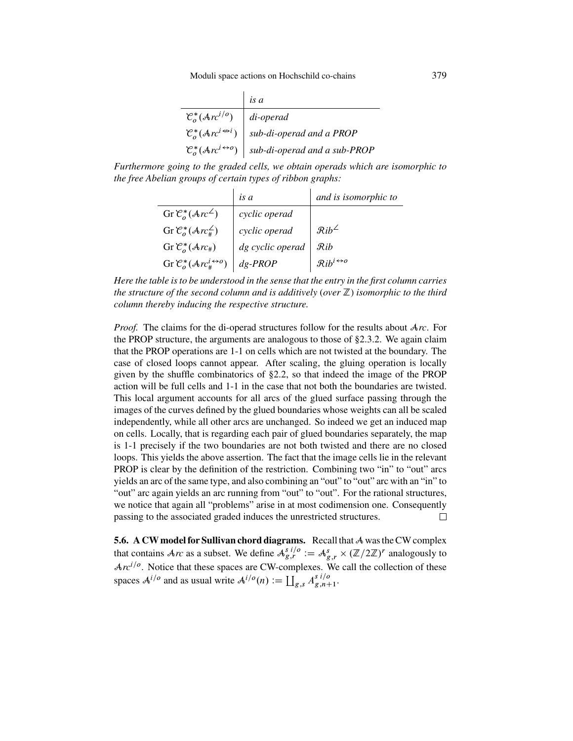| | *is a* |
|---|---|
| $\mathcal{C}_o^*(\mathcal{A}rc^{i/o})$ | *di-operad* |
| $\mathcal{C}_o^*(\mathcal{A}rc^{i \not\leftrightarrow i})$ | *sub-di-operad and a PROP* |
| $\mathcal{C}_o^*(\mathcal{A}rc^{i \leftrightarrow o})$ | *sub-di-operad and a sub-PROP* |

*Furthermore going to the graded cells, we obtain operads which are isomorphic to the free Abelian groups of certain types of ribbon graphs:*

| | *is a* | *and is isomorphic to* |
|---|---|---|
| $\mathrm{Gr}\,\mathcal{C}_o^*(\mathcal{A}rc^{\angle})$ | *cyclic operad* | |
| $\mathrm{Gr}\,\mathcal{C}_o^*(\mathcal{A}rc_{\#}^{\angle})$ | *cyclic operad* | $\mathcal{R}ib^{\angle}$ |
| $\mathrm{Gr}\,\mathcal{C}_o^*(\mathcal{A}rc_{\#})$ | *dg cyclic operad* | $\mathcal{R}ib$ |
| $\mathrm{Gr}\,\mathcal{C}_o^*(\mathcal{A}rc_{\#}^{i \leftrightarrow o})$ | *dg-PROP* | $\mathcal{R}ib^{i \leftrightarrow o}$ |

*Here the table is to be understood in the sense that the entry in the first column carries the structure of the second column and is additively (over $\mathbb{Z}$) isomorphic to the third column thereby inducing the respective structure.*

*Proof.* The claims for the di-operad structures follow for the results about $\mathcal{A}rc$. For the PROP structure, the arguments are analogous to those of §2.3.2. We again claim that the PROP operations are 1-1 on cells which are not twisted at the boundary. The case of closed loops cannot appear. After scaling, the gluing operation is locally given by the shuffle combinatorics of §2.2, so that indeed the image of the PROP action will be full cells and 1-1 in the case that not both the boundaries are twisted. This local argument accounts for all arcs of the glued surface passing through the images of the curves defined by the glued boundaries whose weights can all be scaled independently, while all other arcs are unchanged. So indeed we get an induced map on cells. Locally, that is regarding each pair of glued boundaries separately, the map is 1-1 precisely if the two boundaries are not both twisted and there are no closed loops. This yields the above assertion. The fact that the image cells lie in the relevant PROP is clear by the definition of the restriction. Combining two "in" to "out" arcs yields an arc of the same type, and also combining an "out" to "out" arc with an "in" to "out" arc again yields an arc running from "out" to "out". For the rational structures, we notice that again all "problems" arise in at most codimension one. Consequently passing to the associated graded induces the unrestricted structures. □

**5.6. A CW model for Sullivan chord diagrams.** Recall that $\mathcal{A}$ was the CW complex that contains $\mathcal{A}rc$ as a subset. We define $\mathcal{A}_{g,r}^{s\,i/o} := \mathcal{A}_{g,r}^{s} \times (\mathbb{Z}/2\mathbb{Z})^r$ analogously to $\mathcal{A}rc^{i/o}$. Notice that these spaces are CW-complexes. We call the collection of these spaces $\mathcal{A}^{i/o}$ and as usual write $\mathcal{A}^{i/o}(n) := \coprod_{g,s} A_{g,n+1}^{s\,i/o}$.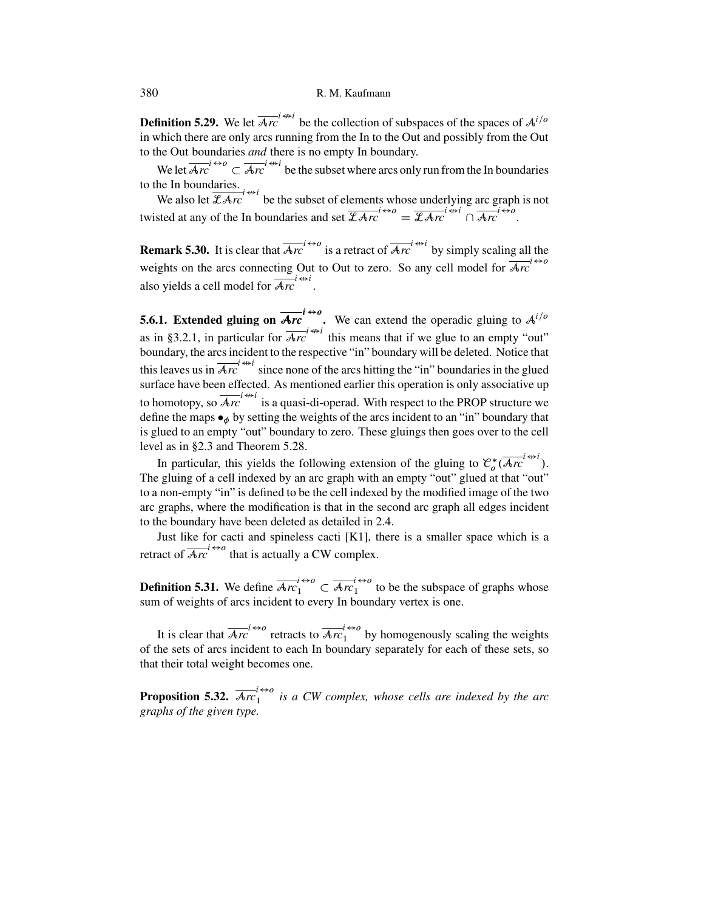**Definition 5.29.** We let $\overline{\mathcal{A}rc}^{i \not\leftrightarrow i}$ be the collection of subspaces of the spaces of $\mathcal{A}^{i/o}$ in which there are only arcs running from the In to the Out and possibly from the Out to the Out boundaries *and* there is no empty In boundary.

We let $\overline{\mathcal{A}rc}^{i \leftrightarrow o} \subset \overline{\mathcal{A}rc}^{i \not\leftrightarrow i}$ be the subset where arcs only run from the In boundaries to the In boundaries.

We also let $\overline{\mathcal{L}\mathcal{A}rc}^{i \not\leftrightarrow i}$ be the subset of elements whose underlying arc graph is not twisted at any of the In boundaries and set $\overline{\mathcal{L}\mathcal{A}rc}^{i \leftrightarrow o} = \overline{\mathcal{L}\mathcal{A}rc}^{i \not\leftrightarrow i} \cap \overline{\mathcal{A}rc}^{i \leftrightarrow o}$.

**Remark 5.30.** It is clear that $\overline{\mathcal{A}rc}^{i \leftrightarrow o}$ is a retract of $\overline{\mathcal{A}rc}^{i \not\leftrightarrow i}$ by simply scaling all the weights on the arcs connecting Out to Out to zero. So any cell model for $\overline{\mathcal{A}rc}^{i \leftrightarrow o}$ also yields a cell model for $\overline{\mathcal{A}rc}^{i \not\leftrightarrow i}$.

### 5.6.1. Extended gluing on $\overline{\mathcal{A}rc}^{i \leftrightarrow o}$.

We can extend the operadic gluing to $\mathcal{A}^{i/o}$ as in §3.2.1, in particular for $\overline{\mathcal{A}rc}^{i \not\leftrightarrow i}$ this means that if we glue to an empty "out" boundary, the arcs incident to the respective "in" boundary will be deleted. Notice that this leaves us in $\overline{\mathcal{A}rc}^{i \not\leftrightarrow i}$ since none of the arcs hitting the "in" boundaries in the glued surface have been effected. As mentioned earlier this operation is only associative up to homotopy, so $\overline{\mathcal{A}rc}^{i \not\leftrightarrow i}$ is a quasi-di-operad. With respect to the PROP structure we define the maps $\bullet_\phi$ by setting the weights of the arcs incident to an "in" boundary that is glued to an empty "out" boundary to zero. These gluings then goes over to the cell level as in §2.3 and Theorem 5.28.

In particular, this yields the following extension of the gluing to $\mathcal{C}_o^*(\overline{\mathcal{A}rc}^{i \not\leftrightarrow i})$. The gluing of a cell indexed by an arc graph with an empty "out" glued at that "out" to a non-empty "in" is defined to be the cell indexed by the modified image of the two arc graphs, where the modification is that in the second arc graph all edges incident to the boundary have been deleted as detailed in 2.4.

Just like for cacti and spineless cacti [K1], there is a smaller space which is a retract of $\overline{\mathcal{A}rc}^{i \leftrightarrow o}$ that is actually a CW complex.

**Definition 5.31.** We define $\overline{\mathcal{A}rc}_1^{i \leftrightarrow o} \subset \overline{\mathcal{A}rc}_1^{i \leftrightarrow o}$ to be the subspace of graphs whose sum of weights of arcs incident to every In boundary vertex is one.

It is clear that $\overline{\mathcal{A}rc}^{i \leftrightarrow o}$ retracts to $\overline{\mathcal{A}rc}_1^{i \leftrightarrow o}$ by homogenously scaling the weights of the sets of arcs incident to each In boundary separately for each of these sets, so that their total weight becomes one.

**Proposition 5.32.** *$\overline{\mathcal{A}rc}_1^{i \leftrightarrow o}$ is a CW complex, whose cells are indexed by the arc graphs of the given type.*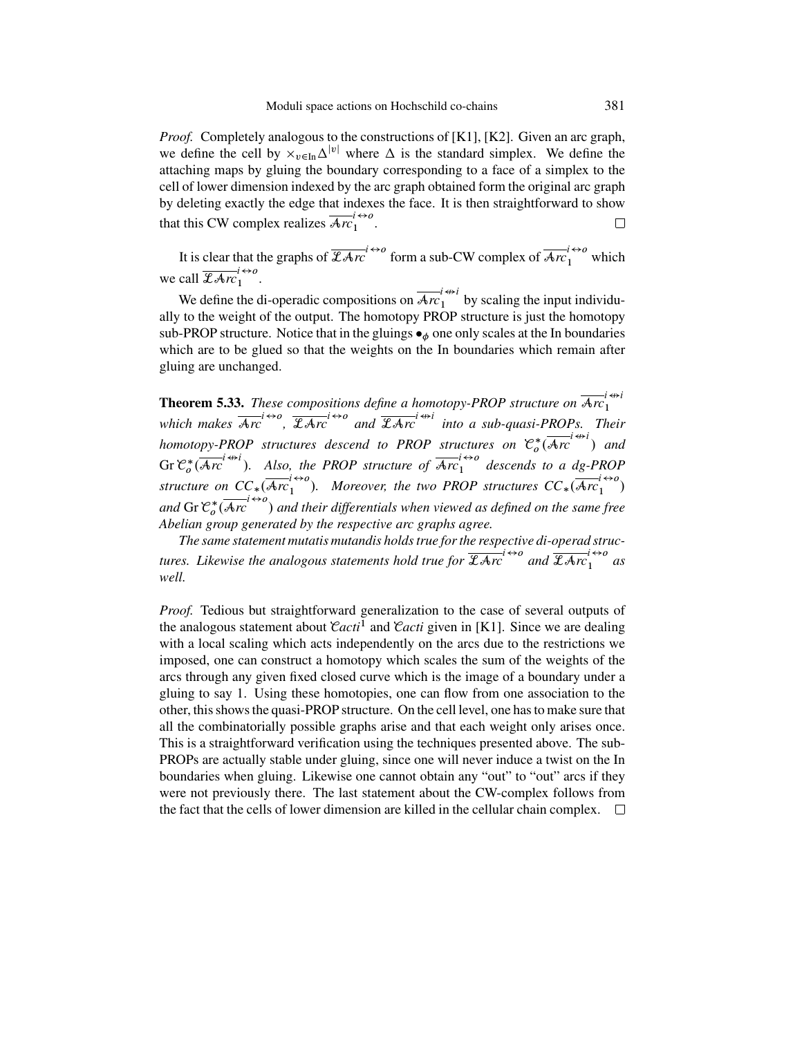*Proof.* Completely analogous to the constructions of [K1], [K2]. Given an arc graph, we define the cell by $\times_{v\in \mathrm{In}}\Delta^{|v|}$ where $\Delta$ is the standard simplex. We define the attaching maps by gluing the boundary corresponding to a face of a simplex to the cell of lower dimension indexed by the arc graph obtained form the original arc graph by deleting exactly the edge that indexes the face. It is then straightforward to show that this CW complex realizes $\overline{\mathcal{A}rc}_1^{i\leftrightarrow o}$. $\square$

It is clear that the graphs of $\overline{\mathcal{L}\mathcal{A}rc}^{i\leftrightarrow o}$ form a sub-CW complex of $\overline{\mathcal{A}rc}_1^{i\leftrightarrow o}$ which we call $\overline{\mathcal{L}\mathcal{A}rc}_1^{i\leftrightarrow o}$.

We define the di-operadic compositions on $\overline{\mathcal{A}rc}_1^{i\not\leftrightarrow i}$ by scaling the input individually to the weight of the output. The homotopy PROP structure is just the homotopy sub-PROP structure. Notice that in the gluings $\bullet_\phi$ one only scales at the In boundaries which are to be glued so that the weights on the In boundaries which remain after gluing are unchanged.

**Theorem 5.33.** *These compositions define a homotopy-PROP structure on* $\overline{\mathcal{A}rc}_1^{i\not\leftrightarrow i}$ *which makes* $\overline{\mathcal{A}rc}^{i\leftrightarrow o}$*,* $\overline{\mathcal{L}\mathcal{A}rc}^{i\leftrightarrow o}$ *and* $\overline{\mathcal{L}\mathcal{A}rc}^{i\not\leftrightarrow i}$ *into a sub-quasi-PROPs. Their homotopy-PROP structures descend to PROP structures on* $\mathcal{C}_o^*(\overline{\mathcal{A}rc}^{i\not\leftrightarrow i})$ *and* $\mathrm{Gr}\,\mathcal{C}_o^*(\overline{\mathcal{A}rc}^{i\not\leftrightarrow i})$*. Also, the PROP structure of* $\overline{\mathcal{A}rc}_1^{i\leftrightarrow o}$ *descends to a dg-PROP structure on* $CC_*(\overline{\mathcal{A}rc}_1^{i\leftrightarrow o})$*. Moreover, the two PROP structures* $CC_*(\overline{\mathcal{A}rc}_1^{i\leftrightarrow o})$ *and* $\mathrm{Gr}\,\mathcal{C}_o^*(\overline{\mathcal{A}rc}^{i\leftrightarrow o})$ *and their differentials when viewed as defined on the same free Abelian group generated by the respective arc graphs agree.*

*The same statement mutatis mutandis holds true for the respective di-operad structures. Likewise the analogous statements hold true for* $\overline{\mathcal{L}\mathcal{A}rc}^{i\leftrightarrow o}$ *and* $\overline{\mathcal{L}\mathcal{A}rc}_1^{i\leftrightarrow o}$ *as well.*

*Proof.* Tedious but straightforward generalization to the case of several outputs of the analogous statement about $\mathcal{C}acti^1$ and $\mathcal{C}acti$ given in [K1]. Since we are dealing with a local scaling which acts independently on the arcs due to the restrictions we imposed, one can construct a homotopy which scales the sum of the weights of the arcs through any given fixed closed curve which is the image of a boundary under a gluing to say 1. Using these homotopies, one can flow from one association to the other, this shows the quasi-PROP structure. On the cell level, one has to make sure that all the combinatorially possible graphs arise and that each weight only arises once. This is a straightforward verification using the techniques presented above. The sub-PROPs are actually stable under gluing, since one will never induce a twist on the In boundaries when gluing. Likewise one cannot obtain any "out" to "out" arcs if they were not previously there. The last statement about the CW-complex follows from the fact that the cells of lower dimension are killed in the cellular chain complex. $\square$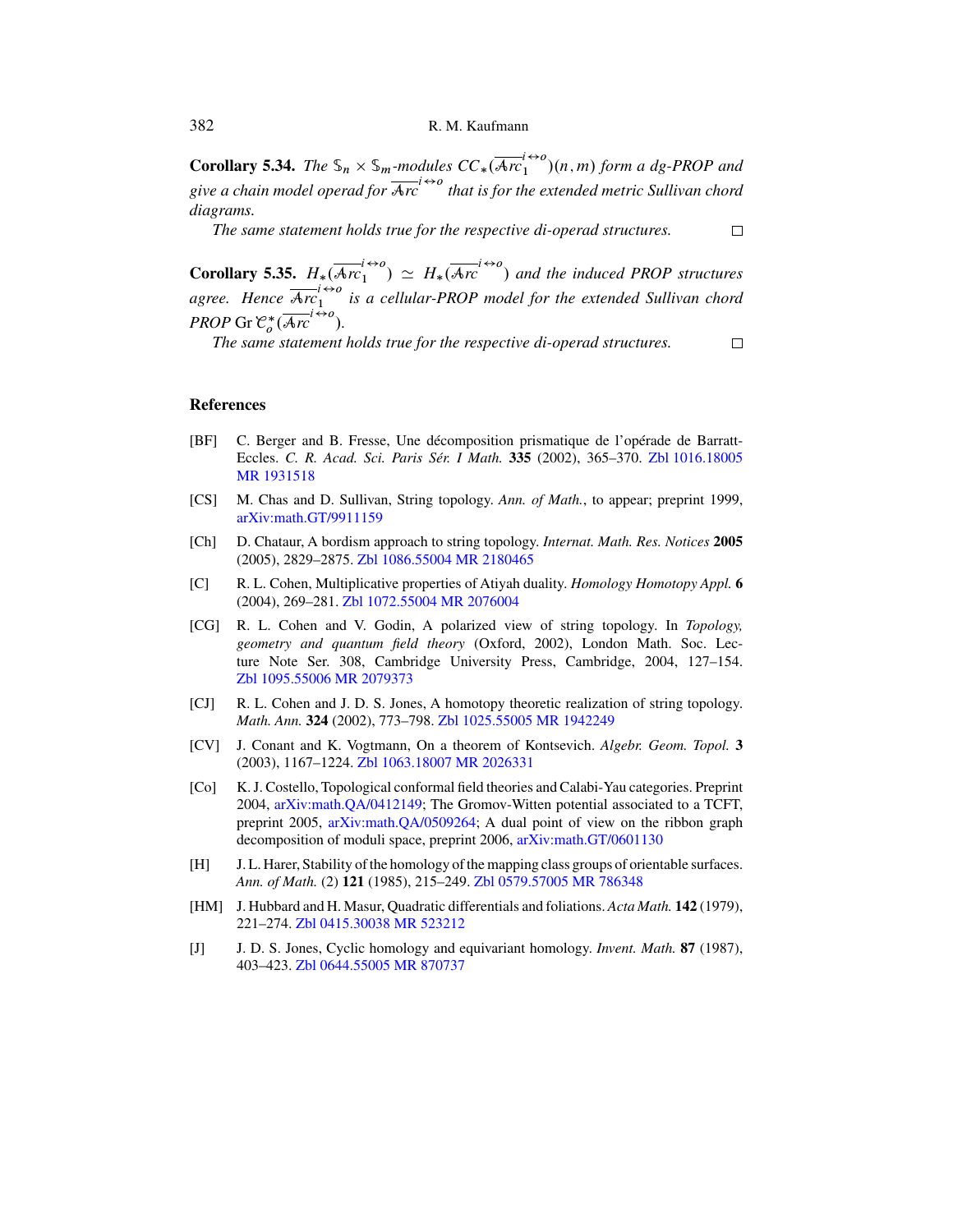**Corollary 5.34.** *The $\mathbb{S}_n \times \mathbb{S}_m$-modules $CC_*(\overline{\mathcal{A}rc_1}^{i \leftrightarrow o})(n,m)$ form a dg-PROP and give a chain model operad for $\overline{\mathcal{A}rc}^{i \leftrightarrow o}$ that is for the extended metric Sullivan chord diagrams.*

*The same statement holds true for the respective di-operad structures.* □

**Corollary 5.35.** *$H_*(\overline{\mathcal{A}rc_1}^{i \leftrightarrow o}) \simeq H_*(\overline{\mathcal{A}rc}^{i \leftrightarrow o})$ and the induced PROP structures agree. Hence $\overline{\mathcal{A}rc_1}^{i \leftrightarrow o}$ is a cellular-PROP model for the extended Sullivan chord PROP $\operatorname{Gr}\mathcal{C}_o^*(\overline{\mathcal{A}rc}^{i \leftrightarrow o})$.*

*The same statement holds true for the respective di-operad structures.* □

## References

[BF] C. Berger and B. Fresse, Une décomposition prismatique de l'opérade de Barratt-Eccles. *C. R. Acad. Sci. Paris Sér. I Math.* **335** (2002), 365–370. Zbl 1016.18005 MR 1931518

[CS] M. Chas and D. Sullivan, String topology. *Ann. of Math.*, to appear; preprint 1999, arXiv:math.GT/9911159

[Ch] D. Chataur, A bordism approach to string topology. *Internat. Math. Res. Notices* **2005** (2005), 2829–2875. Zbl 1086.55004 MR 2180465

[C] R. L. Cohen, Multiplicative properties of Atiyah duality. *Homology Homotopy Appl.* **6** (2004), 269–281. Zbl 1072.55004 MR 2076004

[CG] R. L. Cohen and V. Godin, A polarized view of string topology. In *Topology, geometry and quantum field theory* (Oxford, 2002), London Math. Soc. Lecture Note Ser. 308, Cambridge University Press, Cambridge, 2004, 127–154. Zbl 1095.55006 MR 2079373

[CJ] R. L. Cohen and J. D. S. Jones, A homotopy theoretic realization of string topology. *Math. Ann.* **324** (2002), 773–798. Zbl 1025.55005 MR 1942249

[CV] J. Conant and K. Vogtmann, On a theorem of Kontsevich. *Algebr. Geom. Topol.* **3** (2003), 1167–1224. Zbl 1063.18007 MR 2026331

[Co] K. J. Costello, Topological conformal field theories and Calabi-Yau categories. Preprint 2004, arXiv:math.QA/0412149; The Gromov-Witten potential associated to a TCFT, preprint 2005, arXiv:math.QA/0509264; A dual point of view on the ribbon graph decomposition of moduli space, preprint 2006, arXiv:math.GT/0601130

[H] J. L. Harer, Stability of the homology of the mapping class groups of orientable surfaces. *Ann. of Math.* (2) **121** (1985), 215–249. Zbl 0579.57005 MR 786348

[HM] J. Hubbard and H. Masur, Quadratic differentials and foliations. *Acta Math.* **142** (1979), 221–274. Zbl 0415.30038 MR 523212

[J] J. D. S. Jones, Cyclic homology and equivariant homology. *Invent. Math.* **87** (1987), 403–423. Zbl 0644.55005 MR 870737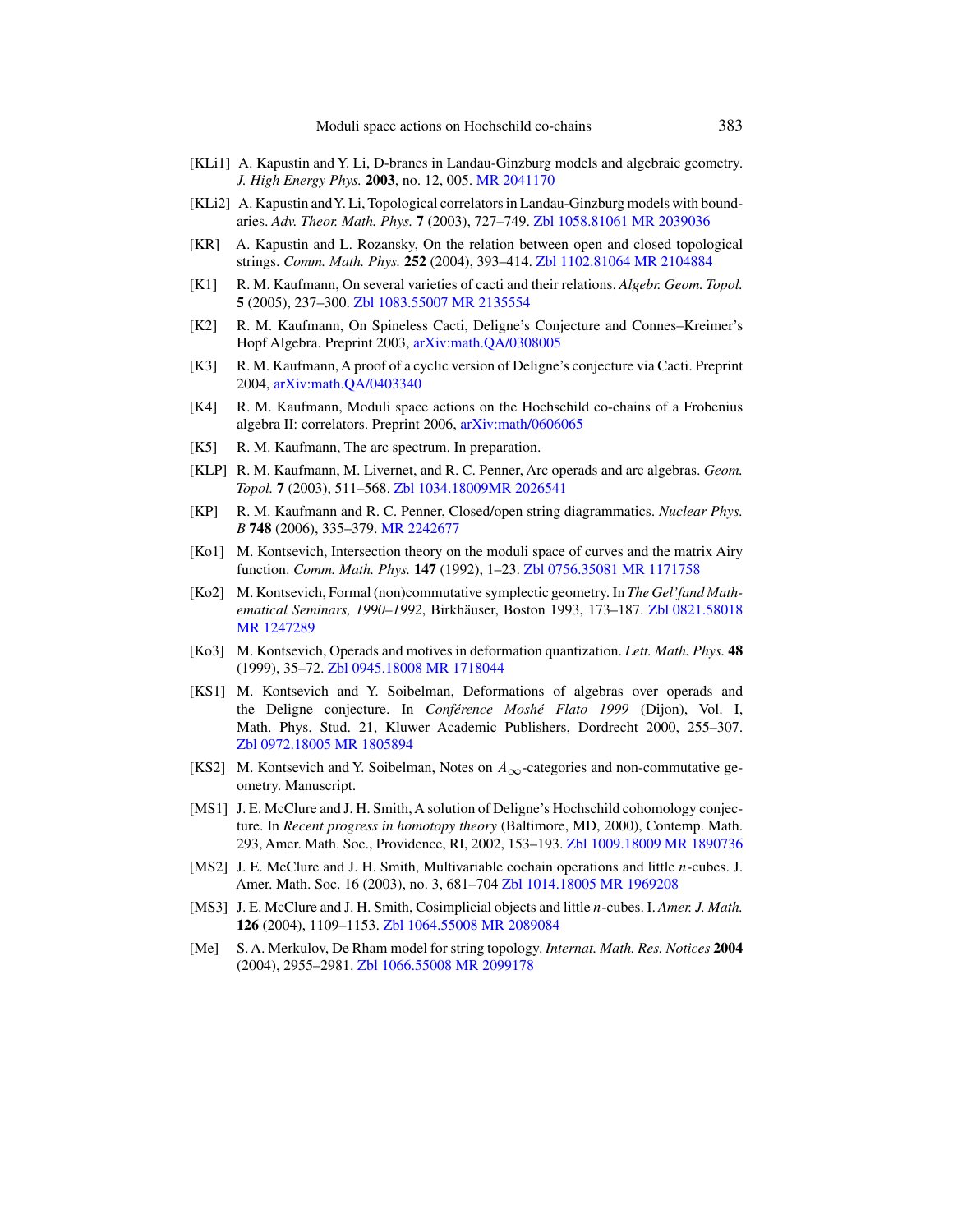[KLi1] A. Kapustin and Y. Li, D-branes in Landau-Ginzburg models and algebraic geometry. *J. High Energy Phys.* **2003**, no. 12, 005. MR 2041170

[KLi2] A. Kapustin and Y. Li, Topological correlators in Landau-Ginzburg models with boundaries. *Adv. Theor. Math. Phys.* **7** (2003), 727–749. Zbl 1058.81061 MR 2039036

[KR] A. Kapustin and L. Rozansky, On the relation between open and closed topological strings. *Comm. Math. Phys.* **252** (2004), 393–414. Zbl 1102.81064 MR 2104884

[K1] R. M. Kaufmann, On several varieties of cacti and their relations. *Algebr. Geom. Topol.* **5** (2005), 237–300. Zbl 1083.55007 MR 2135554

[K2] R. M. Kaufmann, On Spineless Cacti, Deligne's Conjecture and Connes–Kreimer's Hopf Algebra. Preprint 2003, arXiv:math.QA/0308005

[K3] R. M. Kaufmann, A proof of a cyclic version of Deligne's conjecture via Cacti. Preprint 2004, arXiv:math.QA/0403340

[K4] R. M. Kaufmann, Moduli space actions on the Hochschild co-chains of a Frobenius algebra II: correlators. Preprint 2006, arXiv:math/0606065

[K5] R. M. Kaufmann, The arc spectrum. In preparation.

[KLP] R. M. Kaufmann, M. Livernet, and R. C. Penner, Arc operads and arc algebras. *Geom. Topol.* **7** (2003), 511–568. Zbl 1034.18009MR 2026541

[KP] R. M. Kaufmann and R. C. Penner, Closed/open string diagrammatics. *Nuclear Phys. B* **748** (2006), 335–379. MR 2242677

[Ko1] M. Kontsevich, Intersection theory on the moduli space of curves and the matrix Airy function. *Comm. Math. Phys.* **147** (1992), 1–23. Zbl 0756.35081 MR 1171758

[Ko2] M. Kontsevich, Formal (non)commutative symplectic geometry. In *The Gel'fand Mathematical Seminars, 1990–1992*, Birkhäuser, Boston 1993, 173–187. Zbl 0821.58018 MR 1247289

[Ko3] M. Kontsevich, Operads and motives in deformation quantization. *Lett. Math. Phys.* **48** (1999), 35–72. Zbl 0945.18008 MR 1718044

[KS1] M. Kontsevich and Y. Soibelman, Deformations of algebras over operads and the Deligne conjecture. In *Conférence Moshé Flato 1999* (Dijon), Vol. I, Math. Phys. Stud. 21, Kluwer Academic Publishers, Dordrecht 2000, 255–307. Zbl 0972.18005 MR 1805894

[KS2] M. Kontsevich and Y. Soibelman, Notes on $A_\infty$-categories and non-commutative geometry. Manuscript.

[MS1] J. E. McClure and J. H. Smith, A solution of Deligne's Hochschild cohomology conjecture. In *Recent progress in homotopy theory* (Baltimore, MD, 2000), Contemp. Math. 293, Amer. Math. Soc., Providence, RI, 2002, 153–193. Zbl 1009.18009 MR 1890736

[MS2] J. E. McClure and J. H. Smith, Multivariable cochain operations and little $n$-cubes. J. Amer. Math. Soc. 16 (2003), no. 3, 681–704 Zbl 1014.18005 MR 1969208

[MS3] J. E. McClure and J. H. Smith, Cosimplicial objects and little $n$-cubes. I. *Amer. J. Math.* **126** (2004), 1109–1153. Zbl 1064.55008 MR 2089084

[Me] S. A. Merkulov, De Rham model for string topology. *Internat. Math. Res. Notices* **2004** (2004), 2955–2981. Zbl 1066.55008 MR 2099178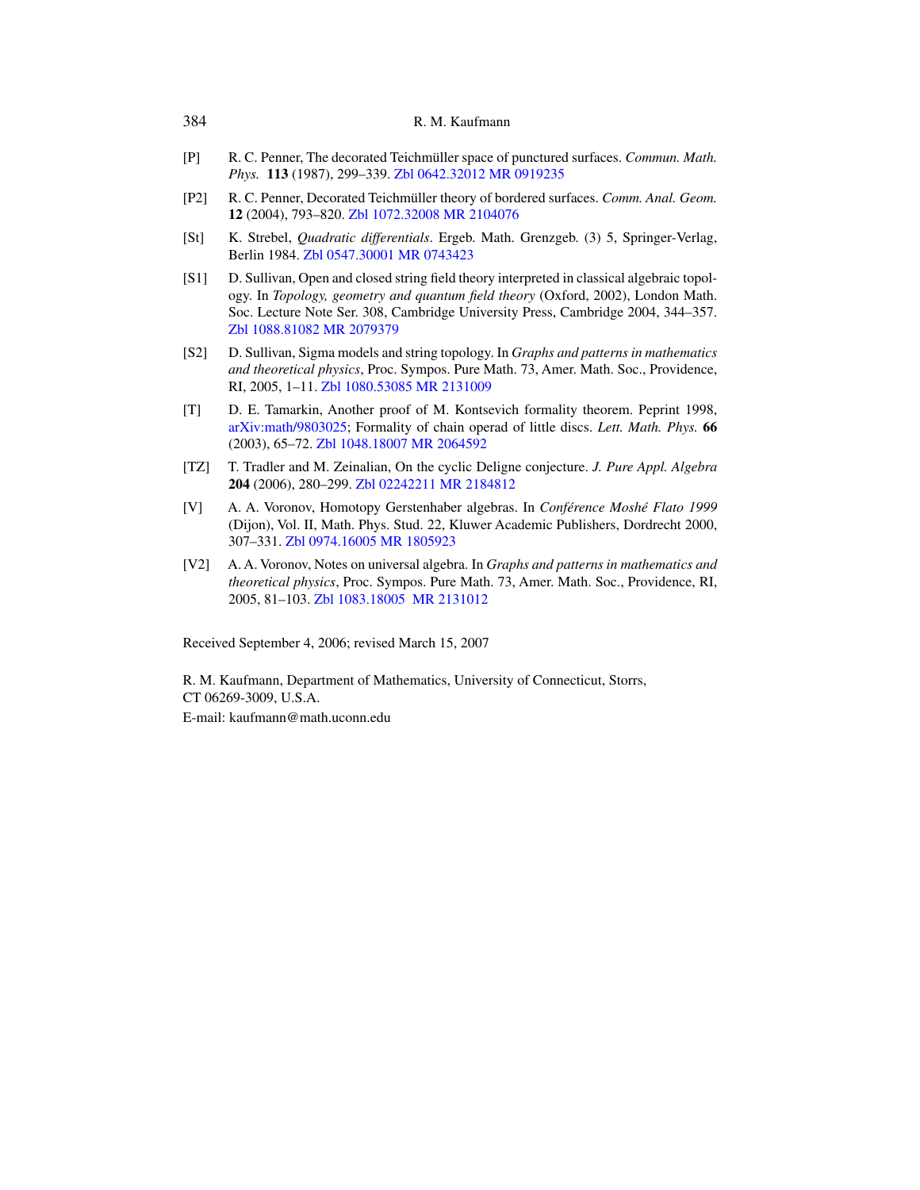[P] R. C. Penner, The decorated Teichmüller space of punctured surfaces. *Commun. Math. Phys.* **113** (1987), 299–339. Zbl 0642.32012 MR 0919235

[P2] R. C. Penner, Decorated Teichmüller theory of bordered surfaces. *Comm. Anal. Geom.* **12** (2004), 793–820. Zbl 1072.32008 MR 2104076

[St] K. Strebel, *Quadratic differentials*. Ergeb. Math. Grenzgeb. (3) 5, Springer-Verlag, Berlin 1984. Zbl 0547.30001 MR 0743423

[S1] D. Sullivan, Open and closed string field theory interpreted in classical algebraic topology. In *Topology, geometry and quantum field theory* (Oxford, 2002), London Math. Soc. Lecture Note Ser. 308, Cambridge University Press, Cambridge 2004, 344–357. Zbl 1088.81082 MR 2079379

[S2] D. Sullivan, Sigma models and string topology. In *Graphs and patterns in mathematics and theoretical physics*, Proc. Sympos. Pure Math. 73, Amer. Math. Soc., Providence, RI, 2005, 1–11. Zbl 1080.53085 MR 2131009

[T] D. E. Tamarkin, Another proof of M. Kontsevich formality theorem. Peprint 1998, arXiv:math/9803025; Formality of chain operad of little discs. *Lett. Math. Phys.* **66** (2003), 65–72. Zbl 1048.18007 MR 2064592

[TZ] T. Tradler and M. Zeinalian, On the cyclic Deligne conjecture. *J. Pure Appl. Algebra* **204** (2006), 280–299. Zbl 02242211 MR 2184812

[V] A. A. Voronov, Homotopy Gerstenhaber algebras. In *Conférence Moshé Flato 1999* (Dijon), Vol. II, Math. Phys. Stud. 22, Kluwer Academic Publishers, Dordrecht 2000, 307–331. Zbl 0974.16005 MR 1805923

[V2] A. A. Voronov, Notes on universal algebra. In *Graphs and patterns in mathematics and theoretical physics*, Proc. Sympos. Pure Math. 73, Amer. Math. Soc., Providence, RI, 2005, 81–103. Zbl 1083.18005 MR 2131012

Received September 4, 2006; revised March 15, 2007

R. M. Kaufmann, Department of Mathematics, University of Connecticut, Storrs, CT 06269-3009, U.S.A.

E-mail: kaufmann@math.uconn.edu